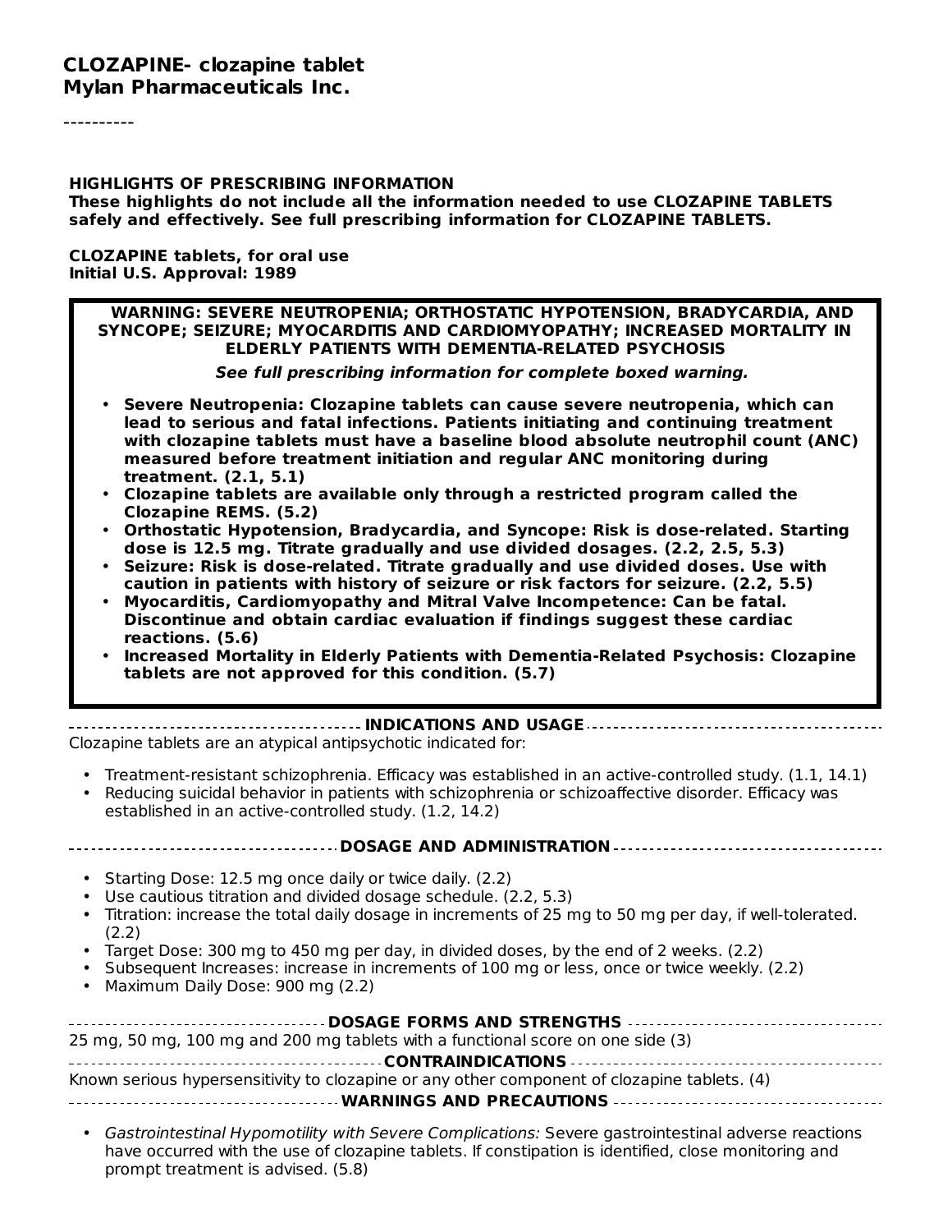# CLOZAPINE- clozapine tablet
# Mylan Pharmaceuticals Inc.

----------

**HIGHLIGHTS OF PRESCRIBING INFORMATION**
**These highlights do not include all the information needed to use CLOZAPINE TABLETS safely and effectively. See full prescribing information for CLOZAPINE TABLETS.**

**CLOZAPINE tablets, for oral use**
**Initial U.S. Approval: 1989**

**WARNING: SEVERE NEUTROPENIA; ORTHOSTATIC HYPOTENSION, BRADYCARDIA, AND SYNCOPE; SEIZURE; MYOCARDITIS AND CARDIOMYOPATHY; INCREASED MORTALITY IN ELDERLY PATIENTS WITH DEMENTIA-RELATED PSYCHOSIS**

***See full prescribing information for complete boxed warning.***

- **Severe Neutropenia: Clozapine tablets can cause severe neutropenia, which can lead to serious and fatal infections. Patients initiating and continuing treatment with clozapine tablets must have a baseline blood absolute neutrophil count (ANC) measured before treatment initiation and regular ANC monitoring during treatment. (2.1, 5.1)**
- **Clozapine tablets are available only through a restricted program called the Clozapine REMS. (5.2)**
- **Orthostatic Hypotension, Bradycardia, and Syncope: Risk is dose-related. Starting dose is 12.5 mg. Titrate gradually and use divided dosages. (2.2, 2.5, 5.3)**
- **Seizure: Risk is dose-related. Titrate gradually and use divided doses. Use with caution in patients with history of seizure or risk factors for seizure. (2.2, 5.5)**
- **Myocarditis, Cardiomyopathy and Mitral Valve Incompetence: Can be fatal. Discontinue and obtain cardiac evaluation if findings suggest these cardiac reactions. (5.6)**
- **Increased Mortality in Elderly Patients with Dementia-Related Psychosis: Clozapine tablets are not approved for this condition. (5.7)**

## INDICATIONS AND USAGE

Clozapine tablets are an atypical antipsychotic indicated for:

- Treatment-resistant schizophrenia. Efficacy was established in an active-controlled study. (1.1, 14.1)
- Reducing suicidal behavior in patients with schizophrenia or schizoaffective disorder. Efficacy was established in an active-controlled study. (1.2, 14.2)

## DOSAGE AND ADMINISTRATION

- Starting Dose: 12.5 mg once daily or twice daily. (2.2)
- Use cautious titration and divided dosage schedule. (2.2, 5.3)
- Titration: increase the total daily dosage in increments of 25 mg to 50 mg per day, if well-tolerated. (2.2)
- Target Dose: 300 mg to 450 mg per day, in divided doses, by the end of 2 weeks. (2.2)
- Subsequent Increases: increase in increments of 100 mg or less, once or twice weekly. (2.2)
- Maximum Daily Dose: 900 mg (2.2)

## DOSAGE FORMS AND STRENGTHS

25 mg, 50 mg, 100 mg and 200 mg tablets with a functional score on one side (3)

## CONTRAINDICATIONS

Known serious hypersensitivity to clozapine or any other component of clozapine tablets. (4)

## WARNINGS AND PRECAUTIONS

- *Gastrointestinal Hypomotility with Severe Complications:* Severe gastrointestinal adverse reactions have occurred with the use of clozapine tablets. If constipation is identified, close monitoring and prompt treatment is advised. (5.8)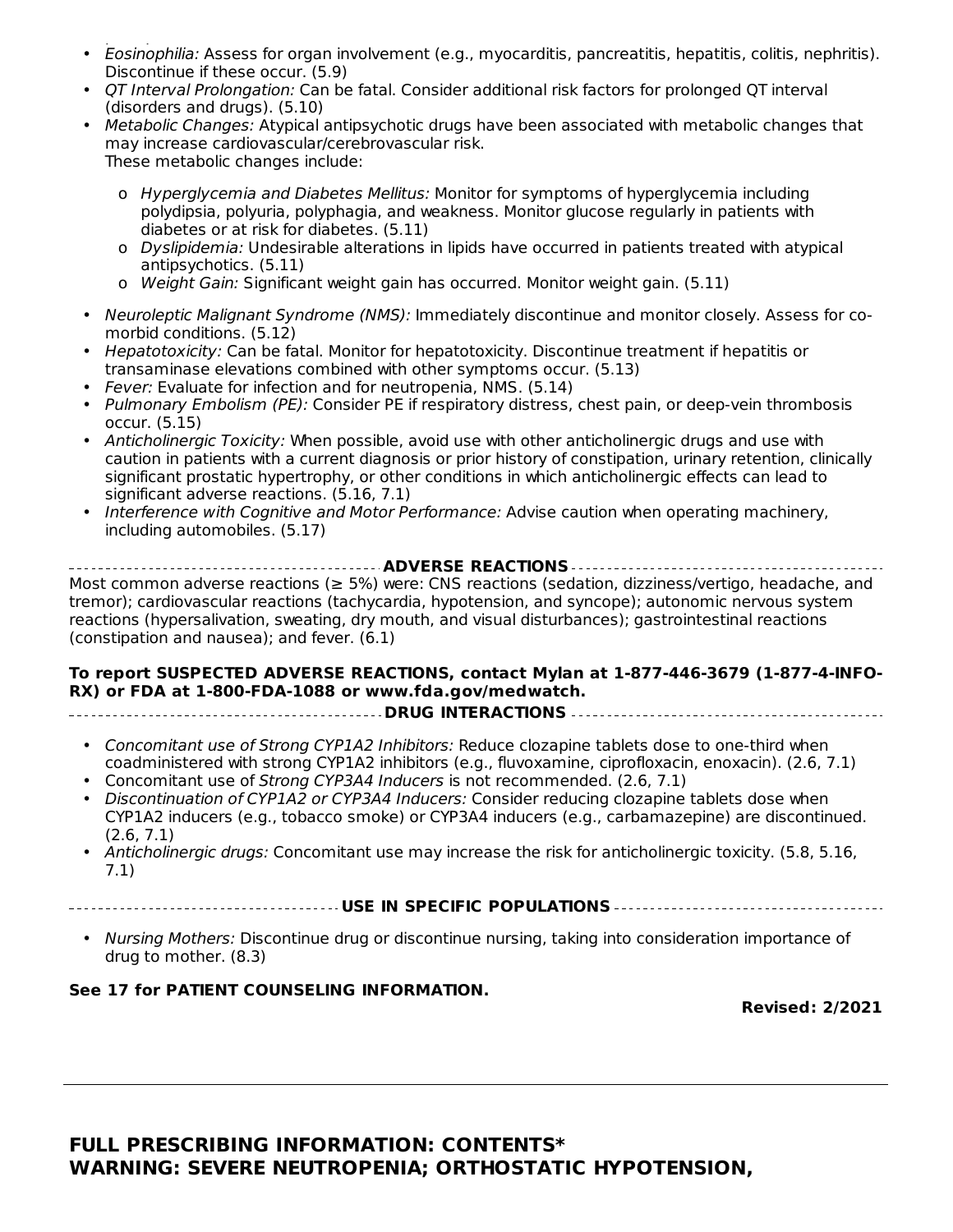- *Eosinophilia:* Assess for organ involvement (e.g., myocarditis, pancreatitis, hepatitis, colitis, nephritis). Discontinue if these occur. (5.9)
- *QT Interval Prolongation:* Can be fatal. Consider additional risk factors for prolonged QT interval (disorders and drugs). (5.10)
- *Metabolic Changes:* Atypical antipsychotic drugs have been associated with metabolic changes that may increase cardiovascular/cerebrovascular risk.
  These metabolic changes include:
  - *Hyperglycemia and Diabetes Mellitus:* Monitor for symptoms of hyperglycemia including polydipsia, polyuria, polyphagia, and weakness. Monitor glucose regularly in patients with diabetes or at risk for diabetes. (5.11)
  - *Dyslipidemia:* Undesirable alterations in lipids have occurred in patients treated with atypical antipsychotics. (5.11)
  - *Weight Gain:* Significant weight gain has occurred. Monitor weight gain. (5.11)
- *Neuroleptic Malignant Syndrome (NMS):* Immediately discontinue and monitor closely. Assess for co-morbid conditions. (5.12)
- *Hepatotoxicity:* Can be fatal. Monitor for hepatotoxicity. Discontinue treatment if hepatitis or transaminase elevations combined with other symptoms occur. (5.13)
- *Fever:* Evaluate for infection and for neutropenia, NMS. (5.14)
- *Pulmonary Embolism (PE):* Consider PE if respiratory distress, chest pain, or deep-vein thrombosis occur. (5.15)
- *Anticholinergic Toxicity:* When possible, avoid use with other anticholinergic drugs and use with caution in patients with a current diagnosis or prior history of constipation, urinary retention, clinically significant prostatic hypertrophy, or other conditions in which anticholinergic effects can lead to significant adverse reactions. (5.16, 7.1)
- *Interference with Cognitive and Motor Performance:* Advise caution when operating machinery, including automobiles. (5.17)

**ADVERSE REACTIONS**

Most common adverse reactions (≥ 5%) were: CNS reactions (sedation, dizziness/vertigo, headache, and tremor); cardiovascular reactions (tachycardia, hypotension, and syncope); autonomic nervous system reactions (hypersalivation, sweating, dry mouth, and visual disturbances); gastrointestinal reactions (constipation and nausea); and fever. (6.1)

**To report SUSPECTED ADVERSE REACTIONS, contact Mylan at 1-877-446-3679 (1-877-4-INFO-RX) or FDA at 1-800-FDA-1088 or www.fda.gov/medwatch.**

**DRUG INTERACTIONS**

- *Concomitant use of Strong CYP1A2 Inhibitors:* Reduce clozapine tablets dose to one-third when coadministered with strong CYP1A2 inhibitors (e.g., fluvoxamine, ciprofloxacin, enoxacin). (2.6, 7.1)
- Concomitant use of *Strong CYP3A4 Inducers* is not recommended. (2.6, 7.1)
- *Discontinuation of CYP1A2 or CYP3A4 Inducers:* Consider reducing clozapine tablets dose when CYP1A2 inducers (e.g., tobacco smoke) or CYP3A4 inducers (e.g., carbamazepine) are discontinued. (2.6, 7.1)
- *Anticholinergic drugs:* Concomitant use may increase the risk for anticholinergic toxicity. (5.8, 5.16, 7.1)

**USE IN SPECIFIC POPULATIONS**

- *Nursing Mothers:* Discontinue drug or discontinue nursing, taking into consideration importance of drug to mother. (8.3)

**See 17 for PATIENT COUNSELING INFORMATION.**

**Revised: 2/2021**

---

## FULL PRESCRIBING INFORMATION: CONTENTS*

## WARNING: SEVERE NEUTROPENIA; ORTHOSTATIC HYPOTENSION,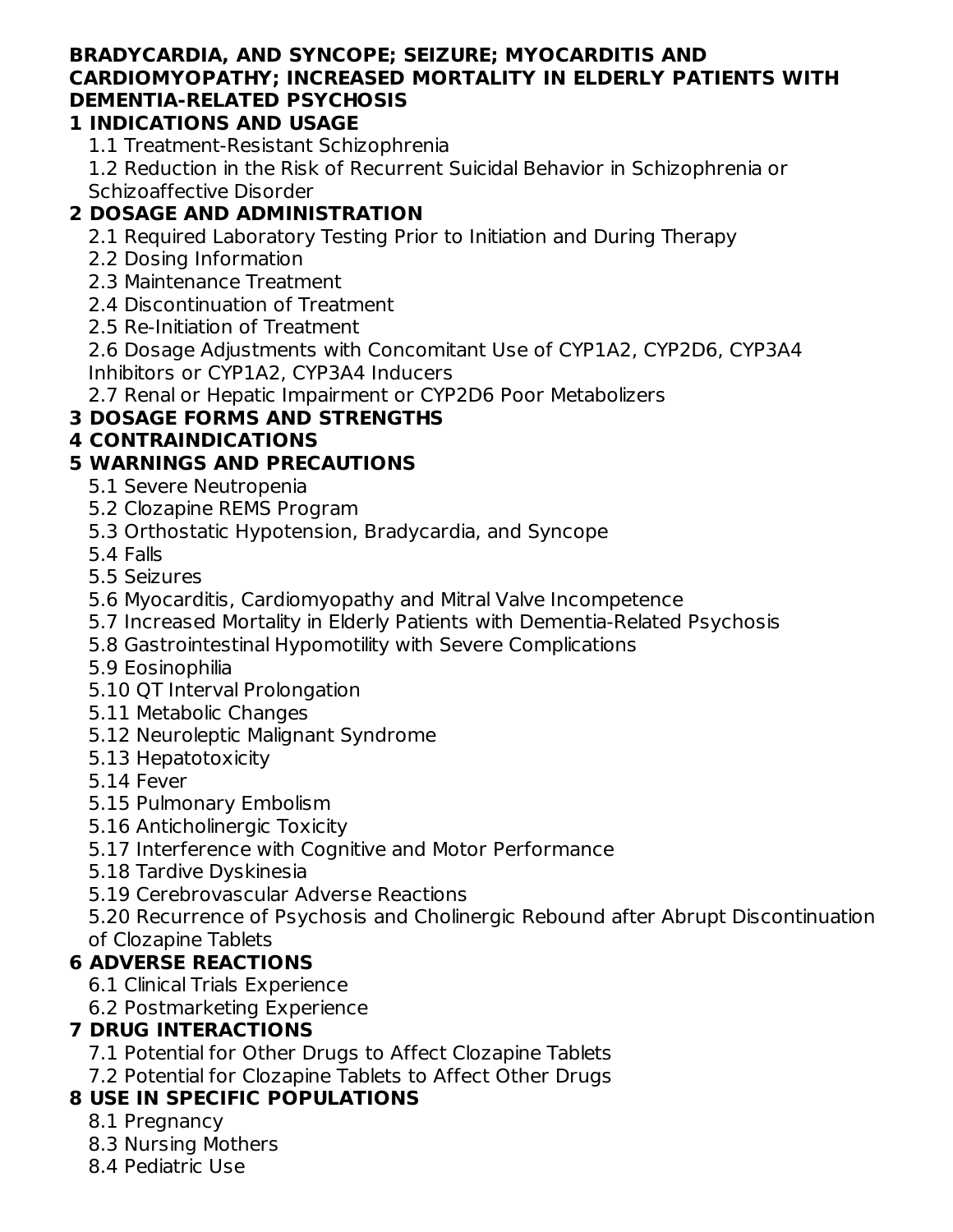**BRADYCARDIA, AND SYNCOPE; SEIZURE; MYOCARDITIS AND CARDIOMYOPATHY; INCREASED MORTALITY IN ELDERLY PATIENTS WITH DEMENTIA-RELATED PSYCHOSIS**

**1 INDICATIONS AND USAGE**

- 1.1 Treatment-Resistant Schizophrenia
- 1.2 Reduction in the Risk of Recurrent Suicidal Behavior in Schizophrenia or Schizoaffective Disorder

**2 DOSAGE AND ADMINISTRATION**

- 2.1 Required Laboratory Testing Prior to Initiation and During Therapy
- 2.2 Dosing Information
- 2.3 Maintenance Treatment
- 2.4 Discontinuation of Treatment
- 2.5 Re-Initiation of Treatment
- 2.6 Dosage Adjustments with Concomitant Use of CYP1A2, CYP2D6, CYP3A4 Inhibitors or CYP1A2, CYP3A4 Inducers
- 2.7 Renal or Hepatic Impairment or CYP2D6 Poor Metabolizers

**3 DOSAGE FORMS AND STRENGTHS**

**4 CONTRAINDICATIONS**

**5 WARNINGS AND PRECAUTIONS**

- 5.1 Severe Neutropenia
- 5.2 Clozapine REMS Program
- 5.3 Orthostatic Hypotension, Bradycardia, and Syncope
- 5.4 Falls
- 5.5 Seizures
- 5.6 Myocarditis, Cardiomyopathy and Mitral Valve Incompetence
- 5.7 Increased Mortality in Elderly Patients with Dementia-Related Psychosis
- 5.8 Gastrointestinal Hypomotility with Severe Complications
- 5.9 Eosinophilia
- 5.10 QT Interval Prolongation
- 5.11 Metabolic Changes
- 5.12 Neuroleptic Malignant Syndrome
- 5.13 Hepatotoxicity
- 5.14 Fever
- 5.15 Pulmonary Embolism
- 5.16 Anticholinergic Toxicity
- 5.17 Interference with Cognitive and Motor Performance
- 5.18 Tardive Dyskinesia
- 5.19 Cerebrovascular Adverse Reactions
- 5.20 Recurrence of Psychosis and Cholinergic Rebound after Abrupt Discontinuation of Clozapine Tablets

**6 ADVERSE REACTIONS**

- 6.1 Clinical Trials Experience
- 6.2 Postmarketing Experience

**7 DRUG INTERACTIONS**

- 7.1 Potential for Other Drugs to Affect Clozapine Tablets
- 7.2 Potential for Clozapine Tablets to Affect Other Drugs

**8 USE IN SPECIFIC POPULATIONS**

- 8.1 Pregnancy
- 8.3 Nursing Mothers
- 8.4 Pediatric Use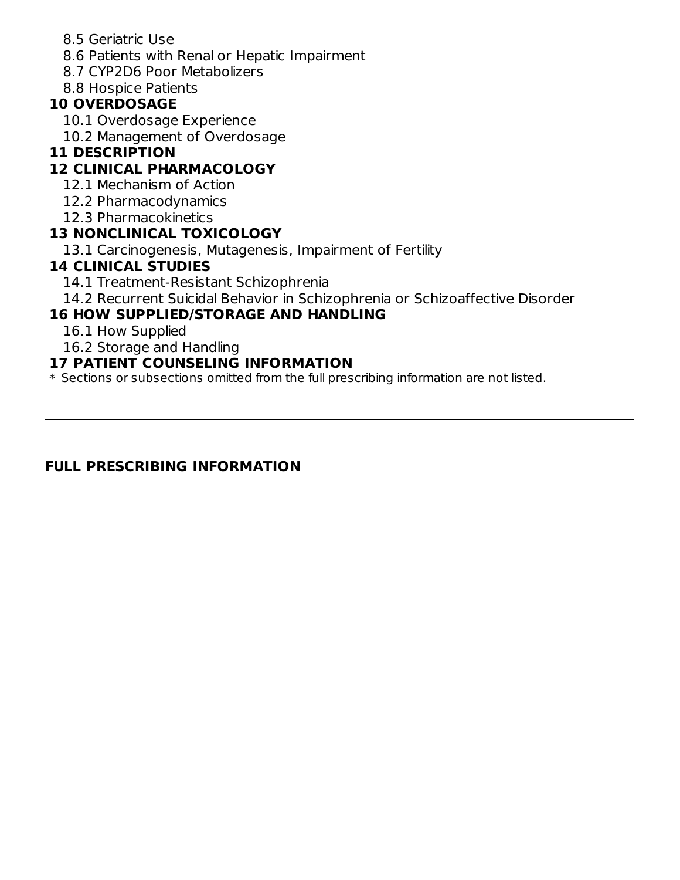8.5 Geriatric Use

8.6 Patients with Renal or Hepatic Impairment

8.7 CYP2D6 Poor Metabolizers

8.8 Hospice Patients

**10 OVERDOSAGE**

10.1 Overdosage Experience

10.2 Management of Overdosage

**11 DESCRIPTION**

**12 CLINICAL PHARMACOLOGY**

12.1 Mechanism of Action

12.2 Pharmacodynamics

12.3 Pharmacokinetics

**13 NONCLINICAL TOXICOLOGY**

13.1 Carcinogenesis, Mutagenesis, Impairment of Fertility

**14 CLINICAL STUDIES**

14.1 Treatment-Resistant Schizophrenia

14.2 Recurrent Suicidal Behavior in Schizophrenia or Schizoaffective Disorder

**16 HOW SUPPLIED/STORAGE AND HANDLING**

16.1 How Supplied

16.2 Storage and Handling

**17 PATIENT COUNSELING INFORMATION**

* Sections or subsections omitted from the full prescribing information are not listed.

---

## FULL PRESCRIBING INFORMATION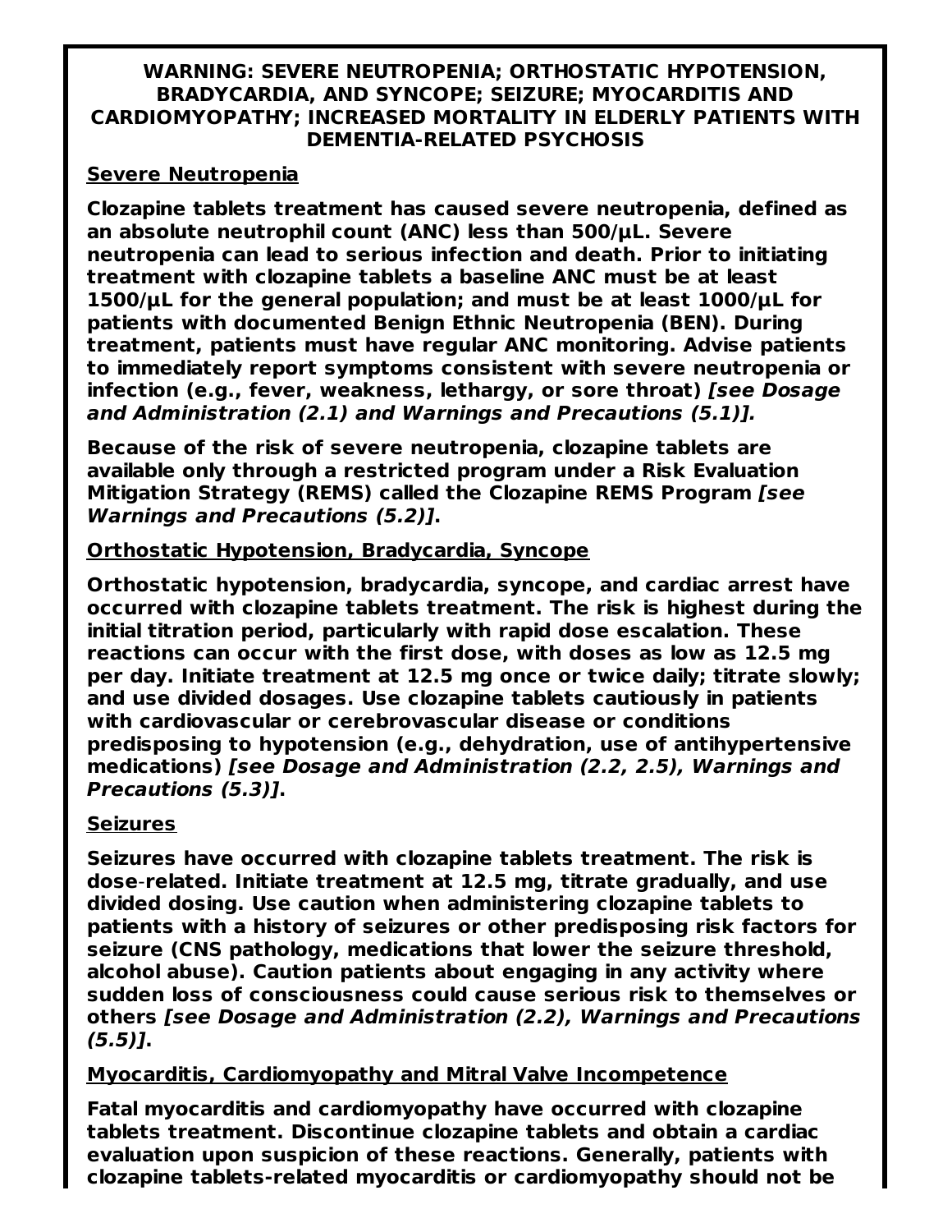**WARNING: SEVERE NEUTROPENIA; ORTHOSTATIC HYPOTENSION, BRADYCARDIA, AND SYNCOPE; SEIZURE; MYOCARDITIS AND CARDIOMYOPATHY; INCREASED MORTALITY IN ELDERLY PATIENTS WITH DEMENTIA-RELATED PSYCHOSIS**

**Severe Neutropenia**

**Clozapine tablets treatment has caused severe neutropenia, defined as an absolute neutrophil count (ANC) less than 500/µL. Severe neutropenia can lead to serious infection and death. Prior to initiating treatment with clozapine tablets a baseline ANC must be at least 1500/µL for the general population; and must be at least 1000/µL for patients with documented Benign Ethnic Neutropenia (BEN). During treatment, patients must have regular ANC monitoring. Advise patients to immediately report symptoms consistent with severe neutropenia or infection (e.g., fever, weakness, lethargy, or sore throat) *[see Dosage and Administration (2.1) and Warnings and Precautions (5.1)].***

**Because of the risk of severe neutropenia, clozapine tablets are available only through a restricted program under a Risk Evaluation Mitigation Strategy (REMS) called the Clozapine REMS Program *[see Warnings and Precautions (5.2)]*.**

**Orthostatic Hypotension, Bradycardia, Syncope**

**Orthostatic hypotension, bradycardia, syncope, and cardiac arrest have occurred with clozapine tablets treatment. The risk is highest during the initial titration period, particularly with rapid dose escalation. These reactions can occur with the first dose, with doses as low as 12.5 mg per day. Initiate treatment at 12.5 mg once or twice daily; titrate slowly; and use divided dosages. Use clozapine tablets cautiously in patients with cardiovascular or cerebrovascular disease or conditions predisposing to hypotension (e.g., dehydration, use of antihypertensive medications) *[see Dosage and Administration (2.2, 2.5), Warnings and Precautions (5.3)]*.**

**Seizures**

**Seizures have occurred with clozapine tablets treatment. The risk is dose-related. Initiate treatment at 12.5 mg, titrate gradually, and use divided dosing. Use caution when administering clozapine tablets to patients with a history of seizures or other predisposing risk factors for seizure (CNS pathology, medications that lower the seizure threshold, alcohol abuse). Caution patients about engaging in any activity where sudden loss of consciousness could cause serious risk to themselves or others *[see Dosage and Administration (2.2), Warnings and Precautions (5.5)]*.**

**Myocarditis, Cardiomyopathy and Mitral Valve Incompetence**

**Fatal myocarditis and cardiomyopathy have occurred with clozapine tablets treatment. Discontinue clozapine tablets and obtain a cardiac evaluation upon suspicion of these reactions. Generally, patients with clozapine tablets-related myocarditis or cardiomyopathy should not be**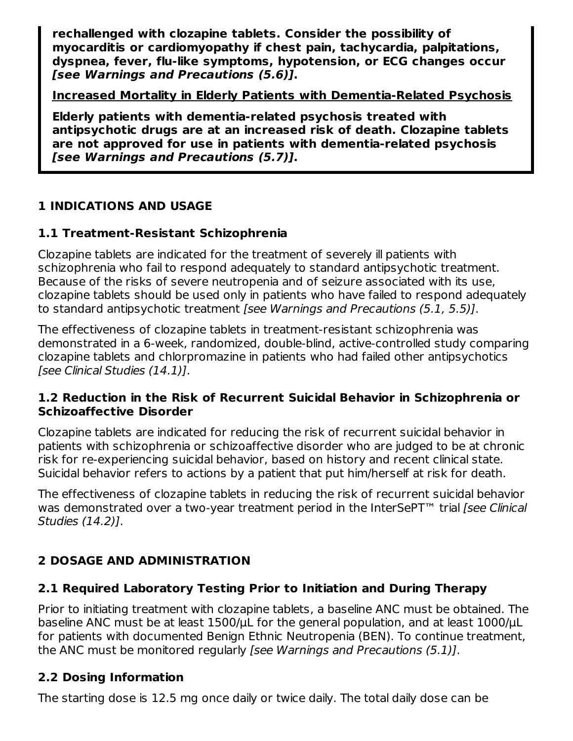**rechallenged with clozapine tablets. Consider the possibility of myocarditis or cardiomyopathy if chest pain, tachycardia, palpitations, dyspnea, fever, flu-like symptoms, hypotension, or ECG changes occur *[see Warnings and Precautions (5.6)]*.**

**Increased Mortality in Elderly Patients with Dementia-Related Psychosis**

**Elderly patients with dementia-related psychosis treated with antipsychotic drugs are at an increased risk of death. Clozapine tablets are not approved for use in patients with dementia-related psychosis *[see Warnings and Precautions (5.7)]*.**

## 1 INDICATIONS AND USAGE

### 1.1 Treatment-Resistant Schizophrenia

Clozapine tablets are indicated for the treatment of severely ill patients with schizophrenia who fail to respond adequately to standard antipsychotic treatment. Because of the risks of severe neutropenia and of seizure associated with its use, clozapine tablets should be used only in patients who have failed to respond adequately to standard antipsychotic treatment *[see Warnings and Precautions (5.1, 5.5)]*.

The effectiveness of clozapine tablets in treatment-resistant schizophrenia was demonstrated in a 6-week, randomized, double-blind, active-controlled study comparing clozapine tablets and chlorpromazine in patients who had failed other antipsychotics *[see Clinical Studies (14.1)]*.

### 1.2 Reduction in the Risk of Recurrent Suicidal Behavior in Schizophrenia or Schizoaffective Disorder

Clozapine tablets are indicated for reducing the risk of recurrent suicidal behavior in patients with schizophrenia or schizoaffective disorder who are judged to be at chronic risk for re-experiencing suicidal behavior, based on history and recent clinical state. Suicidal behavior refers to actions by a patient that put him/herself at risk for death.

The effectiveness of clozapine tablets in reducing the risk of recurrent suicidal behavior was demonstrated over a two-year treatment period in the InterSePT™ trial *[see Clinical Studies (14.2)]*.

## 2 DOSAGE AND ADMINISTRATION

### 2.1 Required Laboratory Testing Prior to Initiation and During Therapy

Prior to initiating treatment with clozapine tablets, a baseline ANC must be obtained. The baseline ANC must be at least 1500/μL for the general population, and at least 1000/μL for patients with documented Benign Ethnic Neutropenia (BEN). To continue treatment, the ANC must be monitored regularly *[see Warnings and Precautions (5.1)]*.

### 2.2 Dosing Information

The starting dose is 12.5 mg once daily or twice daily. The total daily dose can be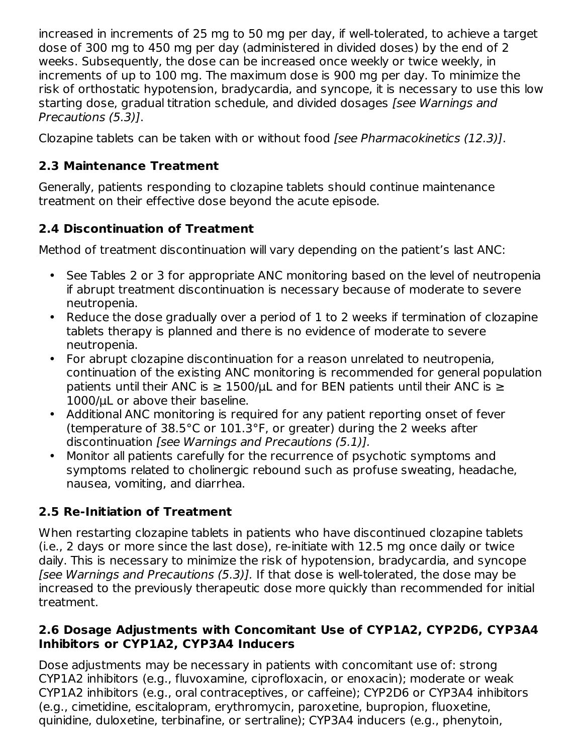increased in increments of 25 mg to 50 mg per day, if well-tolerated, to achieve a target dose of 300 mg to 450 mg per day (administered in divided doses) by the end of 2 weeks. Subsequently, the dose can be increased once weekly or twice weekly, in increments of up to 100 mg. The maximum dose is 900 mg per day. To minimize the risk of orthostatic hypotension, bradycardia, and syncope, it is necessary to use this low starting dose, gradual titration schedule, and divided dosages *[see Warnings and Precautions (5.3)]*.

Clozapine tablets can be taken with or without food *[see Pharmacokinetics (12.3)]*.

## 2.3 Maintenance Treatment

Generally, patients responding to clozapine tablets should continue maintenance treatment on their effective dose beyond the acute episode.

## 2.4 Discontinuation of Treatment

Method of treatment discontinuation will vary depending on the patient's last ANC:

- See Tables 2 or 3 for appropriate ANC monitoring based on the level of neutropenia if abrupt treatment discontinuation is necessary because of moderate to severe neutropenia.
- Reduce the dose gradually over a period of 1 to 2 weeks if termination of clozapine tablets therapy is planned and there is no evidence of moderate to severe neutropenia.
- For abrupt clozapine discontinuation for a reason unrelated to neutropenia, continuation of the existing ANC monitoring is recommended for general population patients until their ANC is ≥ 1500/µL and for BEN patients until their ANC is ≥ 1000/µL or above their baseline.
- Additional ANC monitoring is required for any patient reporting onset of fever (temperature of 38.5°C or 101.3°F, or greater) during the 2 weeks after discontinuation *[see Warnings and Precautions (5.1)].*
- Monitor all patients carefully for the recurrence of psychotic symptoms and symptoms related to cholinergic rebound such as profuse sweating, headache, nausea, vomiting, and diarrhea.

## 2.5 Re-Initiation of Treatment

When restarting clozapine tablets in patients who have discontinued clozapine tablets (i.e., 2 days or more since the last dose), re-initiate with 12.5 mg once daily or twice daily. This is necessary to minimize the risk of hypotension, bradycardia, and syncope *[see Warnings and Precautions (5.3)].* If that dose is well-tolerated, the dose may be increased to the previously therapeutic dose more quickly than recommended for initial treatment.

## 2.6 Dosage Adjustments with Concomitant Use of CYP1A2, CYP2D6, CYP3A4 Inhibitors or CYP1A2, CYP3A4 Inducers

Dose adjustments may be necessary in patients with concomitant use of: strong CYP1A2 inhibitors (e.g., fluvoxamine, ciprofloxacin, or enoxacin); moderate or weak CYP1A2 inhibitors (e.g., oral contraceptives, or caffeine); CYP2D6 or CYP3A4 inhibitors (e.g., cimetidine, escitalopram, erythromycin, paroxetine, bupropion, fluoxetine, quinidine, duloxetine, terbinafine, or sertraline); CYP3A4 inducers (e.g., phenytoin,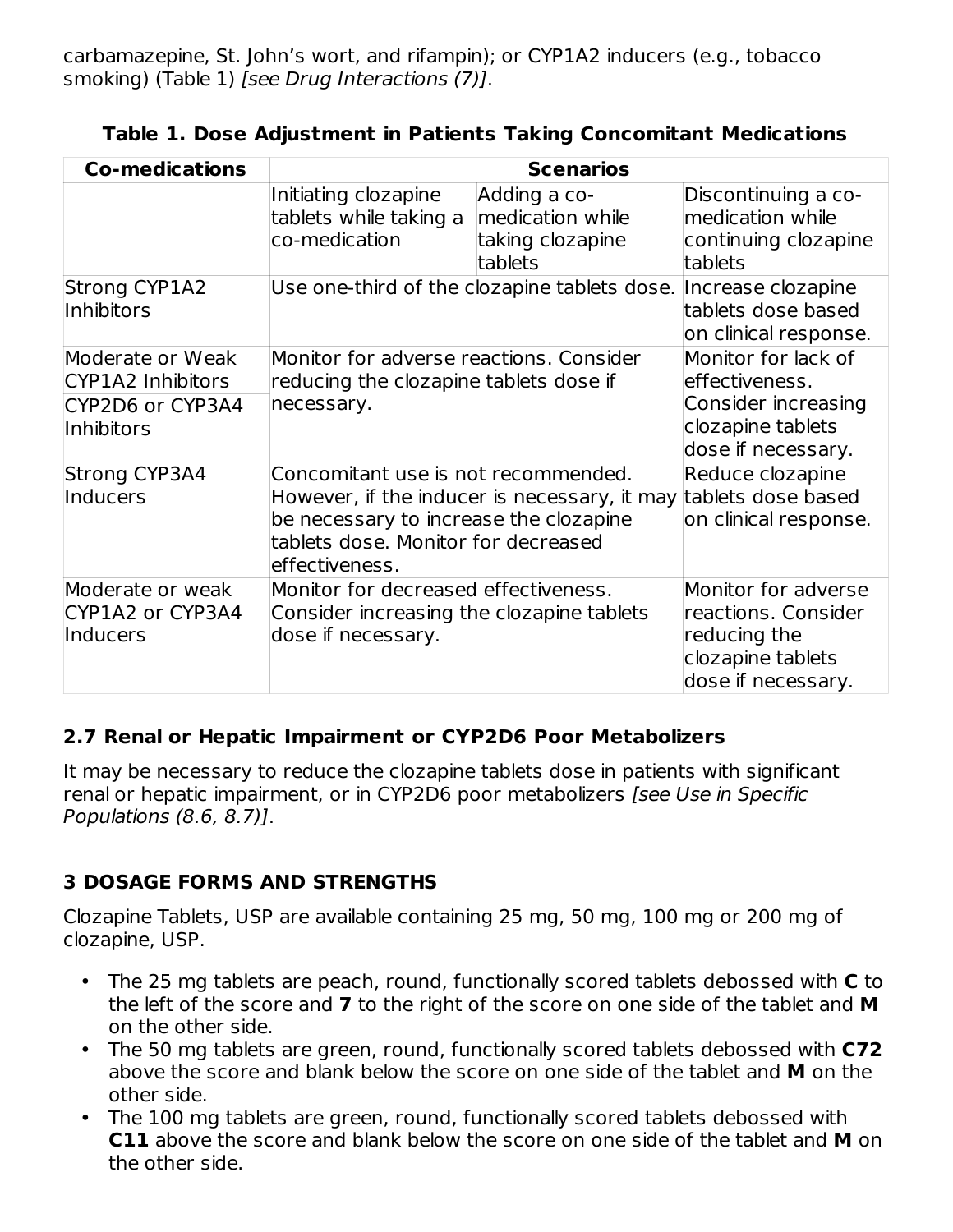carbamazepine, St. John's wort, and rifampin); or CYP1A2 inducers (e.g., tobacco smoking) (Table 1) *[see Drug Interactions (7)]*.

**Table 1. Dose Adjustment in Patients Taking Concomitant Medications**

| Co-medications | Scenarios | | |
|---|---|---|---|
| | Initiating clozapine tablets while taking a co-medication | Adding a co-medication while taking clozapine tablets | Discontinuing a co-medication while continuing clozapine tablets |
| Strong CYP1A2 Inhibitors | Use one-third of the clozapine tablets dose. | | Increase clozapine tablets dose based on clinical response. |
| Moderate or Weak CYP1A2 Inhibitors | Monitor for adverse reactions. Consider reducing the clozapine tablets dose if necessary. | | Monitor for lack of effectiveness. Consider increasing clozapine tablets dose if necessary. |
| CYP2D6 or CYP3A4 Inhibitors | | | |
| Strong CYP3A4 Inducers | Concomitant use is not recommended. However, if the inducer is necessary, it may be necessary to increase the clozapine tablets dose. Monitor for decreased effectiveness. | | Reduce clozapine tablets dose based on clinical response. |
| Moderate or weak CYP1A2 or CYP3A4 Inducers | Monitor for decreased effectiveness. Consider increasing the clozapine tablets dose if necessary. | | Monitor for adverse reactions. Consider reducing the clozapine tablets dose if necessary. |

### 2.7 Renal or Hepatic Impairment or CYP2D6 Poor Metabolizers

It may be necessary to reduce the clozapine tablets dose in patients with significant renal or hepatic impairment, or in CYP2D6 poor metabolizers *[see Use in Specific Populations (8.6, 8.7)]*.

## 3 DOSAGE FORMS AND STRENGTHS

Clozapine Tablets, USP are available containing 25 mg, 50 mg, 100 mg or 200 mg of clozapine, USP.

- The 25 mg tablets are peach, round, functionally scored tablets debossed with **C** to the left of the score and **7** to the right of the score on one side of the tablet and **M** on the other side.
- The 50 mg tablets are green, round, functionally scored tablets debossed with **C72** above the score and blank below the score on one side of the tablet and **M** on the other side.
- The 100 mg tablets are green, round, functionally scored tablets debossed with **C11** above the score and blank below the score on one side of the tablet and **M** on the other side.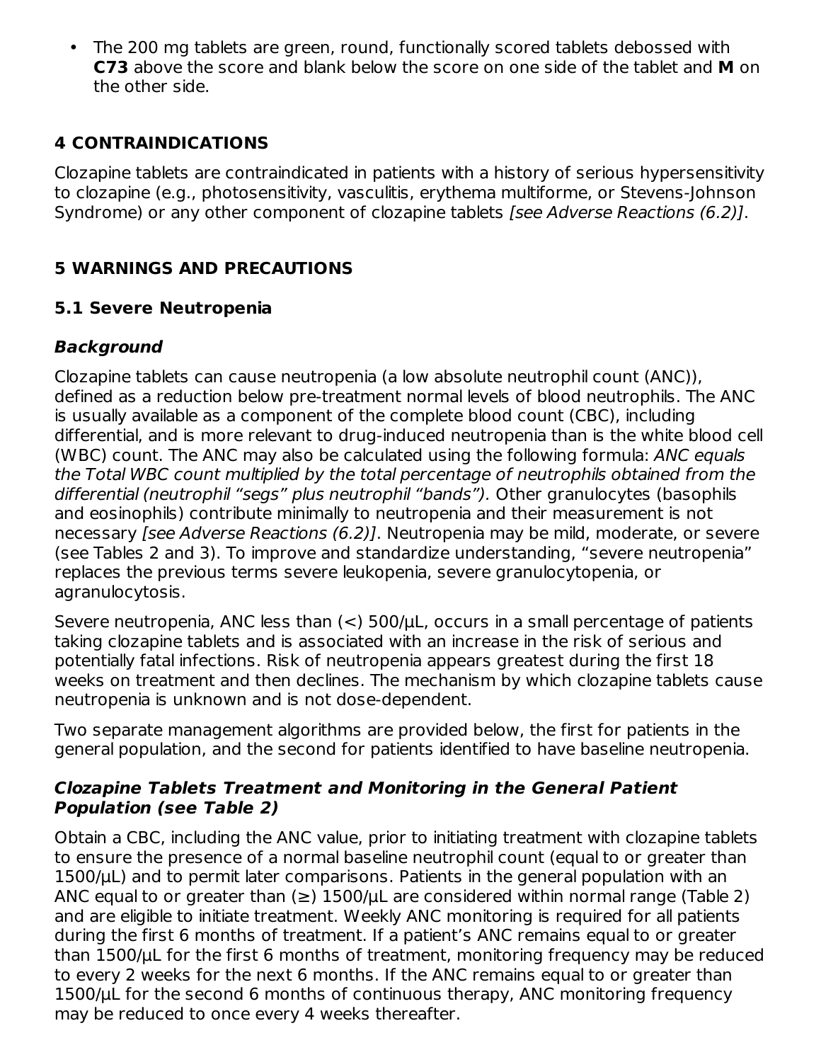- The 200 mg tablets are green, round, functionally scored tablets debossed with **C73** above the score and blank below the score on one side of the tablet and **M** on the other side.

## 4 CONTRAINDICATIONS

Clozapine tablets are contraindicated in patients with a history of serious hypersensitivity to clozapine (e.g., photosensitivity, vasculitis, erythema multiforme, or Stevens-Johnson Syndrome) or any other component of clozapine tablets *[see Adverse Reactions (6.2)]*.

## 5 WARNINGS AND PRECAUTIONS

### 5.1 Severe Neutropenia

#### *Background*

Clozapine tablets can cause neutropenia (a low absolute neutrophil count (ANC)), defined as a reduction below pre-treatment normal levels of blood neutrophils. The ANC is usually available as a component of the complete blood count (CBC), including differential, and is more relevant to drug-induced neutropenia than is the white blood cell (WBC) count. The ANC may also be calculated using the following formula: *ANC equals the Total WBC count multiplied by the total percentage of neutrophils obtained from the differential (neutrophil "segs" plus neutrophil "bands").* Other granulocytes (basophils and eosinophils) contribute minimally to neutropenia and their measurement is not necessary *[see Adverse Reactions (6.2)]*. Neutropenia may be mild, moderate, or severe (see Tables 2 and 3). To improve and standardize understanding, "severe neutropenia" replaces the previous terms severe leukopenia, severe granulocytopenia, or agranulocytosis.

Severe neutropenia, ANC less than (<) 500/µL, occurs in a small percentage of patients taking clozapine tablets and is associated with an increase in the risk of serious and potentially fatal infections. Risk of neutropenia appears greatest during the first 18 weeks on treatment and then declines. The mechanism by which clozapine tablets cause neutropenia is unknown and is not dose-dependent.

Two separate management algorithms are provided below, the first for patients in the general population, and the second for patients identified to have baseline neutropenia.

#### *Clozapine Tablets Treatment and Monitoring in the General Patient Population (see Table 2)*

Obtain a CBC, including the ANC value, prior to initiating treatment with clozapine tablets to ensure the presence of a normal baseline neutrophil count (equal to or greater than 1500/µL) and to permit later comparisons. Patients in the general population with an ANC equal to or greater than (≥) 1500/µL are considered within normal range (Table 2) and are eligible to initiate treatment. Weekly ANC monitoring is required for all patients during the first 6 months of treatment. If a patient's ANC remains equal to or greater than 1500/µL for the first 6 months of treatment, monitoring frequency may be reduced to every 2 weeks for the next 6 months. If the ANC remains equal to or greater than 1500/µL for the second 6 months of continuous therapy, ANC monitoring frequency may be reduced to once every 4 weeks thereafter.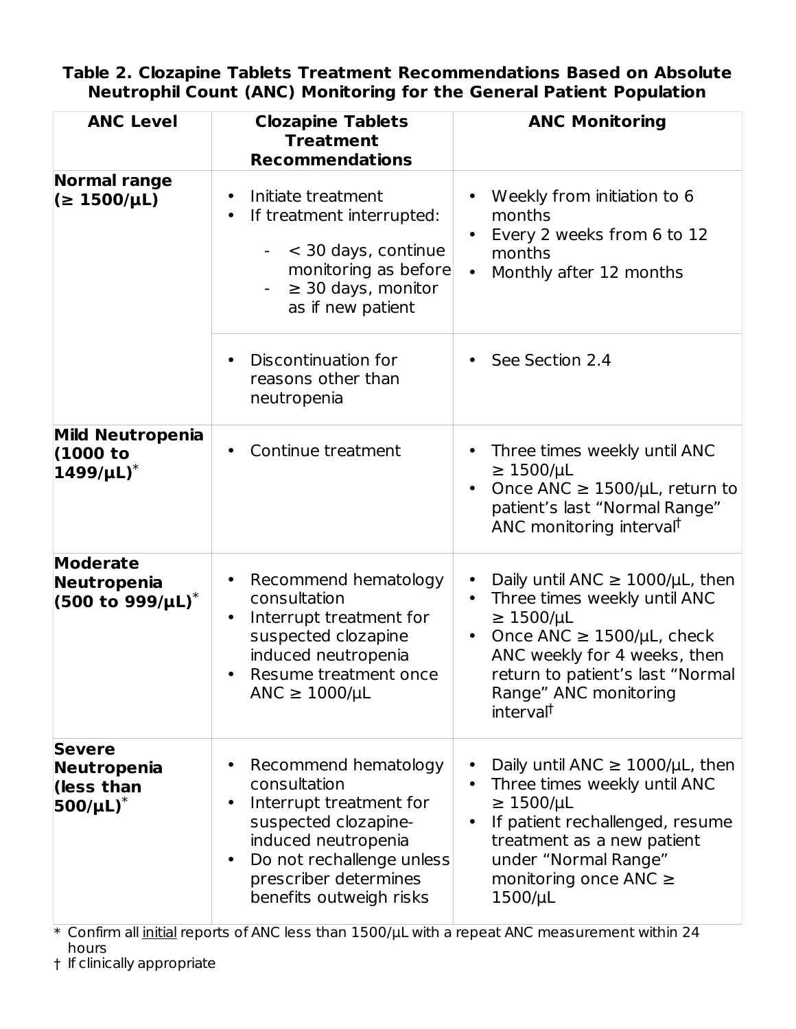**Table 2. Clozapine Tablets Treatment Recommendations Based on Absolute Neutrophil Count (ANC) Monitoring for the General Patient Population**

| ANC Level | Clozapine Tablets Treatment Recommendations | ANC Monitoring |
|---|---|---|
| **Normal range (≥ 1500/µL)** | • Initiate treatment<br>• If treatment interrupted:<br>- < 30 days, continue monitoring as before<br>- ≥ 30 days, monitor as if new patient | • Weekly from initiation to 6 months<br>• Every 2 weeks from 6 to 12 months<br>• Monthly after 12 months |
| | • Discontinuation for reasons other than neutropenia | • See Section 2.4 |
| **Mild Neutropenia (1000 to 1499/µL)*** | • Continue treatment | • Three times weekly until ANC ≥ 1500/µL<br>• Once ANC ≥ 1500/µL, return to patient's last "Normal Range" ANC monitoring interval† |
| **Moderate Neutropenia (500 to 999/µL)*** | • Recommend hematology consultation<br>• Interrupt treatment for suspected clozapine induced neutropenia<br>• Resume treatment once ANC ≥ 1000/µL | • Daily until ANC ≥ 1000/µL, then<br>• Three times weekly until ANC ≥ 1500/µL<br>• Once ANC ≥ 1500/µL, check ANC weekly for 4 weeks, then return to patient's last "Normal Range" ANC monitoring interval† |
| **Severe Neutropenia (less than 500/µL)*** | • Recommend hematology consultation<br>• Interrupt treatment for suspected clozapine-induced neutropenia<br>• Do not rechallenge unless prescriber determines benefits outweigh risks | • Daily until ANC ≥ 1000/µL, then<br>• Three times weekly until ANC ≥ 1500/µL<br>• If patient rechallenged, resume treatment as a new patient under "Normal Range" monitoring once ANC ≥ 1500/µL |

\* Confirm all <u>initial</u> reports of ANC less than 1500/µL with a repeat ANC measurement within 24 hours

† If clinically appropriate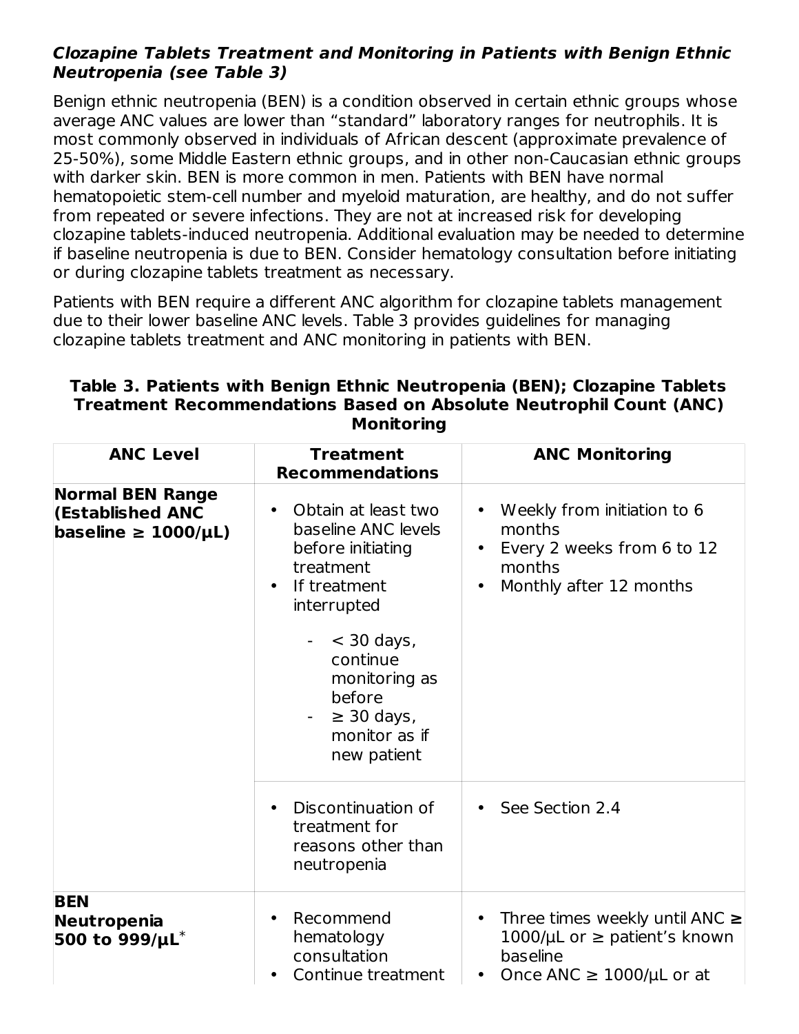***Clozapine Tablets Treatment and Monitoring in Patients with Benign Ethnic Neutropenia (see Table 3)***

Benign ethnic neutropenia (BEN) is a condition observed in certain ethnic groups whose average ANC values are lower than "standard" laboratory ranges for neutrophils. It is most commonly observed in individuals of African descent (approximate prevalence of 25-50%), some Middle Eastern ethnic groups, and in other non-Caucasian ethnic groups with darker skin. BEN is more common in men. Patients with BEN have normal hematopoietic stem-cell number and myeloid maturation, are healthy, and do not suffer from repeated or severe infections. They are not at increased risk for developing clozapine tablets-induced neutropenia. Additional evaluation may be needed to determine if baseline neutropenia is due to BEN. Consider hematology consultation before initiating or during clozapine tablets treatment as necessary.

Patients with BEN require a different ANC algorithm for clozapine tablets management due to their lower baseline ANC levels. Table 3 provides guidelines for managing clozapine tablets treatment and ANC monitoring in patients with BEN.

**Table 3. Patients with Benign Ethnic Neutropenia (BEN); Clozapine Tablets Treatment Recommendations Based on Absolute Neutrophil Count (ANC) Monitoring**

| ANC Level | Treatment Recommendations | ANC Monitoring |
|---|---|---|
| **Normal BEN Range (Established ANC baseline ≥ 1000/μL)** | • Obtain at least two baseline ANC levels before initiating treatment<br>• If treatment interrupted<br>- < 30 days, continue monitoring as before<br>- ≥ 30 days, monitor as if new patient | • Weekly from initiation to 6 months<br>• Every 2 weeks from 6 to 12 months<br>• Monthly after 12 months |
| | • Discontinuation of treatment for reasons other than neutropenia | • See Section 2.4 |
| **BEN Neutropenia 500 to 999/μL*** | • Recommend hematology consultation<br>• Continue treatment | • Three times weekly until ANC ≥ 1000/μL or ≥ patient's known baseline<br>• Once ANC ≥ 1000/μL or at |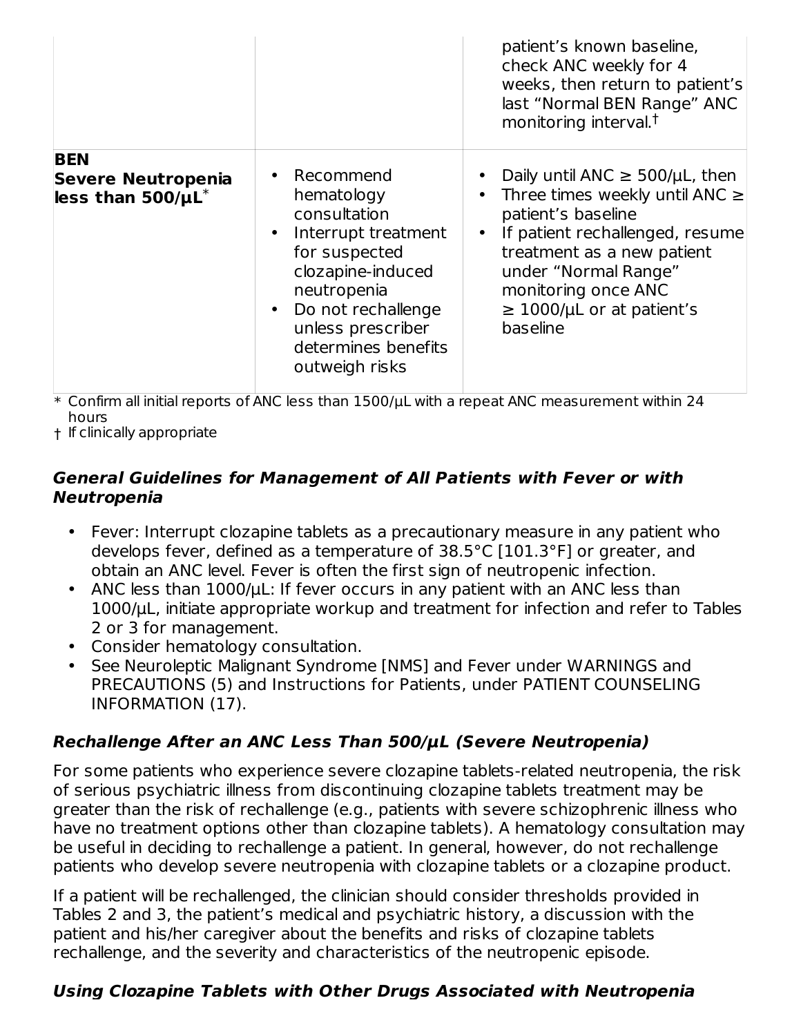| | | |
|---|---|---|
| | | patient's known baseline, check ANC weekly for 4 weeks, then return to patient's last "Normal BEN Range" ANC monitoring interval.† |
| **BEN Severe Neutropenia less than 500/µL*** | • Recommend hematology consultation<br>• Interrupt treatment for suspected clozapine-induced neutropenia<br>• Do not rechallenge unless prescriber determines benefits outweigh risks | • Daily until ANC ≥ 500/µL, then<br>• Three times weekly until ANC ≥ patient's baseline<br>• If patient rechallenged, resume treatment as a new patient under "Normal Range" monitoring once ANC ≥ 1000/µL or at patient's baseline |

\* Confirm all initial reports of ANC less than 1500/µL with a repeat ANC measurement within 24 hours

† If clinically appropriate

### *General Guidelines for Management of All Patients with Fever or with Neutropenia*

- Fever: Interrupt clozapine tablets as a precautionary measure in any patient who develops fever, defined as a temperature of 38.5°C [101.3°F] or greater, and obtain an ANC level. Fever is often the first sign of neutropenic infection.
- ANC less than 1000/µL: If fever occurs in any patient with an ANC less than 1000/µL, initiate appropriate workup and treatment for infection and refer to Tables 2 or 3 for management.
- Consider hematology consultation.
- See Neuroleptic Malignant Syndrome [NMS] and Fever under WARNINGS and PRECAUTIONS (5) and Instructions for Patients, under PATIENT COUNSELING INFORMATION (17).

### *Rechallenge After an ANC Less Than 500/µL (Severe Neutropenia)*

For some patients who experience severe clozapine tablets-related neutropenia, the risk of serious psychiatric illness from discontinuing clozapine tablets treatment may be greater than the risk of rechallenge (e.g., patients with severe schizophrenic illness who have no treatment options other than clozapine tablets). A hematology consultation may be useful in deciding to rechallenge a patient. In general, however, do not rechallenge patients who develop severe neutropenia with clozapine tablets or a clozapine product.

If a patient will be rechallenged, the clinician should consider thresholds provided in Tables 2 and 3, the patient's medical and psychiatric history, a discussion with the patient and his/her caregiver about the benefits and risks of clozapine tablets rechallenge, and the severity and characteristics of the neutropenic episode.

### *Using Clozapine Tablets with Other Drugs Associated with Neutropenia*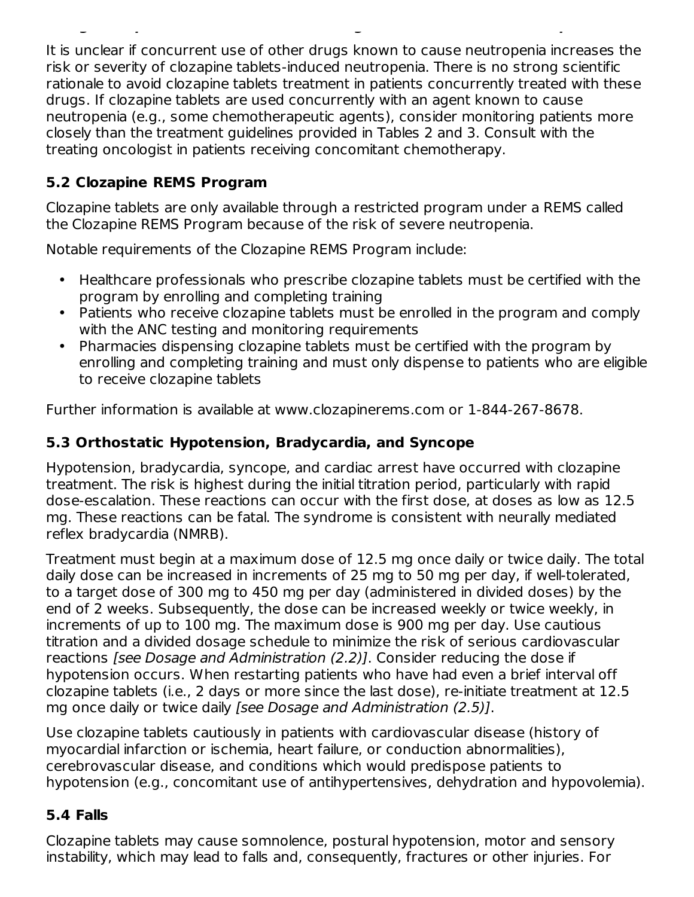It is unclear if concurrent use of other drugs known to cause neutropenia increases the risk or severity of clozapine tablets-induced neutropenia. There is no strong scientific rationale to avoid clozapine tablets treatment in patients concurrently treated with these drugs. If clozapine tablets are used concurrently with an agent known to cause neutropenia (e.g., some chemotherapeutic agents), consider monitoring patients more closely than the treatment guidelines provided in Tables 2 and 3. Consult with the treating oncologist in patients receiving concomitant chemotherapy.

### 5.2 Clozapine REMS Program

Clozapine tablets are only available through a restricted program under a REMS called the Clozapine REMS Program because of the risk of severe neutropenia.

Notable requirements of the Clozapine REMS Program include:

- Healthcare professionals who prescribe clozapine tablets must be certified with the program by enrolling and completing training
- Patients who receive clozapine tablets must be enrolled in the program and comply with the ANC testing and monitoring requirements
- Pharmacies dispensing clozapine tablets must be certified with the program by enrolling and completing training and must only dispense to patients who are eligible to receive clozapine tablets

Further information is available at www.clozapinerems.com or 1-844-267-8678.

### 5.3 Orthostatic Hypotension, Bradycardia, and Syncope

Hypotension, bradycardia, syncope, and cardiac arrest have occurred with clozapine treatment. The risk is highest during the initial titration period, particularly with rapid dose-escalation. These reactions can occur with the first dose, at doses as low as 12.5 mg. These reactions can be fatal. The syndrome is consistent with neurally mediated reflex bradycardia (NMRB).

Treatment must begin at a maximum dose of 12.5 mg once daily or twice daily. The total daily dose can be increased in increments of 25 mg to 50 mg per day, if well-tolerated, to a target dose of 300 mg to 450 mg per day (administered in divided doses) by the end of 2 weeks. Subsequently, the dose can be increased weekly or twice weekly, in increments of up to 100 mg. The maximum dose is 900 mg per day. Use cautious titration and a divided dosage schedule to minimize the risk of serious cardiovascular reactions *[see Dosage and Administration (2.2)]*. Consider reducing the dose if hypotension occurs. When restarting patients who have had even a brief interval off clozapine tablets (i.e., 2 days or more since the last dose), re-initiate treatment at 12.5 mg once daily or twice daily *[see Dosage and Administration (2.5)]*.

Use clozapine tablets cautiously in patients with cardiovascular disease (history of myocardial infarction or ischemia, heart failure, or conduction abnormalities), cerebrovascular disease, and conditions which would predispose patients to hypotension (e.g., concomitant use of antihypertensives, dehydration and hypovolemia).

### 5.4 Falls

Clozapine tablets may cause somnolence, postural hypotension, motor and sensory instability, which may lead to falls and, consequently, fractures or other injuries. For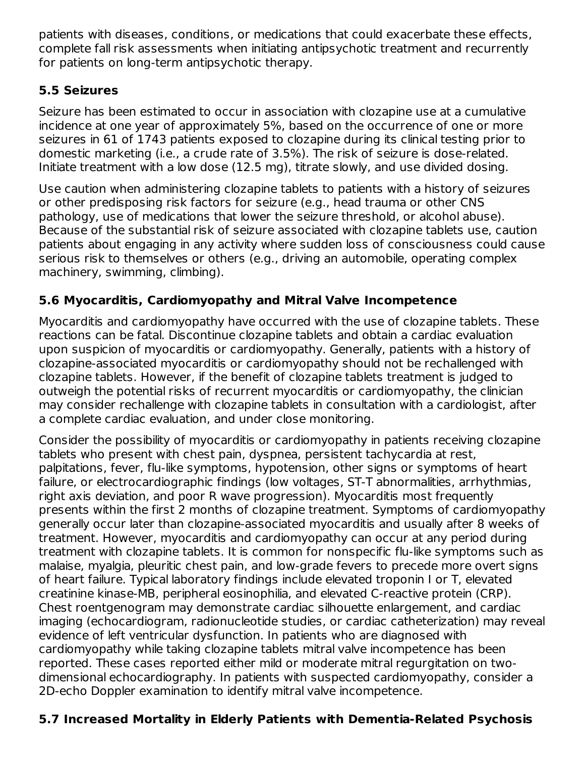patients with diseases, conditions, or medications that could exacerbate these effects, complete fall risk assessments when initiating antipsychotic treatment and recurrently for patients on long-term antipsychotic therapy.

### 5.5 Seizures

Seizure has been estimated to occur in association with clozapine use at a cumulative incidence at one year of approximately 5%, based on the occurrence of one or more seizures in 61 of 1743 patients exposed to clozapine during its clinical testing prior to domestic marketing (i.e., a crude rate of 3.5%). The risk of seizure is dose-related. Initiate treatment with a low dose (12.5 mg), titrate slowly, and use divided dosing.

Use caution when administering clozapine tablets to patients with a history of seizures or other predisposing risk factors for seizure (e.g., head trauma or other CNS pathology, use of medications that lower the seizure threshold, or alcohol abuse). Because of the substantial risk of seizure associated with clozapine tablets use, caution patients about engaging in any activity where sudden loss of consciousness could cause serious risk to themselves or others (e.g., driving an automobile, operating complex machinery, swimming, climbing).

### 5.6 Myocarditis, Cardiomyopathy and Mitral Valve Incompetence

Myocarditis and cardiomyopathy have occurred with the use of clozapine tablets. These reactions can be fatal. Discontinue clozapine tablets and obtain a cardiac evaluation upon suspicion of myocarditis or cardiomyopathy. Generally, patients with a history of clozapine-associated myocarditis or cardiomyopathy should not be rechallenged with clozapine tablets. However, if the benefit of clozapine tablets treatment is judged to outweigh the potential risks of recurrent myocarditis or cardiomyopathy, the clinician may consider rechallenge with clozapine tablets in consultation with a cardiologist, after a complete cardiac evaluation, and under close monitoring.

Consider the possibility of myocarditis or cardiomyopathy in patients receiving clozapine tablets who present with chest pain, dyspnea, persistent tachycardia at rest, palpitations, fever, flu-like symptoms, hypotension, other signs or symptoms of heart failure, or electrocardiographic findings (low voltages, ST-T abnormalities, arrhythmias, right axis deviation, and poor R wave progression). Myocarditis most frequently presents within the first 2 months of clozapine treatment. Symptoms of cardiomyopathy generally occur later than clozapine-associated myocarditis and usually after 8 weeks of treatment. However, myocarditis and cardiomyopathy can occur at any period during treatment with clozapine tablets. It is common for nonspecific flu-like symptoms such as malaise, myalgia, pleuritic chest pain, and low-grade fevers to precede more overt signs of heart failure. Typical laboratory findings include elevated troponin I or T, elevated creatinine kinase-MB, peripheral eosinophilia, and elevated C-reactive protein (CRP). Chest roentgenogram may demonstrate cardiac silhouette enlargement, and cardiac imaging (echocardiogram, radionucleotide studies, or cardiac catheterization) may reveal evidence of left ventricular dysfunction. In patients who are diagnosed with cardiomyopathy while taking clozapine tablets mitral valve incompetence has been reported. These cases reported either mild or moderate mitral regurgitation on two-dimensional echocardiography. In patients with suspected cardiomyopathy, consider a 2D-echo Doppler examination to identify mitral valve incompetence.

### 5.7 Increased Mortality in Elderly Patients with Dementia-Related Psychosis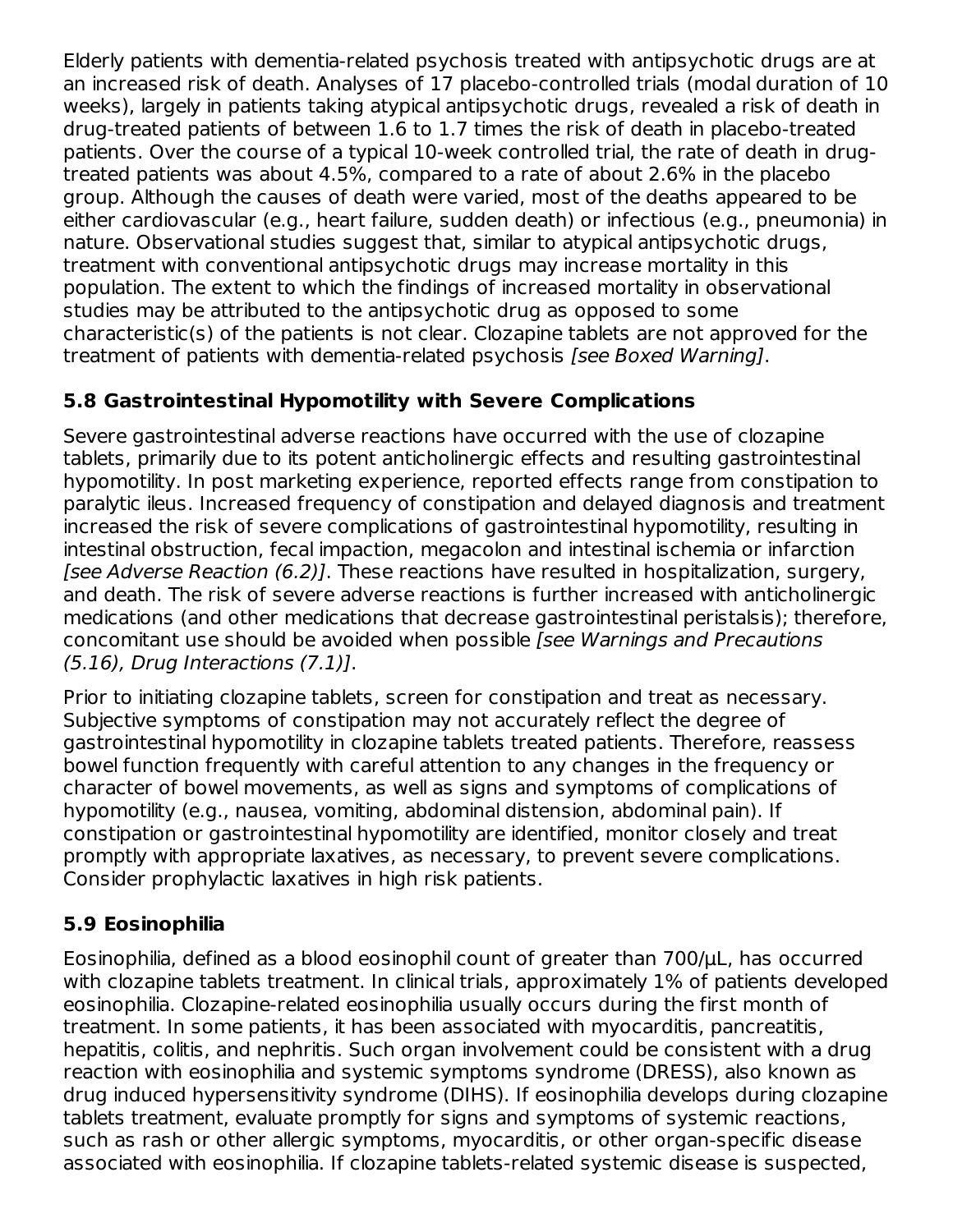Elderly patients with dementia-related psychosis treated with antipsychotic drugs are at an increased risk of death. Analyses of 17 placebo-controlled trials (modal duration of 10 weeks), largely in patients taking atypical antipsychotic drugs, revealed a risk of death in drug-treated patients of between 1.6 to 1.7 times the risk of death in placebo-treated patients. Over the course of a typical 10-week controlled trial, the rate of death in drug-treated patients was about 4.5%, compared to a rate of about 2.6% in the placebo group. Although the causes of death were varied, most of the deaths appeared to be either cardiovascular (e.g., heart failure, sudden death) or infectious (e.g., pneumonia) in nature. Observational studies suggest that, similar to atypical antipsychotic drugs, treatment with conventional antipsychotic drugs may increase mortality in this population. The extent to which the findings of increased mortality in observational studies may be attributed to the antipsychotic drug as opposed to some characteristic(s) of the patients is not clear. Clozapine tablets are not approved for the treatment of patients with dementia-related psychosis *[see Boxed Warning]*.

### 5.8 Gastrointestinal Hypomotility with Severe Complications

Severe gastrointestinal adverse reactions have occurred with the use of clozapine tablets, primarily due to its potent anticholinergic effects and resulting gastrointestinal hypomotility. In post marketing experience, reported effects range from constipation to paralytic ileus. Increased frequency of constipation and delayed diagnosis and treatment increased the risk of severe complications of gastrointestinal hypomotility, resulting in intestinal obstruction, fecal impaction, megacolon and intestinal ischemia or infarction *[see Adverse Reaction (6.2)]*. These reactions have resulted in hospitalization, surgery, and death. The risk of severe adverse reactions is further increased with anticholinergic medications (and other medications that decrease gastrointestinal peristalsis); therefore, concomitant use should be avoided when possible *[see Warnings and Precautions (5.16), Drug Interactions (7.1)]*.

Prior to initiating clozapine tablets, screen for constipation and treat as necessary. Subjective symptoms of constipation may not accurately reflect the degree of gastrointestinal hypomotility in clozapine tablets treated patients. Therefore, reassess bowel function frequently with careful attention to any changes in the frequency or character of bowel movements, as well as signs and symptoms of complications of hypomotility (e.g., nausea, vomiting, abdominal distension, abdominal pain). If constipation or gastrointestinal hypomotility are identified, monitor closely and treat promptly with appropriate laxatives, as necessary, to prevent severe complications. Consider prophylactic laxatives in high risk patients.

### 5.9 Eosinophilia

Eosinophilia, defined as a blood eosinophil count of greater than 700/μL, has occurred with clozapine tablets treatment. In clinical trials, approximately 1% of patients developed eosinophilia. Clozapine-related eosinophilia usually occurs during the first month of treatment. In some patients, it has been associated with myocarditis, pancreatitis, hepatitis, colitis, and nephritis. Such organ involvement could be consistent with a drug reaction with eosinophilia and systemic symptoms syndrome (DRESS), also known as drug induced hypersensitivity syndrome (DIHS). If eosinophilia develops during clozapine tablets treatment, evaluate promptly for signs and symptoms of systemic reactions, such as rash or other allergic symptoms, myocarditis, or other organ-specific disease associated with eosinophilia. If clozapine tablets-related systemic disease is suspected,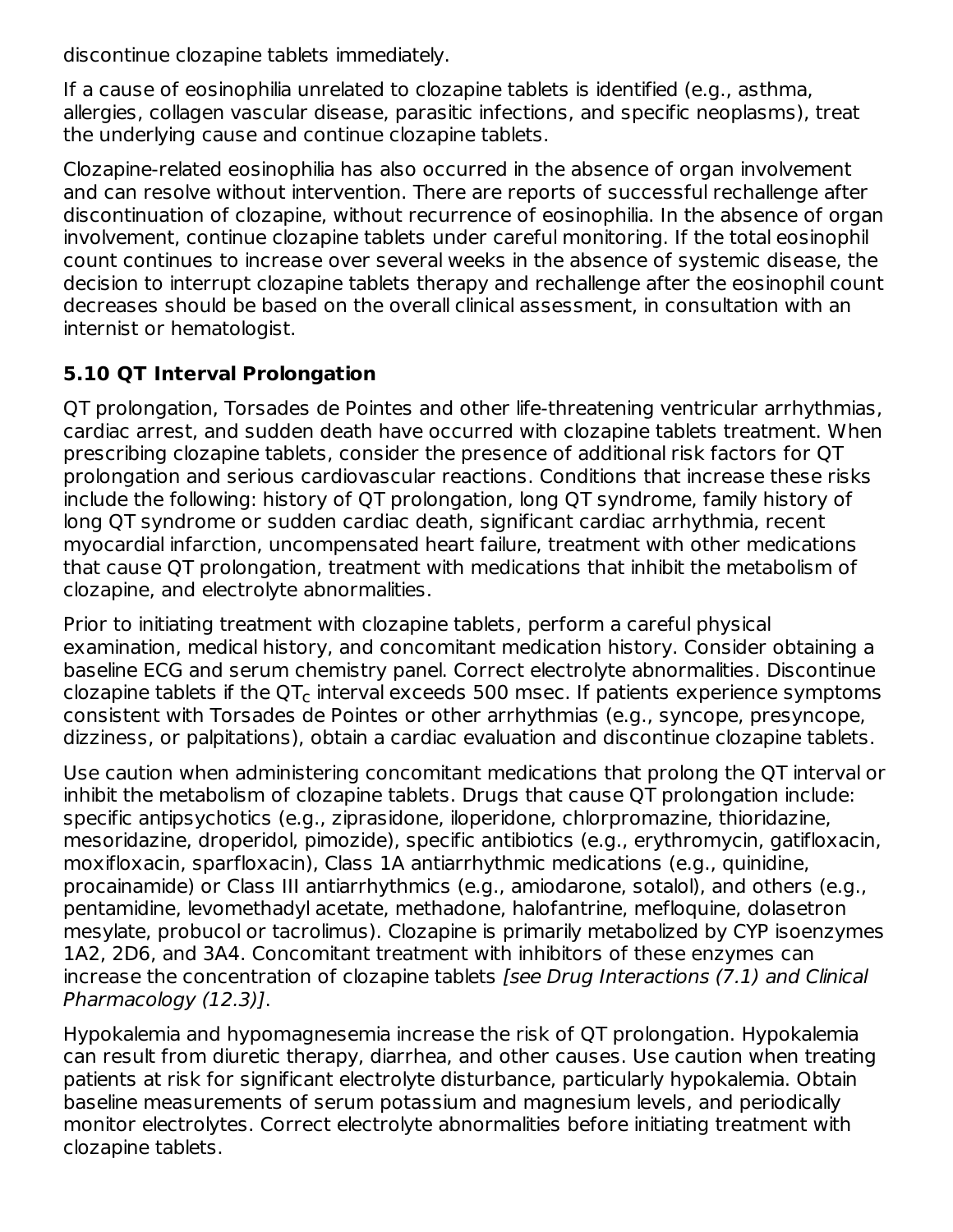discontinue clozapine tablets immediately.

If a cause of eosinophilia unrelated to clozapine tablets is identified (e.g., asthma, allergies, collagen vascular disease, parasitic infections, and specific neoplasms), treat the underlying cause and continue clozapine tablets.

Clozapine-related eosinophilia has also occurred in the absence of organ involvement and can resolve without intervention. There are reports of successful rechallenge after discontinuation of clozapine, without recurrence of eosinophilia. In the absence of organ involvement, continue clozapine tablets under careful monitoring. If the total eosinophil count continues to increase over several weeks in the absence of systemic disease, the decision to interrupt clozapine tablets therapy and rechallenge after the eosinophil count decreases should be based on the overall clinical assessment, in consultation with an internist or hematologist.

### 5.10 QT Interval Prolongation

QT prolongation, Torsades de Pointes and other life-threatening ventricular arrhythmias, cardiac arrest, and sudden death have occurred with clozapine tablets treatment. When prescribing clozapine tablets, consider the presence of additional risk factors for QT prolongation and serious cardiovascular reactions. Conditions that increase these risks include the following: history of QT prolongation, long QT syndrome, family history of long QT syndrome or sudden cardiac death, significant cardiac arrhythmia, recent myocardial infarction, uncompensated heart failure, treatment with other medications that cause QT prolongation, treatment with medications that inhibit the metabolism of clozapine, and electrolyte abnormalities.

Prior to initiating treatment with clozapine tablets, perform a careful physical examination, medical history, and concomitant medication history. Consider obtaining a baseline ECG and serum chemistry panel. Correct electrolyte abnormalities. Discontinue clozapine tablets if the $QT_c$ interval exceeds 500 msec. If patients experience symptoms consistent with Torsades de Pointes or other arrhythmias (e.g., syncope, presyncope, dizziness, or palpitations), obtain a cardiac evaluation and discontinue clozapine tablets.

Use caution when administering concomitant medications that prolong the QT interval or inhibit the metabolism of clozapine tablets. Drugs that cause QT prolongation include: specific antipsychotics (e.g., ziprasidone, iloperidone, chlorpromazine, thioridazine, mesoridazine, droperidol, pimozide), specific antibiotics (e.g., erythromycin, gatifloxacin, moxifloxacin, sparfloxacin), Class 1A antiarrhythmic medications (e.g., quinidine, procainamide) or Class III antiarrhythmics (e.g., amiodarone, sotalol), and others (e.g., pentamidine, levomethadyl acetate, methadone, halofantrine, mefloquine, dolasetron mesylate, probucol or tacrolimus). Clozapine is primarily metabolized by CYP isoenzymes 1A2, 2D6, and 3A4. Concomitant treatment with inhibitors of these enzymes can increase the concentration of clozapine tablets *[see Drug Interactions (7.1) and Clinical Pharmacology (12.3)]*.

Hypokalemia and hypomagnesemia increase the risk of QT prolongation. Hypokalemia can result from diuretic therapy, diarrhea, and other causes. Use caution when treating patients at risk for significant electrolyte disturbance, particularly hypokalemia. Obtain baseline measurements of serum potassium and magnesium levels, and periodically monitor electrolytes. Correct electrolyte abnormalities before initiating treatment with clozapine tablets.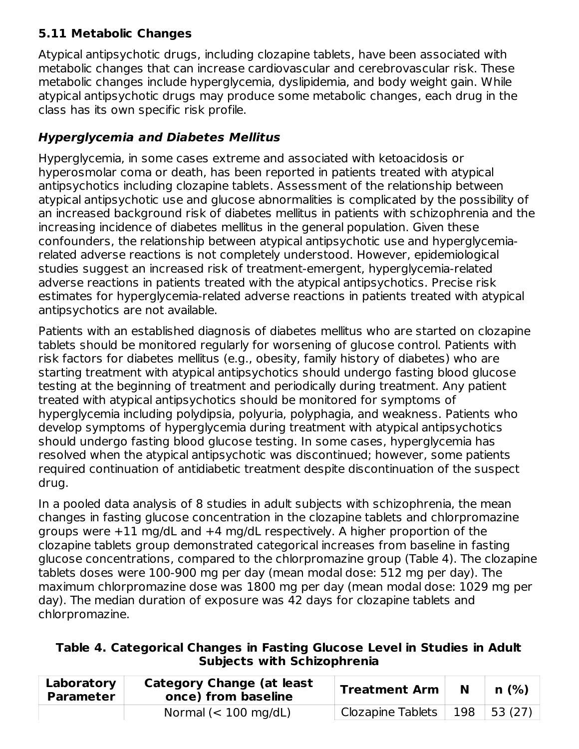### 5.11 Metabolic Changes

Atypical antipsychotic drugs, including clozapine tablets, have been associated with metabolic changes that can increase cardiovascular and cerebrovascular risk. These metabolic changes include hyperglycemia, dyslipidemia, and body weight gain. While atypical antipsychotic drugs may produce some metabolic changes, each drug in the class has its own specific risk profile.

***Hyperglycemia and Diabetes Mellitus***

Hyperglycemia, in some cases extreme and associated with ketoacidosis or hyperosmolar coma or death, has been reported in patients treated with atypical antipsychotics including clozapine tablets. Assessment of the relationship between atypical antipsychotic use and glucose abnormalities is complicated by the possibility of an increased background risk of diabetes mellitus in patients with schizophrenia and the increasing incidence of diabetes mellitus in the general population. Given these confounders, the relationship between atypical antipsychotic use and hyperglycemia-related adverse reactions is not completely understood. However, epidemiological studies suggest an increased risk of treatment-emergent, hyperglycemia-related adverse reactions in patients treated with the atypical antipsychotics. Precise risk estimates for hyperglycemia-related adverse reactions in patients treated with atypical antipsychotics are not available.

Patients with an established diagnosis of diabetes mellitus who are started on clozapine tablets should be monitored regularly for worsening of glucose control. Patients with risk factors for diabetes mellitus (e.g., obesity, family history of diabetes) who are starting treatment with atypical antipsychotics should undergo fasting blood glucose testing at the beginning of treatment and periodically during treatment. Any patient treated with atypical antipsychotics should be monitored for symptoms of hyperglycemia including polydipsia, polyuria, polyphagia, and weakness. Patients who develop symptoms of hyperglycemia during treatment with atypical antipsychotics should undergo fasting blood glucose testing. In some cases, hyperglycemia has resolved when the atypical antipsychotic was discontinued; however, some patients required continuation of antidiabetic treatment despite discontinuation of the suspect drug.

In a pooled data analysis of 8 studies in adult subjects with schizophrenia, the mean changes in fasting glucose concentration in the clozapine tablets and chlorpromazine groups were +11 mg/dL and +4 mg/dL respectively. A higher proportion of the clozapine tablets group demonstrated categorical increases from baseline in fasting glucose concentrations, compared to the chlorpromazine group (Table 4). The clozapine tablets doses were 100-900 mg per day (mean modal dose: 512 mg per day). The maximum chlorpromazine dose was 1800 mg per day (mean modal dose: 1029 mg per day). The median duration of exposure was 42 days for clozapine tablets and chlorpromazine.

**Table 4. Categorical Changes in Fasting Glucose Level in Studies in Adult Subjects with Schizophrenia**

| Laboratory Parameter | Category Change (at least once) from baseline | Treatment Arm | N | n (%) |
|---|---|---|---|---|
| | Normal (< 100 mg/dL) | Clozapine Tablets | 198 | 53 (27) |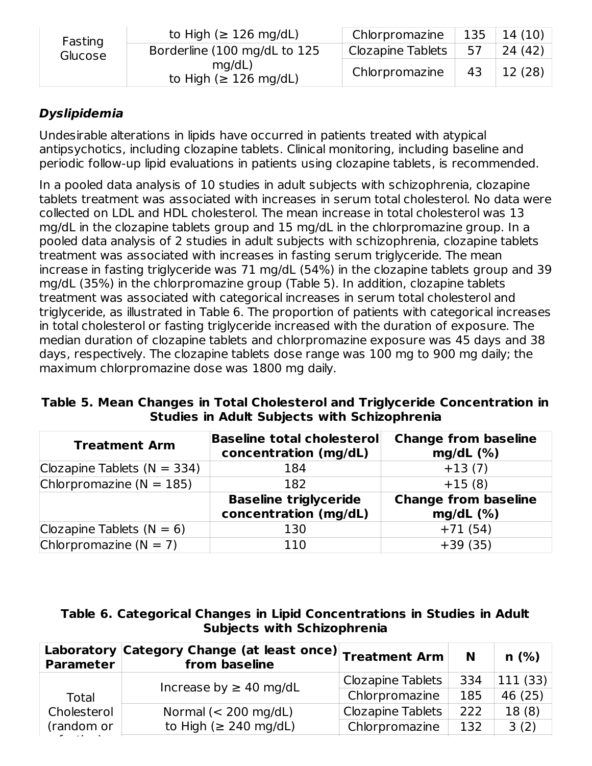| Fasting Glucose | to High (≥ 126 mg/dL) | Chlorpromazine | 135 | 14 (10) |
|---|---|---|---|---|
| | Borderline (100 mg/dL to 125 mg/dL) to High (≥ 126 mg/dL) | Clozapine Tablets | 57 | 24 (42) |
| | | Chlorpromazine | 43 | 12 (28) |

***Dyslipidemia***

Undesirable alterations in lipids have occurred in patients treated with atypical antipsychotics, including clozapine tablets. Clinical monitoring, including baseline and periodic follow-up lipid evaluations in patients using clozapine tablets, is recommended.

In a pooled data analysis of 10 studies in adult subjects with schizophrenia, clozapine tablets treatment was associated with increases in serum total cholesterol. No data were collected on LDL and HDL cholesterol. The mean increase in total cholesterol was 13 mg/dL in the clozapine tablets group and 15 mg/dL in the chlorpromazine group. In a pooled data analysis of 2 studies in adult subjects with schizophrenia, clozapine tablets treatment was associated with increases in fasting serum triglyceride. The mean increase in fasting triglyceride was 71 mg/dL (54%) in the clozapine tablets group and 39 mg/dL (35%) in the chlorpromazine group (Table 5). In addition, clozapine tablets treatment was associated with categorical increases in serum total cholesterol and triglyceride, as illustrated in Table 6. The proportion of patients with categorical increases in total cholesterol or fasting triglyceride increased with the duration of exposure. The median duration of clozapine tablets and chlorpromazine exposure was 45 days and 38 days, respectively. The clozapine tablets dose range was 100 mg to 900 mg daily; the maximum chlorpromazine dose was 1800 mg daily.

**Table 5. Mean Changes in Total Cholesterol and Triglyceride Concentration in Studies in Adult Subjects with Schizophrenia**

| Treatment Arm | Baseline total cholesterol concentration (mg/dL) | Change from baseline mg/dL (%) |
|---|---|---|
| Clozapine Tablets (N = 334) | 184 | +13 (7) |
| Chlorpromazine (N = 185) | 182 | +15 (8) |
| | **Baseline triglyceride concentration (mg/dL)** | **Change from baseline mg/dL (%)** |
| Clozapine Tablets (N = 6) | 130 | +71 (54) |
| Chlorpromazine (N = 7) | 110 | +39 (35) |

**Table 6. Categorical Changes in Lipid Concentrations in Studies in Adult Subjects with Schizophrenia**

| Laboratory Parameter | Category Change (at least once) from baseline | Treatment Arm | N | n (%) |
|---|---|---|---|---|
| Total Cholesterol (random or fasting) | Increase by ≥ 40 mg/dL | Clozapine Tablets | 334 | 111 (33) |
| | | Chlorpromazine | 185 | 46 (25) |
| | Normal (< 200 mg/dL) to High (≥ 240 mg/dL) | Clozapine Tablets | 222 | 18 (8) |
| | | Chlorpromazine | 132 | 3 (2) |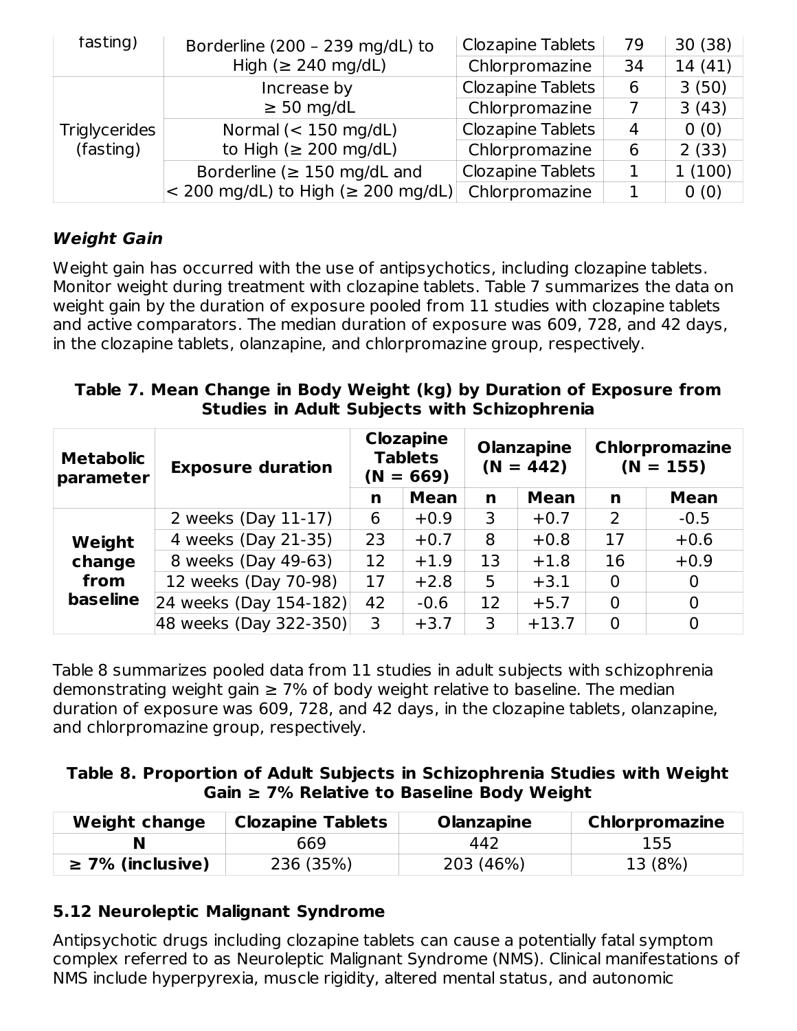| | | | | |
|---|---|---|---|---|
| fasting) | Borderline (200 – 239 mg/dL) to High (≥ 240 mg/dL) | Clozapine Tablets | 79 | 30 (38) |
| | | Chlorpromazine | 34 | 14 (41) |
| Triglycerides (fasting) | Increase by ≥ 50 mg/dL | Clozapine Tablets | 6 | 3 (50) |
| | | Chlorpromazine | 7 | 3 (43) |
| | Normal (< 150 mg/dL) to High (≥ 200 mg/dL) | Clozapine Tablets | 4 | 0 (0) |
| | | Chlorpromazine | 6 | 2 (33) |
| | Borderline (≥ 150 mg/dL and < 200 mg/dL) to High (≥ 200 mg/dL) | Clozapine Tablets | 1 | 1 (100) |
| | | Chlorpromazine | 1 | 0 (0) |

***Weight Gain***

Weight gain has occurred with the use of antipsychotics, including clozapine tablets. Monitor weight during treatment with clozapine tablets. Table 7 summarizes the data on weight gain by the duration of exposure pooled from 11 studies with clozapine tablets and active comparators. The median duration of exposure was 609, 728, and 42 days, in the clozapine tablets, olanzapine, and chlorpromazine group, respectively.

**Table 7. Mean Change in Body Weight (kg) by Duration of Exposure from Studies in Adult Subjects with Schizophrenia**

| Metabolic parameter | Exposure duration | Clozapine Tablets (N = 669) | | Olanzapine (N = 442) | | Chlorpromazine (N = 155) | |
|---|---|---|---|---|---|---|---|
| | | n | Mean | n | Mean | n | Mean |
| Weight change from baseline | 2 weeks (Day 11-17) | 6 | +0.9 | 3 | +0.7 | 2 | -0.5 |
| | 4 weeks (Day 21-35) | 23 | +0.7 | 8 | +0.8 | 17 | +0.6 |
| | 8 weeks (Day 49-63) | 12 | +1.9 | 13 | +1.8 | 16 | +0.9 |
| | 12 weeks (Day 70-98) | 17 | +2.8 | 5 | +3.1 | 0 | 0 |
| | 24 weeks (Day 154-182) | 42 | -0.6 | 12 | +5.7 | 0 | 0 |
| | 48 weeks (Day 322-350) | 3 | +3.7 | 3 | +13.7 | 0 | 0 |

Table 8 summarizes pooled data from 11 studies in adult subjects with schizophrenia demonstrating weight gain ≥ 7% of body weight relative to baseline. The median duration of exposure was 609, 728, and 42 days, in the clozapine tablets, olanzapine, and chlorpromazine group, respectively.

**Table 8. Proportion of Adult Subjects in Schizophrenia Studies with Weight Gain ≥ 7% Relative to Baseline Body Weight**

| Weight change | Clozapine Tablets | Olanzapine | Chlorpromazine |
|---|---|---|---|
| **N** | 669 | 442 | 155 |
| **≥ 7% (inclusive)** | 236 (35%) | 203 (46%) | 13 (8%) |

### 5.12 Neuroleptic Malignant Syndrome

Antipsychotic drugs including clozapine tablets can cause a potentially fatal symptom complex referred to as Neuroleptic Malignant Syndrome (NMS). Clinical manifestations of NMS include hyperpyrexia, muscle rigidity, altered mental status, and autonomic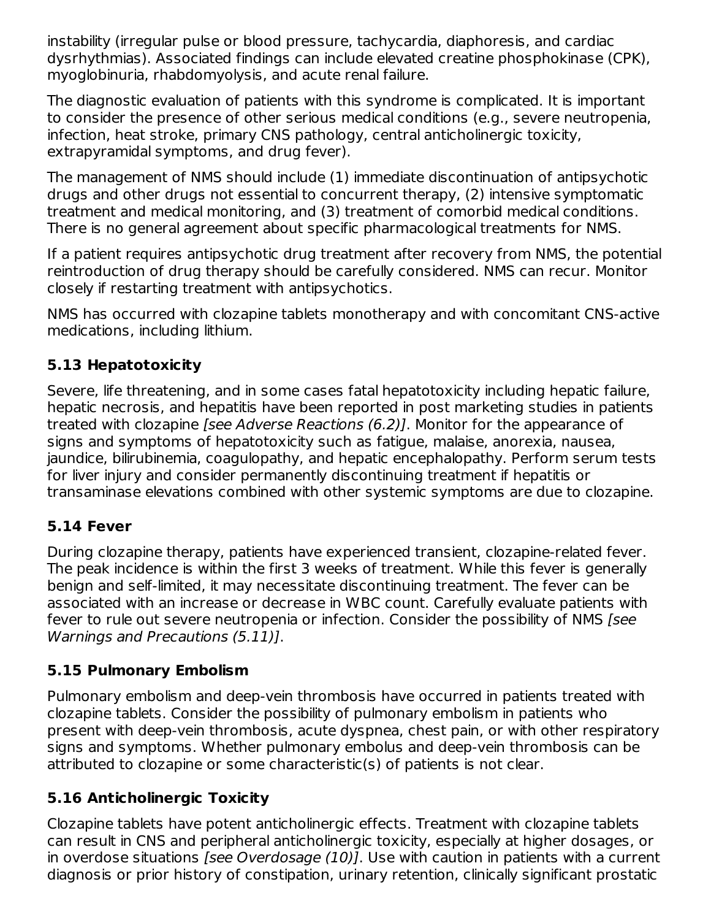instability (irregular pulse or blood pressure, tachycardia, diaphoresis, and cardiac dysrhythmias). Associated findings can include elevated creatine phosphokinase (CPK), myoglobinuria, rhabdomyolysis, and acute renal failure.

The diagnostic evaluation of patients with this syndrome is complicated. It is important to consider the presence of other serious medical conditions (e.g., severe neutropenia, infection, heat stroke, primary CNS pathology, central anticholinergic toxicity, extrapyramidal symptoms, and drug fever).

The management of NMS should include (1) immediate discontinuation of antipsychotic drugs and other drugs not essential to concurrent therapy, (2) intensive symptomatic treatment and medical monitoring, and (3) treatment of comorbid medical conditions. There is no general agreement about specific pharmacological treatments for NMS.

If a patient requires antipsychotic drug treatment after recovery from NMS, the potential reintroduction of drug therapy should be carefully considered. NMS can recur. Monitor closely if restarting treatment with antipsychotics.

NMS has occurred with clozapine tablets monotherapy and with concomitant CNS-active medications, including lithium.

### 5.13 Hepatotoxicity

Severe, life threatening, and in some cases fatal hepatotoxicity including hepatic failure, hepatic necrosis, and hepatitis have been reported in post marketing studies in patients treated with clozapine *[see Adverse Reactions (6.2)]*. Monitor for the appearance of signs and symptoms of hepatotoxicity such as fatigue, malaise, anorexia, nausea, jaundice, bilirubinemia, coagulopathy, and hepatic encephalopathy. Perform serum tests for liver injury and consider permanently discontinuing treatment if hepatitis or transaminase elevations combined with other systemic symptoms are due to clozapine.

### 5.14 Fever

During clozapine therapy, patients have experienced transient, clozapine-related fever. The peak incidence is within the first 3 weeks of treatment. While this fever is generally benign and self-limited, it may necessitate discontinuing treatment. The fever can be associated with an increase or decrease in WBC count. Carefully evaluate patients with fever to rule out severe neutropenia or infection. Consider the possibility of NMS *[see Warnings and Precautions (5.11)]*.

### 5.15 Pulmonary Embolism

Pulmonary embolism and deep-vein thrombosis have occurred in patients treated with clozapine tablets. Consider the possibility of pulmonary embolism in patients who present with deep-vein thrombosis, acute dyspnea, chest pain, or with other respiratory signs and symptoms. Whether pulmonary embolus and deep-vein thrombosis can be attributed to clozapine or some characteristic(s) of patients is not clear.

### 5.16 Anticholinergic Toxicity

Clozapine tablets have potent anticholinergic effects. Treatment with clozapine tablets can result in CNS and peripheral anticholinergic toxicity, especially at higher dosages, or in overdose situations *[see Overdosage (10)]*. Use with caution in patients with a current diagnosis or prior history of constipation, urinary retention, clinically significant prostatic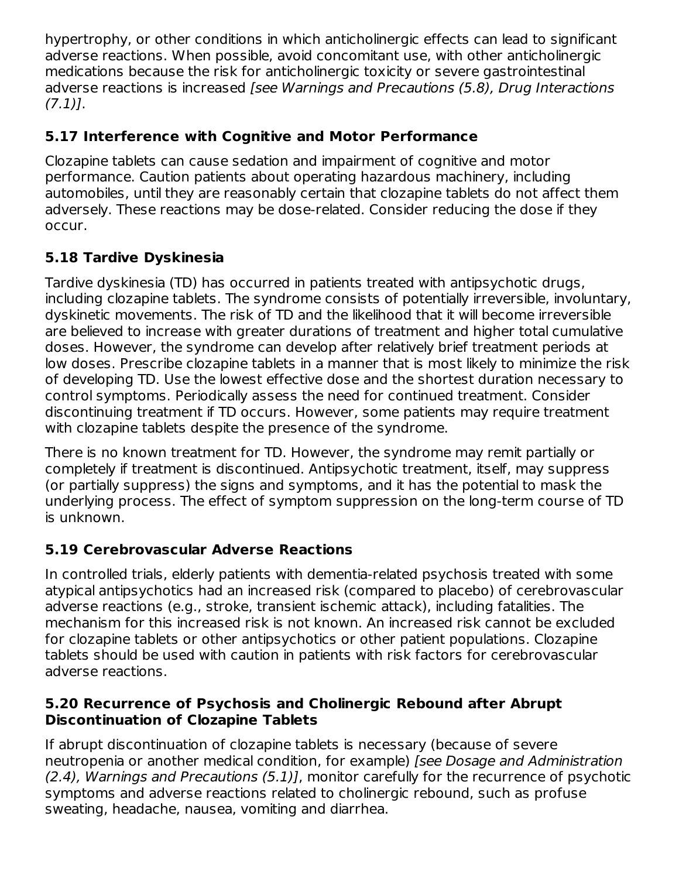hypertrophy, or other conditions in which anticholinergic effects can lead to significant adverse reactions. When possible, avoid concomitant use, with other anticholinergic medications because the risk for anticholinergic toxicity or severe gastrointestinal adverse reactions is increased *[see Warnings and Precautions (5.8), Drug Interactions (7.1)]*.

### 5.17 Interference with Cognitive and Motor Performance

Clozapine tablets can cause sedation and impairment of cognitive and motor performance. Caution patients about operating hazardous machinery, including automobiles, until they are reasonably certain that clozapine tablets do not affect them adversely. These reactions may be dose-related. Consider reducing the dose if they occur.

### 5.18 Tardive Dyskinesia

Tardive dyskinesia (TD) has occurred in patients treated with antipsychotic drugs, including clozapine tablets. The syndrome consists of potentially irreversible, involuntary, dyskinetic movements. The risk of TD and the likelihood that it will become irreversible are believed to increase with greater durations of treatment and higher total cumulative doses. However, the syndrome can develop after relatively brief treatment periods at low doses. Prescribe clozapine tablets in a manner that is most likely to minimize the risk of developing TD. Use the lowest effective dose and the shortest duration necessary to control symptoms. Periodically assess the need for continued treatment. Consider discontinuing treatment if TD occurs. However, some patients may require treatment with clozapine tablets despite the presence of the syndrome.

There is no known treatment for TD. However, the syndrome may remit partially or completely if treatment is discontinued. Antipsychotic treatment, itself, may suppress (or partially suppress) the signs and symptoms, and it has the potential to mask the underlying process. The effect of symptom suppression on the long-term course of TD is unknown.

### 5.19 Cerebrovascular Adverse Reactions

In controlled trials, elderly patients with dementia-related psychosis treated with some atypical antipsychotics had an increased risk (compared to placebo) of cerebrovascular adverse reactions (e.g., stroke, transient ischemic attack), including fatalities. The mechanism for this increased risk is not known. An increased risk cannot be excluded for clozapine tablets or other antipsychotics or other patient populations. Clozapine tablets should be used with caution in patients with risk factors for cerebrovascular adverse reactions.

### 5.20 Recurrence of Psychosis and Cholinergic Rebound after Abrupt Discontinuation of Clozapine Tablets

If abrupt discontinuation of clozapine tablets is necessary (because of severe neutropenia or another medical condition, for example) *[see Dosage and Administration (2.4), Warnings and Precautions (5.1)]*, monitor carefully for the recurrence of psychotic symptoms and adverse reactions related to cholinergic rebound, such as profuse sweating, headache, nausea, vomiting and diarrhea.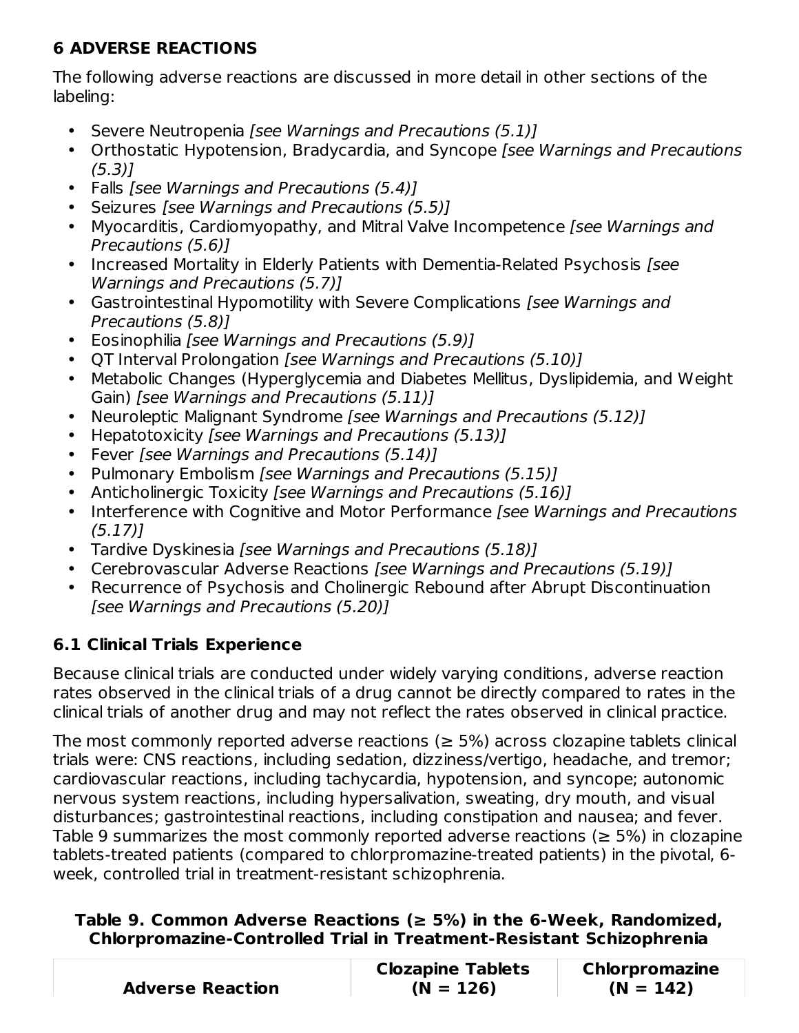## 6 ADVERSE REACTIONS

The following adverse reactions are discussed in more detail in other sections of the labeling:

- Severe Neutropenia *[see Warnings and Precautions (5.1)]*
- Orthostatic Hypotension, Bradycardia, and Syncope *[see Warnings and Precautions (5.3)]*
- Falls *[see Warnings and Precautions (5.4)]*
- Seizures *[see Warnings and Precautions (5.5)]*
- Myocarditis, Cardiomyopathy, and Mitral Valve Incompetence *[see Warnings and Precautions (5.6)]*
- Increased Mortality in Elderly Patients with Dementia-Related Psychosis *[see Warnings and Precautions (5.7)]*
- Gastrointestinal Hypomotility with Severe Complications *[see Warnings and Precautions (5.8)]*
- Eosinophilia *[see Warnings and Precautions (5.9)]*
- QT Interval Prolongation *[see Warnings and Precautions (5.10)]*
- Metabolic Changes (Hyperglycemia and Diabetes Mellitus, Dyslipidemia, and Weight Gain) *[see Warnings and Precautions (5.11)]*
- Neuroleptic Malignant Syndrome *[see Warnings and Precautions (5.12)]*
- Hepatotoxicity *[see Warnings and Precautions (5.13)]*
- Fever *[see Warnings and Precautions (5.14)]*
- Pulmonary Embolism *[see Warnings and Precautions (5.15)]*
- Anticholinergic Toxicity *[see Warnings and Precautions (5.16)]*
- Interference with Cognitive and Motor Performance *[see Warnings and Precautions (5.17)]*
- Tardive Dyskinesia *[see Warnings and Precautions (5.18)]*
- Cerebrovascular Adverse Reactions *[see Warnings and Precautions (5.19)]*
- Recurrence of Psychosis and Cholinergic Rebound after Abrupt Discontinuation *[see Warnings and Precautions (5.20)]*

### 6.1 Clinical Trials Experience

Because clinical trials are conducted under widely varying conditions, adverse reaction rates observed in the clinical trials of a drug cannot be directly compared to rates in the clinical trials of another drug and may not reflect the rates observed in clinical practice.

The most commonly reported adverse reactions (≥ 5%) across clozapine tablets clinical trials were: CNS reactions, including sedation, dizziness/vertigo, headache, and tremor; cardiovascular reactions, including tachycardia, hypotension, and syncope; autonomic nervous system reactions, including hypersalivation, sweating, dry mouth, and visual disturbances; gastrointestinal reactions, including constipation and nausea; and fever. Table 9 summarizes the most commonly reported adverse reactions (≥ 5%) in clozapine tablets-treated patients (compared to chlorpromazine-treated patients) in the pivotal, 6-week, controlled trial in treatment-resistant schizophrenia.

**Table 9. Common Adverse Reactions (≥ 5%) in the 6-Week, Randomized, Chlorpromazine-Controlled Trial in Treatment-Resistant Schizophrenia**

| Adverse Reaction | Clozapine Tablets (N = 126) | Chlorpromazine (N = 142) |
|---|---|---|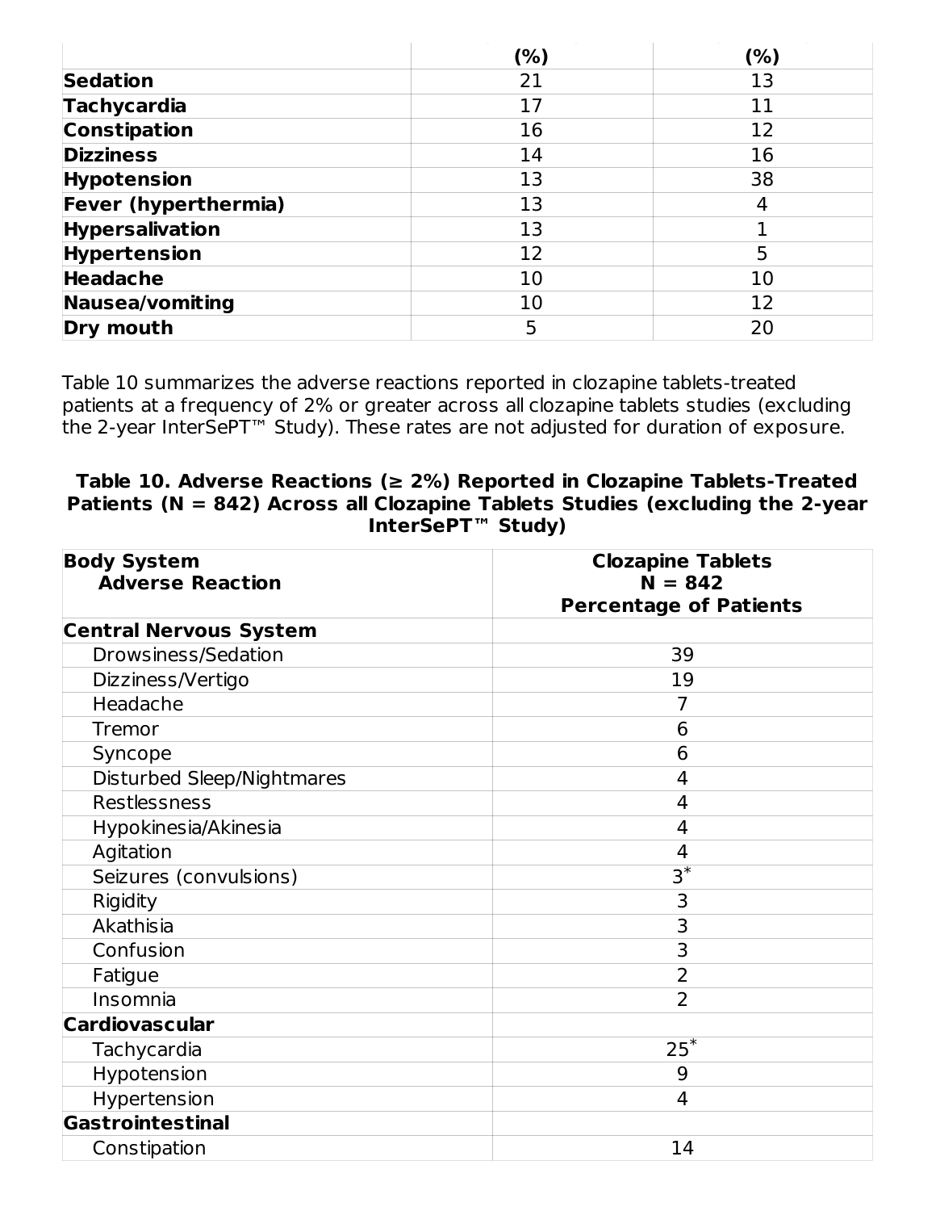| | (%) | (%) |
|---|---|---|
| **Sedation** | 21 | 13 |
| **Tachycardia** | 17 | 11 |
| **Constipation** | 16 | 12 |
| **Dizziness** | 14 | 16 |
| **Hypotension** | 13 | 38 |
| **Fever (hyperthermia)** | 13 | 4 |
| **Hypersalivation** | 13 | 1 |
| **Hypertension** | 12 | 5 |
| **Headache** | 10 | 10 |
| **Nausea/vomiting** | 10 | 12 |
| **Dry mouth** | 5 | 20 |

Table 10 summarizes the adverse reactions reported in clozapine tablets-treated patients at a frequency of 2% or greater across all clozapine tablets studies (excluding the 2-year InterSePT™ Study). These rates are not adjusted for duration of exposure.

**Table 10. Adverse Reactions (≥ 2%) Reported in Clozapine Tablets-Treated Patients (N = 842) Across all Clozapine Tablets Studies (excluding the 2-year InterSePT™ Study)**

| **Body System**<br>**Adverse Reaction** | **Clozapine Tablets**<br>**N = 842**<br>**Percentage of Patients** |
|---|---|
| **Central Nervous System** | |
| Drowsiness/Sedation | 39 |
| Dizziness/Vertigo | 19 |
| Headache | 7 |
| Tremor | 6 |
| Syncope | 6 |
| Disturbed Sleep/Nightmares | 4 |
| Restlessness | 4 |
| Hypokinesia/Akinesia | 4 |
| Agitation | 4 |
| Seizures (convulsions) | 3* |
| Rigidity | 3 |
| Akathisia | 3 |
| Confusion | 3 |
| Fatigue | 2 |
| Insomnia | 2 |
| **Cardiovascular** | |
| Tachycardia | 25* |
| Hypotension | 9 |
| Hypertension | 4 |
| **Gastrointestinal** | |
| Constipation | 14 |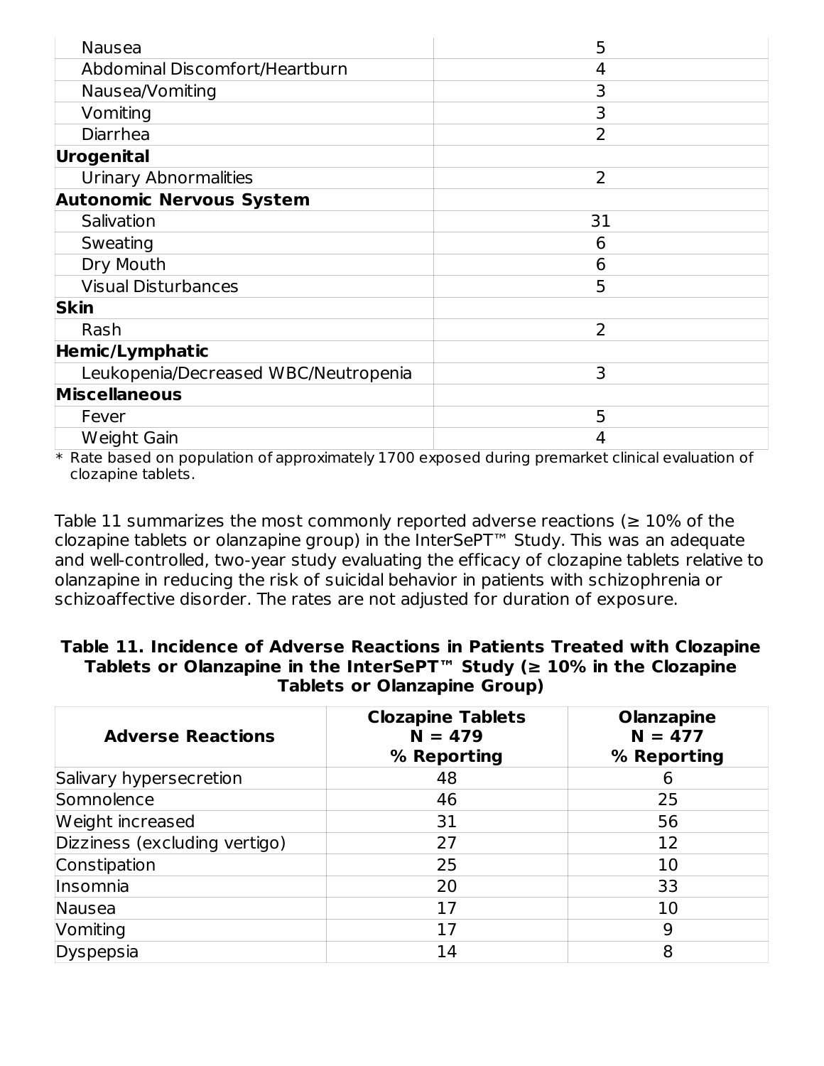| | |
|---|---|
| Nausea | 5 |
| Abdominal Discomfort/Heartburn | 4 |
| Nausea/Vomiting | 3 |
| Vomiting | 3 |
| Diarrhea | 2 |
| **Urogenital** | |
| Urinary Abnormalities | 2 |
| **Autonomic Nervous System** | |
| Salivation | 31 |
| Sweating | 6 |
| Dry Mouth | 6 |
| Visual Disturbances | 5 |
| **Skin** | |
| Rash | 2 |
| **Hemic/Lymphatic** | |
| Leukopenia/Decreased WBC/Neutropenia | 3 |
| **Miscellaneous** | |
| Fever | 5 |
| Weight Gain | 4 |

* Rate based on population of approximately 1700 exposed during premarket clinical evaluation of clozapine tablets.

Table 11 summarizes the most commonly reported adverse reactions (≥ 10% of the clozapine tablets or olanzapine group) in the InterSePT™ Study. This was an adequate and well-controlled, two-year study evaluating the efficacy of clozapine tablets relative to olanzapine in reducing the risk of suicidal behavior in patients with schizophrenia or schizoaffective disorder. The rates are not adjusted for duration of exposure.

**Table 11. Incidence of Adverse Reactions in Patients Treated with Clozapine Tablets or Olanzapine in the InterSePT™ Study (≥ 10% in the Clozapine Tablets or Olanzapine Group)**

| Adverse Reactions | Clozapine Tablets N = 479 % Reporting | Olanzapine N = 477 % Reporting |
|---|---|---|
| Salivary hypersecretion | 48 | 6 |
| Somnolence | 46 | 25 |
| Weight increased | 31 | 56 |
| Dizziness (excluding vertigo) | 27 | 12 |
| Constipation | 25 | 10 |
| Insomnia | 20 | 33 |
| Nausea | 17 | 10 |
| Vomiting | 17 | 9 |
| Dyspepsia | 14 | 8 |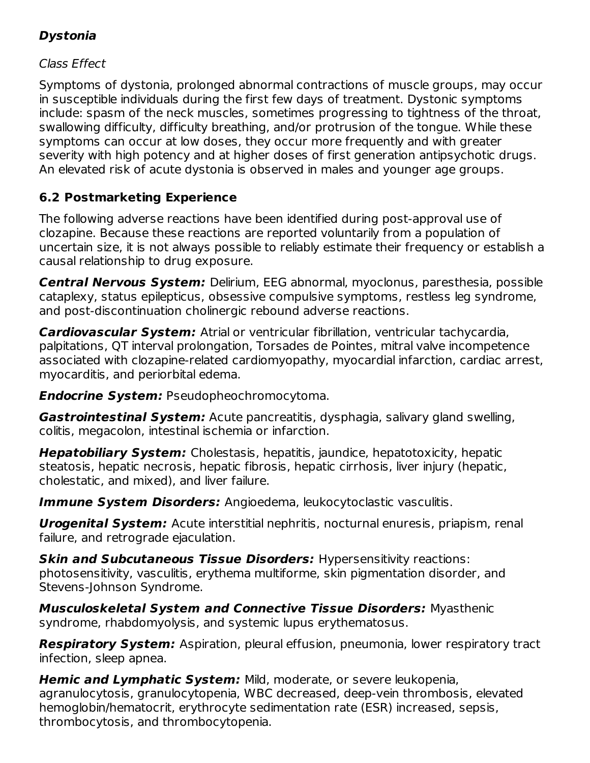**Dystonia**

*Class Effect*

Symptoms of dystonia, prolonged abnormal contractions of muscle groups, may occur in susceptible individuals during the first few days of treatment. Dystonic symptoms include: spasm of the neck muscles, sometimes progressing to tightness of the throat, swallowing difficulty, difficulty breathing, and/or protrusion of the tongue. While these symptoms can occur at low doses, they occur more frequently and with greater severity with high potency and at higher doses of first generation antipsychotic drugs. An elevated risk of acute dystonia is observed in males and younger age groups.

## 6.2 Postmarketing Experience

The following adverse reactions have been identified during post-approval use of clozapine. Because these reactions are reported voluntarily from a population of uncertain size, it is not always possible to reliably estimate their frequency or establish a causal relationship to drug exposure.

***Central Nervous System:*** Delirium, EEG abnormal, myoclonus, paresthesia, possible cataplexy, status epilepticus, obsessive compulsive symptoms, restless leg syndrome, and post-discontinuation cholinergic rebound adverse reactions.

***Cardiovascular System:*** Atrial or ventricular fibrillation, ventricular tachycardia, palpitations, QT interval prolongation, Torsades de Pointes, mitral valve incompetence associated with clozapine-related cardiomyopathy, myocardial infarction, cardiac arrest, myocarditis, and periorbital edema.

***Endocrine System:*** Pseudopheochromocytoma.

***Gastrointestinal System:*** Acute pancreatitis, dysphagia, salivary gland swelling, colitis, megacolon, intestinal ischemia or infarction.

***Hepatobiliary System:*** Cholestasis, hepatitis, jaundice, hepatotoxicity, hepatic steatosis, hepatic necrosis, hepatic fibrosis, hepatic cirrhosis, liver injury (hepatic, cholestatic, and mixed), and liver failure.

***Immune System Disorders:*** Angioedema, leukocytoclastic vasculitis.

***Urogenital System:*** Acute interstitial nephritis, nocturnal enuresis, priapism, renal failure, and retrograde ejaculation.

***Skin and Subcutaneous Tissue Disorders:*** Hypersensitivity reactions: photosensitivity, vasculitis, erythema multiforme, skin pigmentation disorder, and Stevens-Johnson Syndrome.

***Musculoskeletal System and Connective Tissue Disorders:*** Myasthenic syndrome, rhabdomyolysis, and systemic lupus erythematosus.

***Respiratory System:*** Aspiration, pleural effusion, pneumonia, lower respiratory tract infection, sleep apnea.

***Hemic and Lymphatic System:*** Mild, moderate, or severe leukopenia, agranulocytosis, granulocytopenia, WBC decreased, deep-vein thrombosis, elevated hemoglobin/hematocrit, erythrocyte sedimentation rate (ESR) increased, sepsis, thrombocytosis, and thrombocytopenia.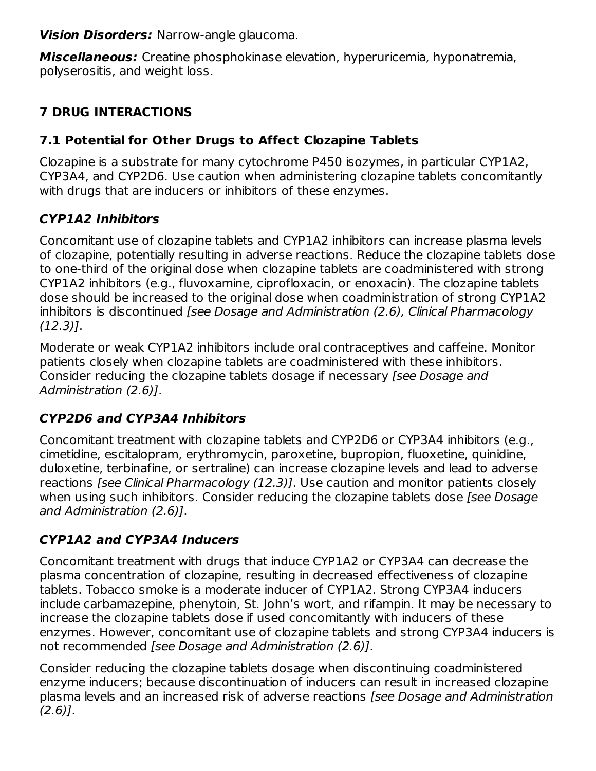***Vision Disorders:*** Narrow-angle glaucoma.

***Miscellaneous:*** Creatine phosphokinase elevation, hyperuricemia, hyponatremia, polyserositis, and weight loss.

## 7 DRUG INTERACTIONS

### 7.1 Potential for Other Drugs to Affect Clozapine Tablets

Clozapine is a substrate for many cytochrome P450 isozymes, in particular CYP1A2, CYP3A4, and CYP2D6. Use caution when administering clozapine tablets concomitantly with drugs that are inducers or inhibitors of these enzymes.

#### *CYP1A2 Inhibitors*

Concomitant use of clozapine tablets and CYP1A2 inhibitors can increase plasma levels of clozapine, potentially resulting in adverse reactions. Reduce the clozapine tablets dose to one-third of the original dose when clozapine tablets are coadministered with strong CYP1A2 inhibitors (e.g., fluvoxamine, ciprofloxacin, or enoxacin). The clozapine tablets dose should be increased to the original dose when coadministration of strong CYP1A2 inhibitors is discontinued *[see Dosage and Administration (2.6), Clinical Pharmacology (12.3)]*.

Moderate or weak CYP1A2 inhibitors include oral contraceptives and caffeine. Monitor patients closely when clozapine tablets are coadministered with these inhibitors. Consider reducing the clozapine tablets dosage if necessary *[see Dosage and Administration (2.6)]*.

#### *CYP2D6 and CYP3A4 Inhibitors*

Concomitant treatment with clozapine tablets and CYP2D6 or CYP3A4 inhibitors (e.g., cimetidine, escitalopram, erythromycin, paroxetine, bupropion, fluoxetine, quinidine, duloxetine, terbinafine, or sertraline) can increase clozapine levels and lead to adverse reactions *[see Clinical Pharmacology (12.3)]*. Use caution and monitor patients closely when using such inhibitors. Consider reducing the clozapine tablets dose *[see Dosage and Administration (2.6)]*.

#### *CYP1A2 and CYP3A4 Inducers*

Concomitant treatment with drugs that induce CYP1A2 or CYP3A4 can decrease the plasma concentration of clozapine, resulting in decreased effectiveness of clozapine tablets. Tobacco smoke is a moderate inducer of CYP1A2. Strong CYP3A4 inducers include carbamazepine, phenytoin, St. John's wort, and rifampin. It may be necessary to increase the clozapine tablets dose if used concomitantly with inducers of these enzymes. However, concomitant use of clozapine tablets and strong CYP3A4 inducers is not recommended *[see Dosage and Administration (2.6)]*.

Consider reducing the clozapine tablets dosage when discontinuing coadministered enzyme inducers; because discontinuation of inducers can result in increased clozapine plasma levels and an increased risk of adverse reactions *[see Dosage and Administration (2.6)]*.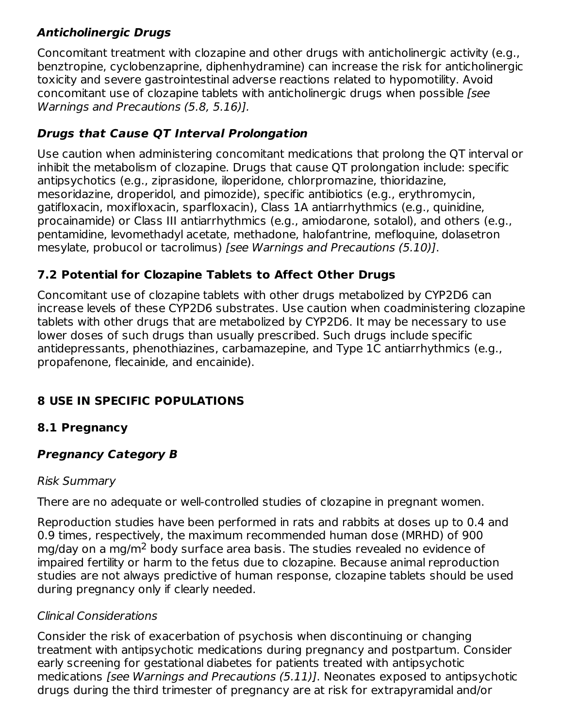***Anticholinergic Drugs***

Concomitant treatment with clozapine and other drugs with anticholinergic activity (e.g., benztropine, cyclobenzaprine, diphenhydramine) can increase the risk for anticholinergic toxicity and severe gastrointestinal adverse reactions related to hypomotility. Avoid concomitant use of clozapine tablets with anticholinergic drugs when possible *[see Warnings and Precautions (5.8, 5.16)].*

***Drugs that Cause QT Interval Prolongation***

Use caution when administering concomitant medications that prolong the QT interval or inhibit the metabolism of clozapine. Drugs that cause QT prolongation include: specific antipsychotics (e.g., ziprasidone, iloperidone, chlorpromazine, thioridazine, mesoridazine, droperidol, and pimozide), specific antibiotics (e.g., erythromycin, gatifloxacin, moxifloxacin, sparfloxacin), Class 1A antiarrhythmics (e.g., quinidine, procainamide) or Class III antiarrhythmics (e.g., amiodarone, sotalol), and others (e.g., pentamidine, levomethadyl acetate, methadone, halofantrine, mefloquine, dolasetron mesylate, probucol or tacrolimus) *[see Warnings and Precautions (5.10)]*.

### 7.2 Potential for Clozapine Tablets to Affect Other Drugs

Concomitant use of clozapine tablets with other drugs metabolized by CYP2D6 can increase levels of these CYP2D6 substrates. Use caution when coadministering clozapine tablets with other drugs that are metabolized by CYP2D6. It may be necessary to use lower doses of such drugs than usually prescribed. Such drugs include specific antidepressants, phenothiazines, carbamazepine, and Type 1C antiarrhythmics (e.g., propafenone, flecainide, and encainide).

## 8 USE IN SPECIFIC POPULATIONS

### 8.1 Pregnancy

***Pregnancy Category B***

*Risk Summary*

There are no adequate or well-controlled studies of clozapine in pregnant women.

Reproduction studies have been performed in rats and rabbits at doses up to 0.4 and 0.9 times, respectively, the maximum recommended human dose (MRHD) of 900 mg/day on a mg/$m^2$ body surface area basis. The studies revealed no evidence of impaired fertility or harm to the fetus due to clozapine. Because animal reproduction studies are not always predictive of human response, clozapine tablets should be used during pregnancy only if clearly needed.

*Clinical Considerations*

Consider the risk of exacerbation of psychosis when discontinuing or changing treatment with antipsychotic medications during pregnancy and postpartum. Consider early screening for gestational diabetes for patients treated with antipsychotic medications *[see Warnings and Precautions (5.11)]*. Neonates exposed to antipsychotic drugs during the third trimester of pregnancy are at risk for extrapyramidal and/or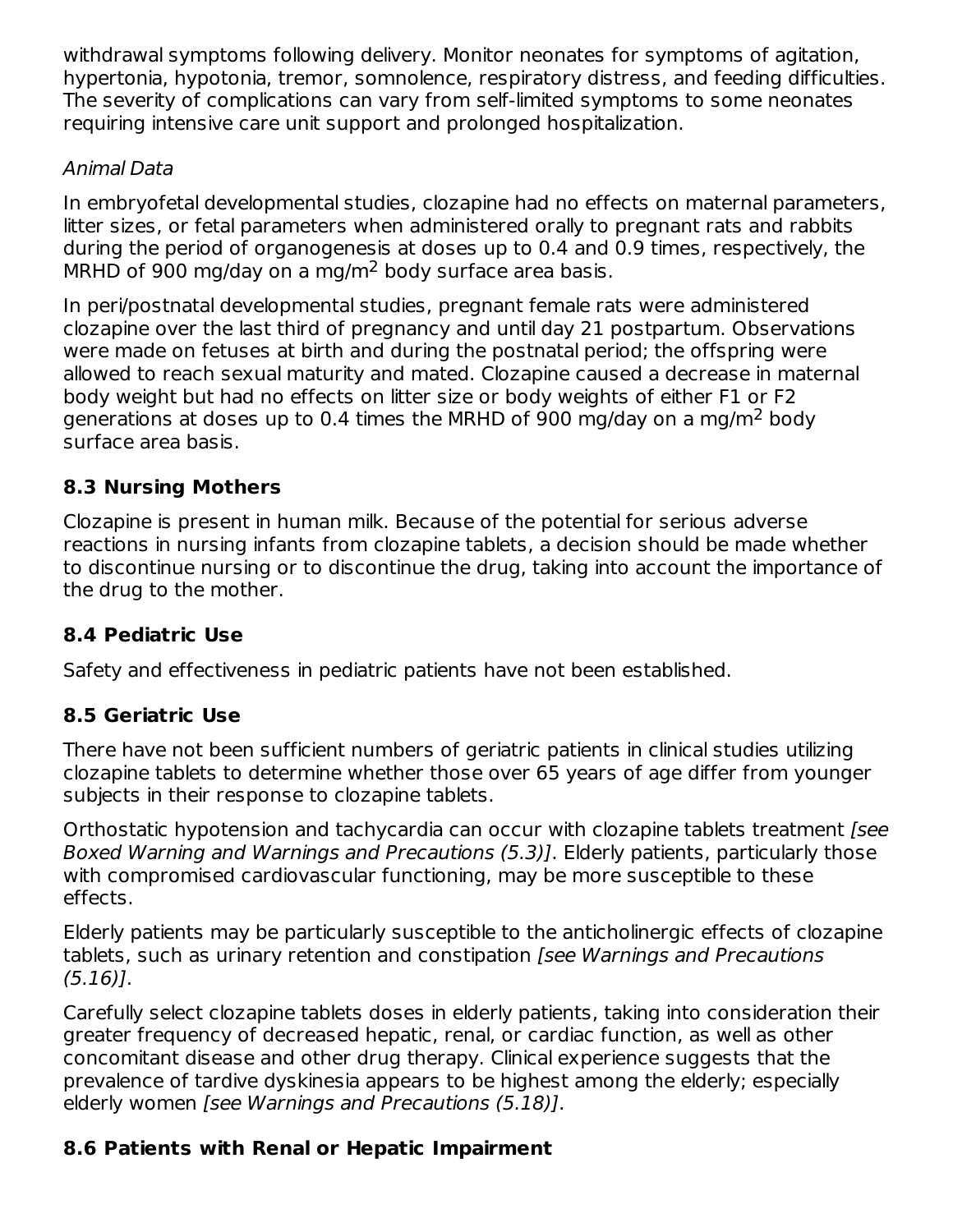withdrawal symptoms following delivery. Monitor neonates for symptoms of agitation, hypertonia, hypotonia, tremor, somnolence, respiratory distress, and feeding difficulties. The severity of complications can vary from self-limited symptoms to some neonates requiring intensive care unit support and prolonged hospitalization.

*Animal Data*

In embryofetal developmental studies, clozapine had no effects on maternal parameters, litter sizes, or fetal parameters when administered orally to pregnant rats and rabbits during the period of organogenesis at doses up to 0.4 and 0.9 times, respectively, the MRHD of 900 mg/day on a mg/$m^2$ body surface area basis.

In peri/postnatal developmental studies, pregnant female rats were administered clozapine over the last third of pregnancy and until day 21 postpartum. Observations were made on fetuses at birth and during the postnatal period; the offspring were allowed to reach sexual maturity and mated. Clozapine caused a decrease in maternal body weight but had no effects on litter size or body weights of either F1 or F2 generations at doses up to 0.4 times the MRHD of 900 mg/day on a mg/$m^2$ body surface area basis.

### 8.3 Nursing Mothers

Clozapine is present in human milk. Because of the potential for serious adverse reactions in nursing infants from clozapine tablets, a decision should be made whether to discontinue nursing or to discontinue the drug, taking into account the importance of the drug to the mother.

### 8.4 Pediatric Use

Safety and effectiveness in pediatric patients have not been established.

### 8.5 Geriatric Use

There have not been sufficient numbers of geriatric patients in clinical studies utilizing clozapine tablets to determine whether those over 65 years of age differ from younger subjects in their response to clozapine tablets.

Orthostatic hypotension and tachycardia can occur with clozapine tablets treatment *[see Boxed Warning and Warnings and Precautions (5.3)]*. Elderly patients, particularly those with compromised cardiovascular functioning, may be more susceptible to these effects.

Elderly patients may be particularly susceptible to the anticholinergic effects of clozapine tablets, such as urinary retention and constipation *[see Warnings and Precautions (5.16)]*.

Carefully select clozapine tablets doses in elderly patients, taking into consideration their greater frequency of decreased hepatic, renal, or cardiac function, as well as other concomitant disease and other drug therapy. Clinical experience suggests that the prevalence of tardive dyskinesia appears to be highest among the elderly; especially elderly women *[see Warnings and Precautions (5.18)]*.

### 8.6 Patients with Renal or Hepatic Impairment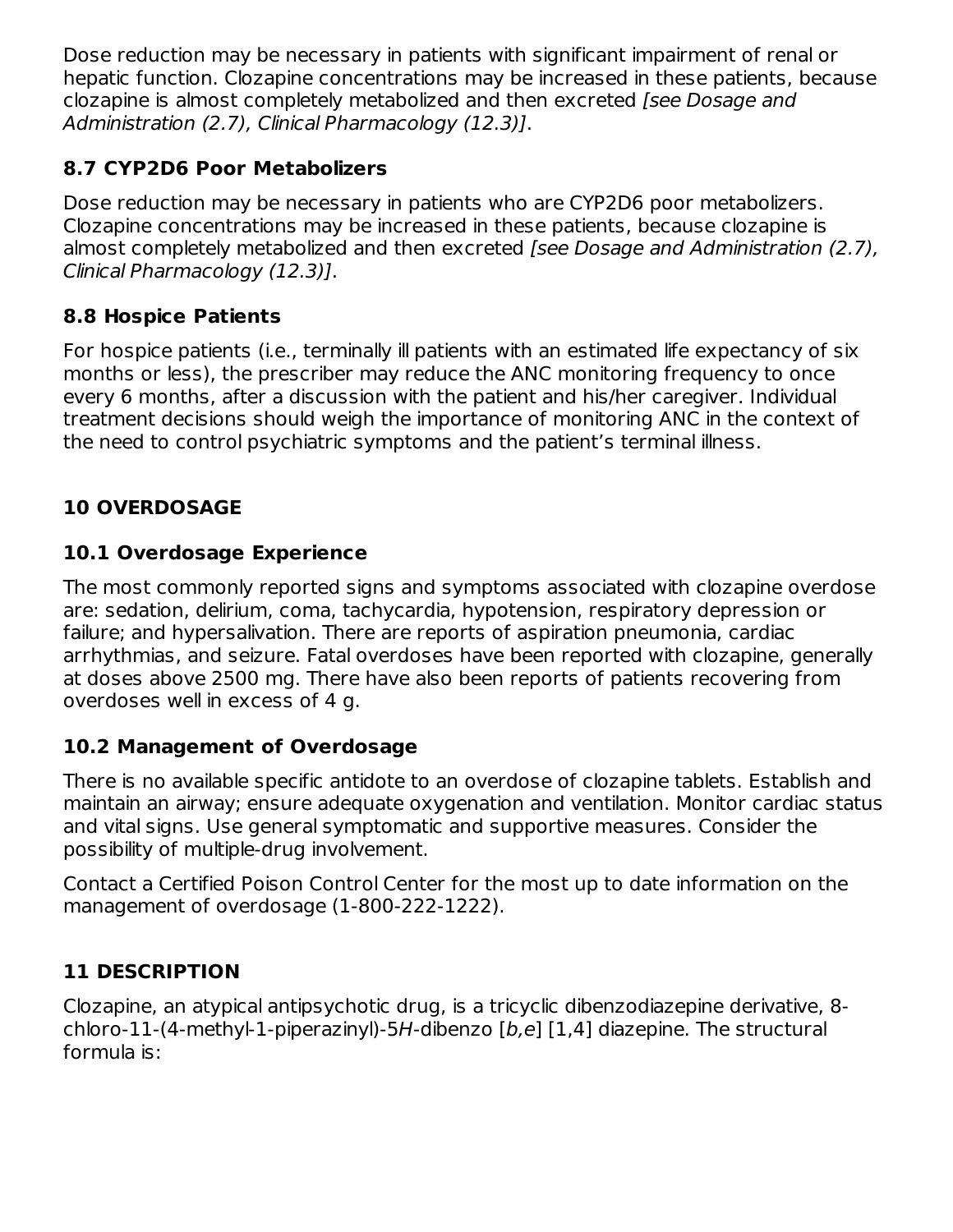Dose reduction may be necessary in patients with significant impairment of renal or hepatic function. Clozapine concentrations may be increased in these patients, because clozapine is almost completely metabolized and then excreted *[see Dosage and Administration (2.7), Clinical Pharmacology (12.3)]*.

### 8.7 CYP2D6 Poor Metabolizers

Dose reduction may be necessary in patients who are CYP2D6 poor metabolizers. Clozapine concentrations may be increased in these patients, because clozapine is almost completely metabolized and then excreted *[see Dosage and Administration (2.7), Clinical Pharmacology (12.3)]*.

### 8.8 Hospice Patients

For hospice patients (i.e., terminally ill patients with an estimated life expectancy of six months or less), the prescriber may reduce the ANC monitoring frequency to once every 6 months, after a discussion with the patient and his/her caregiver. Individual treatment decisions should weigh the importance of monitoring ANC in the context of the need to control psychiatric symptoms and the patient's terminal illness.

## 10 OVERDOSAGE

### 10.1 Overdosage Experience

The most commonly reported signs and symptoms associated with clozapine overdose are: sedation, delirium, coma, tachycardia, hypotension, respiratory depression or failure; and hypersalivation. There are reports of aspiration pneumonia, cardiac arrhythmias, and seizure. Fatal overdoses have been reported with clozapine, generally at doses above 2500 mg. There have also been reports of patients recovering from overdoses well in excess of 4 g.

### 10.2 Management of Overdosage

There is no available specific antidote to an overdose of clozapine tablets. Establish and maintain an airway; ensure adequate oxygenation and ventilation. Monitor cardiac status and vital signs. Use general symptomatic and supportive measures. Consider the possibility of multiple-drug involvement.

Contact a Certified Poison Control Center for the most up to date information on the management of overdosage (1-800-222-1222).

## 11 DESCRIPTION

Clozapine, an atypical antipsychotic drug, is a tricyclic dibenzodiazepine derivative, 8-chloro-11-(4-methyl-1-piperazinyl)-5*H*-dibenzo [*b,e*] [1,4] diazepine. The structural formula is: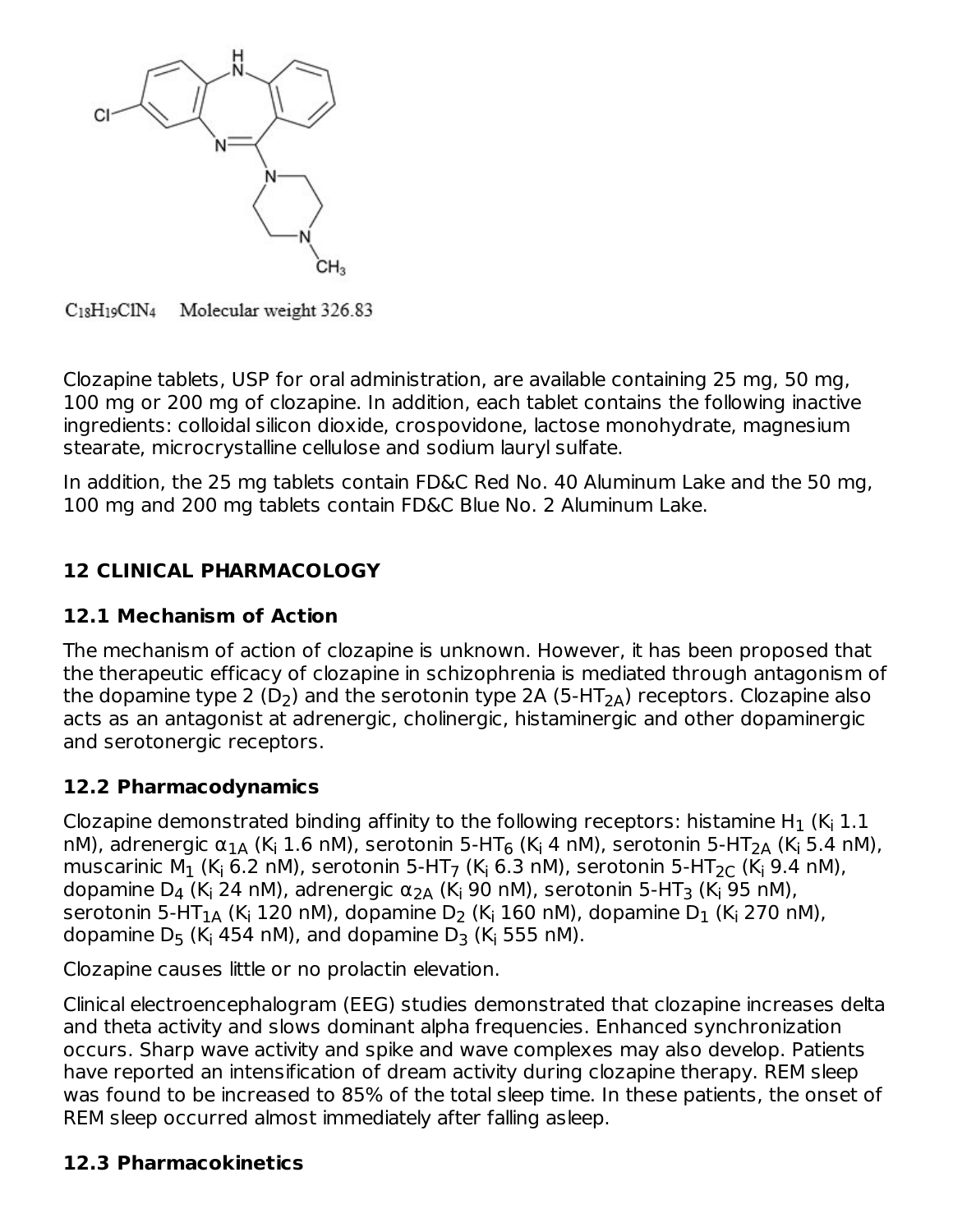$C_{18}H_{19}ClN_4$ Molecular weight 326.83

Clozapine tablets, USP for oral administration, are available containing 25 mg, 50 mg, 100 mg or 200 mg of clozapine. In addition, each tablet contains the following inactive ingredients: colloidal silicon dioxide, crospovidone, lactose monohydrate, magnesium stearate, microcrystalline cellulose and sodium lauryl sulfate.

In addition, the 25 mg tablets contain FD&C Red No. 40 Aluminum Lake and the 50 mg, 100 mg and 200 mg tablets contain FD&C Blue No. 2 Aluminum Lake.

## 12 CLINICAL PHARMACOLOGY

### 12.1 Mechanism of Action

The mechanism of action of clozapine is unknown. However, it has been proposed that the therapeutic efficacy of clozapine in schizophrenia is mediated through antagonism of the dopamine type 2 ($D_2$) and the serotonin type 2A (5-$HT_{2A}$) receptors. Clozapine also acts as an antagonist at adrenergic, cholinergic, histaminergic and other dopaminergic and serotonergic receptors.

### 12.2 Pharmacodynamics

Clozapine demonstrated binding affinity to the following receptors: histamine $H_1$ ($K_i$ 1.1 nM), adrenergic $\alpha_{1A}$ ($K_i$ 1.6 nM), serotonin 5-$HT_6$ ($K_i$ 4 nM), serotonin 5-$HT_{2A}$ ($K_i$ 5.4 nM), muscarinic $M_1$ ($K_i$ 6.2 nM), serotonin 5-$HT_7$ ($K_i$ 6.3 nM), serotonin 5-$HT_{2C}$ ($K_i$ 9.4 nM), dopamine $D_4$ ($K_i$ 24 nM), adrenergic $\alpha_{2A}$ ($K_i$ 90 nM), serotonin 5-$HT_3$ ($K_i$ 95 nM), serotonin 5-$HT_{1A}$ ($K_i$ 120 nM), dopamine $D_2$ ($K_i$ 160 nM), dopamine $D_1$ ($K_i$ 270 nM), dopamine $D_5$ ($K_i$ 454 nM), and dopamine $D_3$ ($K_i$ 555 nM).

Clozapine causes little or no prolactin elevation.

Clinical electroencephalogram (EEG) studies demonstrated that clozapine increases delta and theta activity and slows dominant alpha frequencies. Enhanced synchronization occurs. Sharp wave activity and spike and wave complexes may also develop. Patients have reported an intensification of dream activity during clozapine therapy. REM sleep was found to be increased to 85% of the total sleep time. In these patients, the onset of REM sleep occurred almost immediately after falling asleep.

### 12.3 Pharmacokinetics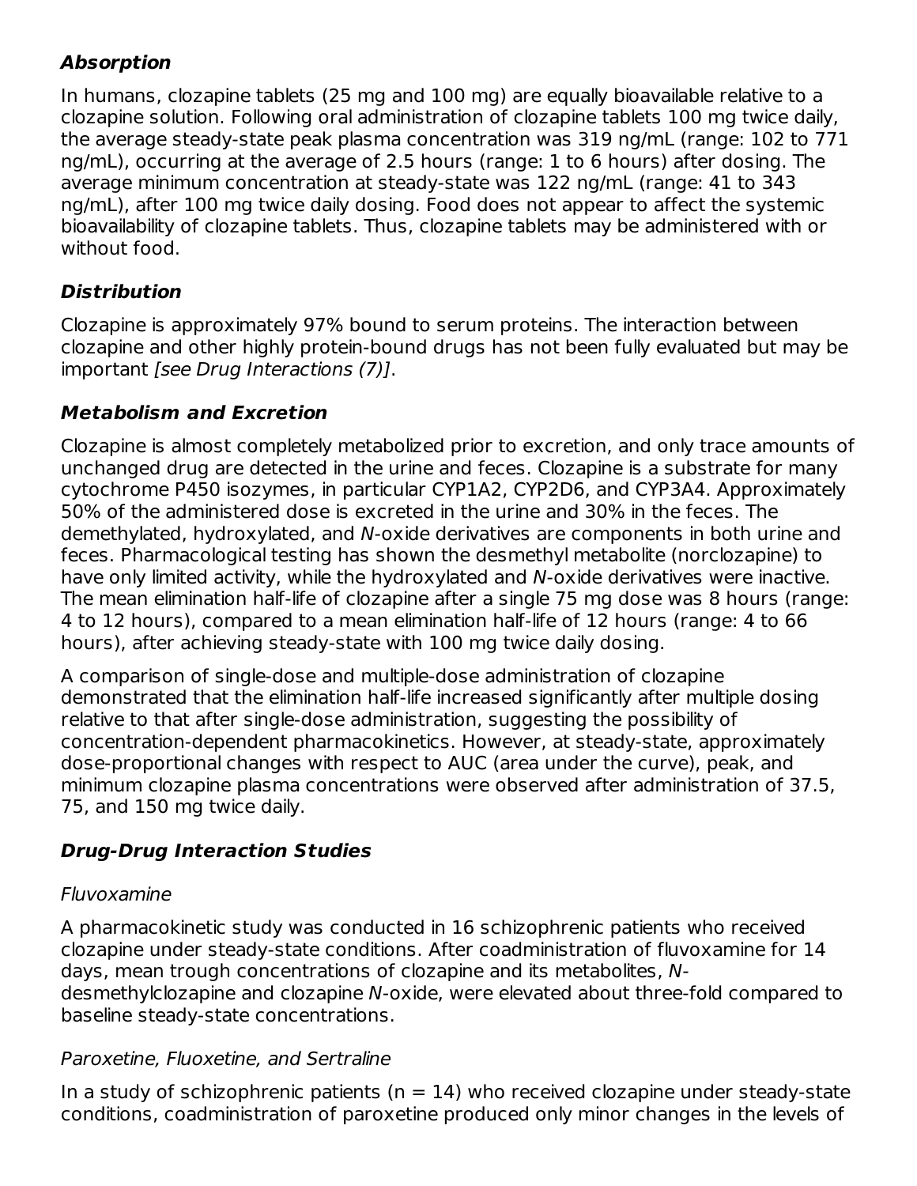### Absorption

In humans, clozapine tablets (25 mg and 100 mg) are equally bioavailable relative to a clozapine solution. Following oral administration of clozapine tablets 100 mg twice daily, the average steady-state peak plasma concentration was 319 ng/mL (range: 102 to 771 ng/mL), occurring at the average of 2.5 hours (range: 1 to 6 hours) after dosing. The average minimum concentration at steady-state was 122 ng/mL (range: 41 to 343 ng/mL), after 100 mg twice daily dosing. Food does not appear to affect the systemic bioavailability of clozapine tablets. Thus, clozapine tablets may be administered with or without food.

### Distribution

Clozapine is approximately 97% bound to serum proteins. The interaction between clozapine and other highly protein-bound drugs has not been fully evaluated but may be important *[see Drug Interactions (7)]*.

### Metabolism and Excretion

Clozapine is almost completely metabolized prior to excretion, and only trace amounts of unchanged drug are detected in the urine and feces. Clozapine is a substrate for many cytochrome P450 isozymes, in particular CYP1A2, CYP2D6, and CYP3A4. Approximately 50% of the administered dose is excreted in the urine and 30% in the feces. The demethylated, hydroxylated, and *N*-oxide derivatives are components in both urine and feces. Pharmacological testing has shown the desmethyl metabolite (norclozapine) to have only limited activity, while the hydroxylated and *N*-oxide derivatives were inactive. The mean elimination half-life of clozapine after a single 75 mg dose was 8 hours (range: 4 to 12 hours), compared to a mean elimination half-life of 12 hours (range: 4 to 66 hours), after achieving steady-state with 100 mg twice daily dosing.

A comparison of single-dose and multiple-dose administration of clozapine demonstrated that the elimination half-life increased significantly after multiple dosing relative to that after single-dose administration, suggesting the possibility of concentration-dependent pharmacokinetics. However, at steady-state, approximately dose-proportional changes with respect to AUC (area under the curve), peak, and minimum clozapine plasma concentrations were observed after administration of 37.5, 75, and 150 mg twice daily.

### Drug-Drug Interaction Studies

*Fluvoxamine*

A pharmacokinetic study was conducted in 16 schizophrenic patients who received clozapine under steady-state conditions. After coadministration of fluvoxamine for 14 days, mean trough concentrations of clozapine and its metabolites, *N*-desmethylclozapine and clozapine *N*-oxide, were elevated about three-fold compared to baseline steady-state concentrations.

*Paroxetine, Fluoxetine, and Sertraline*

In a study of schizophrenic patients (n = 14) who received clozapine under steady-state conditions, coadministration of paroxetine produced only minor changes in the levels of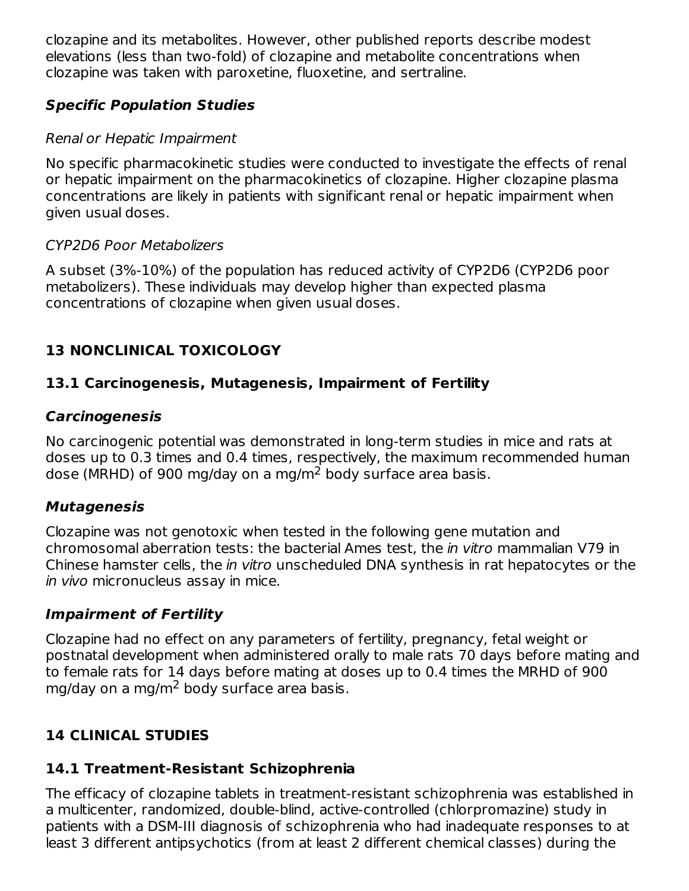clozapine and its metabolites. However, other published reports describe modest elevations (less than two-fold) of clozapine and metabolite concentrations when clozapine was taken with paroxetine, fluoxetine, and sertraline.

#### ***Specific Population Studies***

*Renal or Hepatic Impairment*

No specific pharmacokinetic studies were conducted to investigate the effects of renal or hepatic impairment on the pharmacokinetics of clozapine. Higher clozapine plasma concentrations are likely in patients with significant renal or hepatic impairment when given usual doses.

*CYP2D6 Poor Metabolizers*

A subset (3%-10%) of the population has reduced activity of CYP2D6 (CYP2D6 poor metabolizers). These individuals may develop higher than expected plasma concentrations of clozapine when given usual doses.

## 13 NONCLINICAL TOXICOLOGY

### 13.1 Carcinogenesis, Mutagenesis, Impairment of Fertility

#### ***Carcinogenesis***

No carcinogenic potential was demonstrated in long-term studies in mice and rats at doses up to 0.3 times and 0.4 times, respectively, the maximum recommended human dose (MRHD) of 900 mg/day on a mg/$m^2$ body surface area basis.

#### ***Mutagenesis***

Clozapine was not genotoxic when tested in the following gene mutation and chromosomal aberration tests: the bacterial Ames test, the *in vitro* mammalian V79 in Chinese hamster cells, the *in vitro* unscheduled DNA synthesis in rat hepatocytes or the *in vivo* micronucleus assay in mice.

#### ***Impairment of Fertility***

Clozapine had no effect on any parameters of fertility, pregnancy, fetal weight or postnatal development when administered orally to male rats 70 days before mating and to female rats for 14 days before mating at doses up to 0.4 times the MRHD of 900 mg/day on a mg/$m^2$ body surface area basis.

## 14 CLINICAL STUDIES

### 14.1 Treatment-Resistant Schizophrenia

The efficacy of clozapine tablets in treatment-resistant schizophrenia was established in a multicenter, randomized, double-blind, active-controlled (chlorpromazine) study in patients with a DSM-III diagnosis of schizophrenia who had inadequate responses to at least 3 different antipsychotics (from at least 2 different chemical classes) during the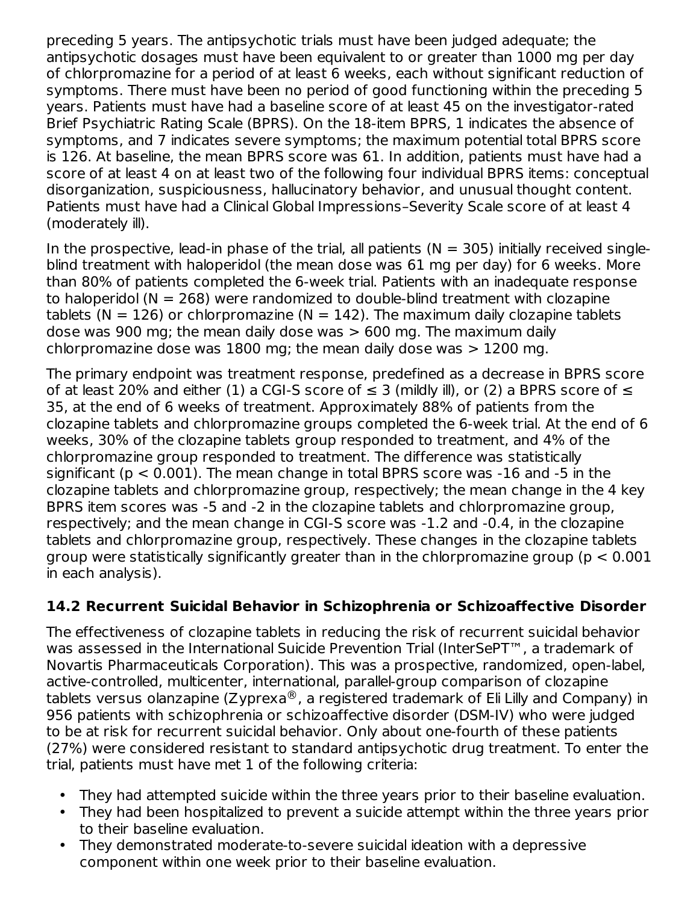preceding 5 years. The antipsychotic trials must have been judged adequate; the antipsychotic dosages must have been equivalent to or greater than 1000 mg per day of chlorpromazine for a period of at least 6 weeks, each without significant reduction of symptoms. There must have been no period of good functioning within the preceding 5 years. Patients must have had a baseline score of at least 45 on the investigator-rated Brief Psychiatric Rating Scale (BPRS). On the 18-item BPRS, 1 indicates the absence of symptoms, and 7 indicates severe symptoms; the maximum potential total BPRS score is 126. At baseline, the mean BPRS score was 61. In addition, patients must have had a score of at least 4 on at least two of the following four individual BPRS items: conceptual disorganization, suspiciousness, hallucinatory behavior, and unusual thought content. Patients must have had a Clinical Global Impressions–Severity Scale score of at least 4 (moderately ill).

In the prospective, lead-in phase of the trial, all patients (N = 305) initially received single-blind treatment with haloperidol (the mean dose was 61 mg per day) for 6 weeks. More than 80% of patients completed the 6-week trial. Patients with an inadequate response to haloperidol (N = 268) were randomized to double-blind treatment with clozapine tablets (N = 126) or chlorpromazine (N = 142). The maximum daily clozapine tablets dose was 900 mg; the mean daily dose was > 600 mg. The maximum daily chlorpromazine dose was 1800 mg; the mean daily dose was > 1200 mg.

The primary endpoint was treatment response, predefined as a decrease in BPRS score of at least 20% and either (1) a CGI-S score of ≤ 3 (mildly ill), or (2) a BPRS score of ≤ 35, at the end of 6 weeks of treatment. Approximately 88% of patients from the clozapine tablets and chlorpromazine groups completed the 6-week trial. At the end of 6 weeks, 30% of the clozapine tablets group responded to treatment, and 4% of the chlorpromazine group responded to treatment. The difference was statistically significant ($p < 0.001$). The mean change in total BPRS score was -16 and -5 in the clozapine tablets and chlorpromazine group, respectively; the mean change in the 4 key BPRS item scores was -5 and -2 in the clozapine tablets and chlorpromazine group, respectively; and the mean change in CGI-S score was -1.2 and -0.4, in the clozapine tablets and chlorpromazine group, respectively. These changes in the clozapine tablets group were statistically significantly greater than in the chlorpromazine group ($p < 0.001$ in each analysis).

### 14.2 Recurrent Suicidal Behavior in Schizophrenia or Schizoaffective Disorder

The effectiveness of clozapine tablets in reducing the risk of recurrent suicidal behavior was assessed in the International Suicide Prevention Trial (InterSePT™, a trademark of Novartis Pharmaceuticals Corporation). This was a prospective, randomized, open-label, active-controlled, multicenter, international, parallel-group comparison of clozapine tablets versus olanzapine (Zyprexa®, a registered trademark of Eli Lilly and Company) in 956 patients with schizophrenia or schizoaffective disorder (DSM-IV) who were judged to be at risk for recurrent suicidal behavior. Only about one-fourth of these patients (27%) were considered resistant to standard antipsychotic drug treatment. To enter the trial, patients must have met 1 of the following criteria:

- They had attempted suicide within the three years prior to their baseline evaluation.
- They had been hospitalized to prevent a suicide attempt within the three years prior to their baseline evaluation.
- They demonstrated moderate-to-severe suicidal ideation with a depressive component within one week prior to their baseline evaluation.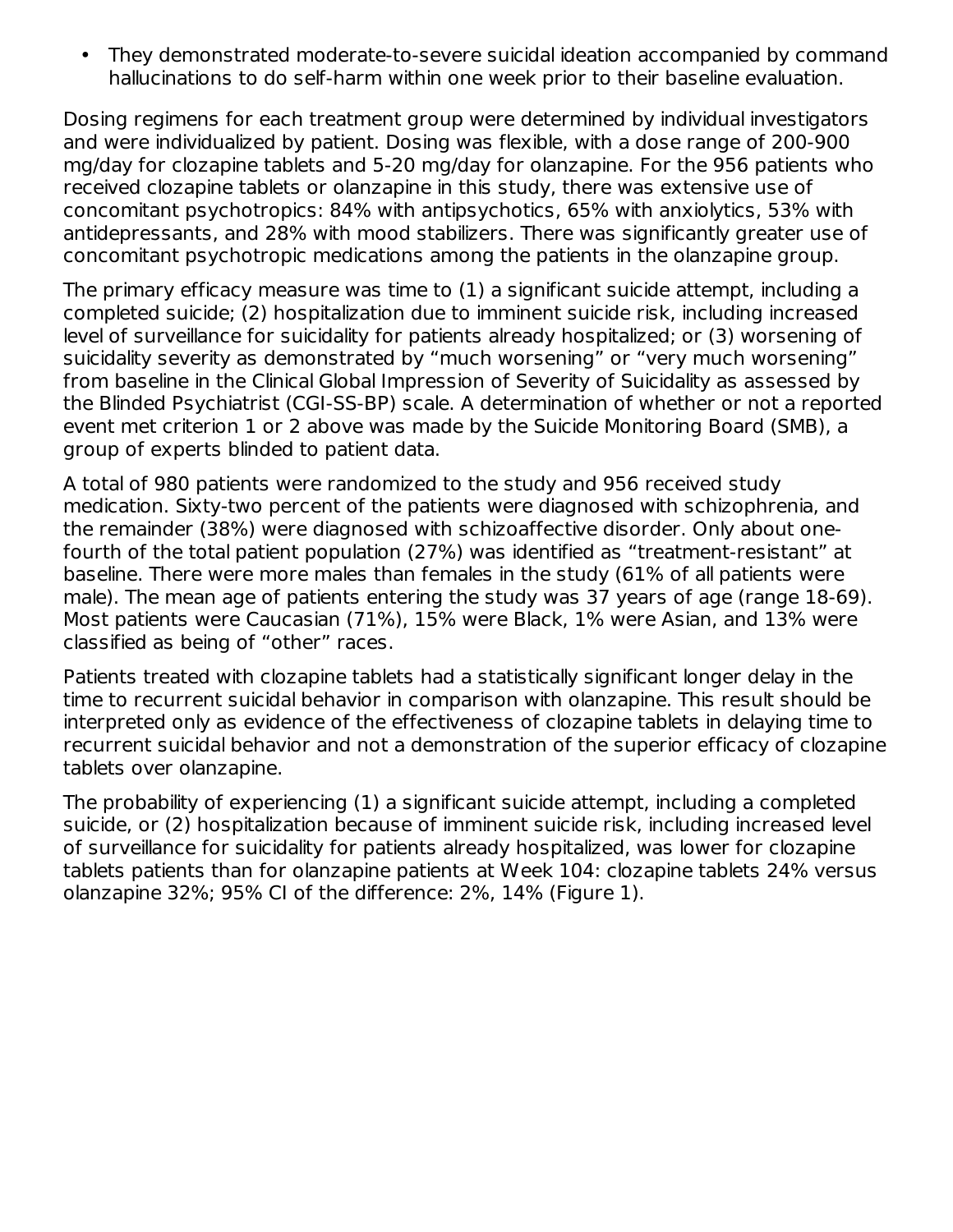- They demonstrated moderate-to-severe suicidal ideation accompanied by command hallucinations to do self-harm within one week prior to their baseline evaluation.

Dosing regimens for each treatment group were determined by individual investigators and were individualized by patient. Dosing was flexible, with a dose range of 200-900 mg/day for clozapine tablets and 5-20 mg/day for olanzapine. For the 956 patients who received clozapine tablets or olanzapine in this study, there was extensive use of concomitant psychotropics: 84% with antipsychotics, 65% with anxiolytics, 53% with antidepressants, and 28% with mood stabilizers. There was significantly greater use of concomitant psychotropic medications among the patients in the olanzapine group.

The primary efficacy measure was time to (1) a significant suicide attempt, including a completed suicide; (2) hospitalization due to imminent suicide risk, including increased level of surveillance for suicidality for patients already hospitalized; or (3) worsening of suicidality severity as demonstrated by "much worsening" or "very much worsening" from baseline in the Clinical Global Impression of Severity of Suicidality as assessed by the Blinded Psychiatrist (CGI-SS-BP) scale. A determination of whether or not a reported event met criterion 1 or 2 above was made by the Suicide Monitoring Board (SMB), a group of experts blinded to patient data.

A total of 980 patients were randomized to the study and 956 received study medication. Sixty-two percent of the patients were diagnosed with schizophrenia, and the remainder (38%) were diagnosed with schizoaffective disorder. Only about one-fourth of the total patient population (27%) was identified as "treatment-resistant" at baseline. There were more males than females in the study (61% of all patients were male). The mean age of patients entering the study was 37 years of age (range 18-69). Most patients were Caucasian (71%), 15% were Black, 1% were Asian, and 13% were classified as being of "other" races.

Patients treated with clozapine tablets had a statistically significant longer delay in the time to recurrent suicidal behavior in comparison with olanzapine. This result should be interpreted only as evidence of the effectiveness of clozapine tablets in delaying time to recurrent suicidal behavior and not a demonstration of the superior efficacy of clozapine tablets over olanzapine.

The probability of experiencing (1) a significant suicide attempt, including a completed suicide, or (2) hospitalization because of imminent suicide risk, including increased level of surveillance for suicidality for patients already hospitalized, was lower for clozapine tablets patients than for olanzapine patients at Week 104: clozapine tablets 24% versus olanzapine 32%; 95% CI of the difference: 2%, 14% (Figure 1).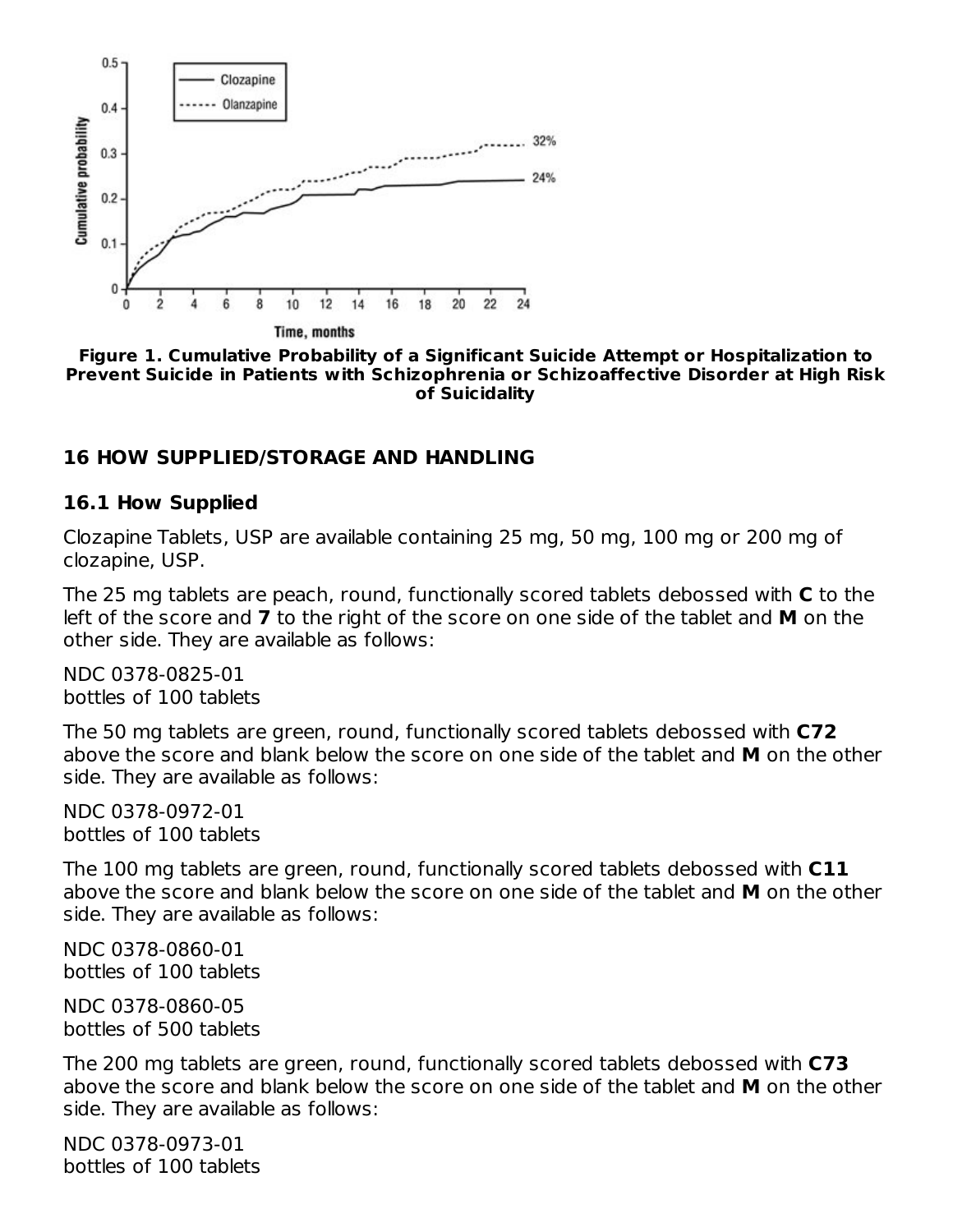**Figure 1. Cumulative Probability of a Significant Suicide Attempt or Hospitalization to Prevent Suicide in Patients with Schizophrenia or Schizoaffective Disorder at High Risk of Suicidality**

## 16 HOW SUPPLIED/STORAGE AND HANDLING

### 16.1 How Supplied

Clozapine Tablets, USP are available containing 25 mg, 50 mg, 100 mg or 200 mg of clozapine, USP.

The 25 mg tablets are peach, round, functionally scored tablets debossed with **C** to the left of the score and **7** to the right of the score on one side of the tablet and **M** on the other side. They are available as follows:

NDC 0378-0825-01
bottles of 100 tablets

The 50 mg tablets are green, round, functionally scored tablets debossed with **C72** above the score and blank below the score on one side of the tablet and **M** on the other side. They are available as follows:

NDC 0378-0972-01
bottles of 100 tablets

The 100 mg tablets are green, round, functionally scored tablets debossed with **C11** above the score and blank below the score on one side of the tablet and **M** on the other side. They are available as follows:

NDC 0378-0860-01
bottles of 100 tablets

NDC 0378-0860-05
bottles of 500 tablets

The 200 mg tablets are green, round, functionally scored tablets debossed with **C73** above the score and blank below the score on one side of the tablet and **M** on the other side. They are available as follows:

NDC 0378-0973-01
bottles of 100 tablets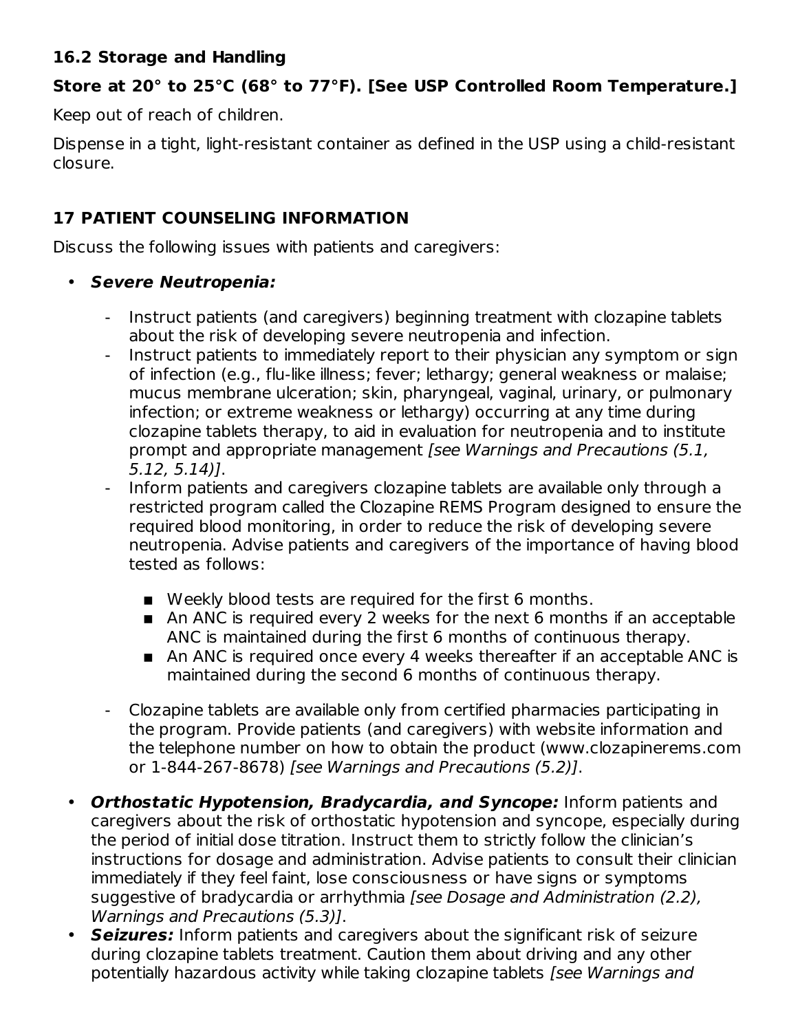### 16.2 Storage and Handling

**Store at 20° to 25°C (68° to 77°F). [See USP Controlled Room Temperature.]**

Keep out of reach of children.

Dispense in a tight, light-resistant container as defined in the USP using a child-resistant closure.

## 17 PATIENT COUNSELING INFORMATION

Discuss the following issues with patients and caregivers:

- ***Severe Neutropenia:***
  - Instruct patients (and caregivers) beginning treatment with clozapine tablets about the risk of developing severe neutropenia and infection.
  - Instruct patients to immediately report to their physician any symptom or sign of infection (e.g., flu-like illness; fever; lethargy; general weakness or malaise; mucus membrane ulceration; skin, pharyngeal, vaginal, urinary, or pulmonary infection; or extreme weakness or lethargy) occurring at any time during clozapine tablets therapy, to aid in evaluation for neutropenia and to institute prompt and appropriate management *[see Warnings and Precautions (5.1, 5.12, 5.14)]*.
  - Inform patients and caregivers clozapine tablets are available only through a restricted program called the Clozapine REMS Program designed to ensure the required blood monitoring, in order to reduce the risk of developing severe neutropenia. Advise patients and caregivers of the importance of having blood tested as follows:
    - Weekly blood tests are required for the first 6 months.
    - An ANC is required every 2 weeks for the next 6 months if an acceptable ANC is maintained during the first 6 months of continuous therapy.
    - An ANC is required once every 4 weeks thereafter if an acceptable ANC is maintained during the second 6 months of continuous therapy.
  - Clozapine tablets are available only from certified pharmacies participating in the program. Provide patients (and caregivers) with website information and the telephone number on how to obtain the product (www.clozapinerems.com or 1-844-267-8678) *[see Warnings and Precautions (5.2)]*.
- ***Orthostatic Hypotension, Bradycardia, and Syncope:*** Inform patients and caregivers about the risk of orthostatic hypotension and syncope, especially during the period of initial dose titration. Instruct them to strictly follow the clinician's instructions for dosage and administration. Advise patients to consult their clinician immediately if they feel faint, lose consciousness or have signs or symptoms suggestive of bradycardia or arrhythmia *[see Dosage and Administration (2.2), Warnings and Precautions (5.3)]*.
- ***Seizures:*** Inform patients and caregivers about the significant risk of seizure during clozapine tablets treatment. Caution them about driving and any other potentially hazardous activity while taking clozapine tablets *[see Warnings and*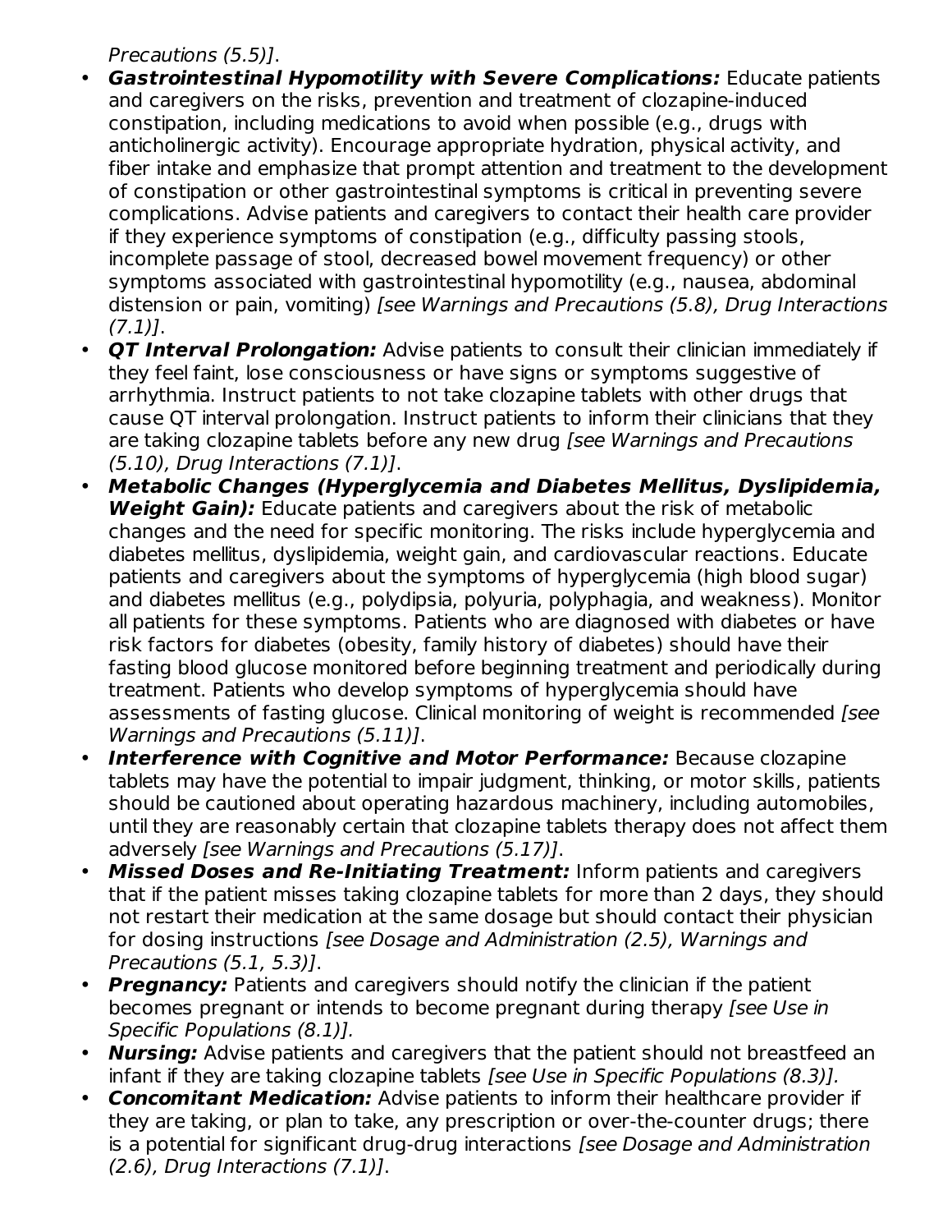Precautions (5.5)].

- ***Gastrointestinal Hypomotility with Severe Complications:*** Educate patients and caregivers on the risks, prevention and treatment of clozapine-induced constipation, including medications to avoid when possible (e.g., drugs with anticholinergic activity). Encourage appropriate hydration, physical activity, and fiber intake and emphasize that prompt attention and treatment to the development of constipation or other gastrointestinal symptoms is critical in preventing severe complications. Advise patients and caregivers to contact their health care provider if they experience symptoms of constipation (e.g., difficulty passing stools, incomplete passage of stool, decreased bowel movement frequency) or other symptoms associated with gastrointestinal hypomotility (e.g., nausea, abdominal distension or pain, vomiting) *[see Warnings and Precautions (5.8), Drug Interactions (7.1)]*.
- ***QT Interval Prolongation:*** Advise patients to consult their clinician immediately if they feel faint, lose consciousness or have signs or symptoms suggestive of arrhythmia. Instruct patients to not take clozapine tablets with other drugs that cause QT interval prolongation. Instruct patients to inform their clinicians that they are taking clozapine tablets before any new drug *[see Warnings and Precautions (5.10), Drug Interactions (7.1)]*.
- ***Metabolic Changes (Hyperglycemia and Diabetes Mellitus, Dyslipidemia, Weight Gain):*** Educate patients and caregivers about the risk of metabolic changes and the need for specific monitoring. The risks include hyperglycemia and diabetes mellitus, dyslipidemia, weight gain, and cardiovascular reactions. Educate patients and caregivers about the symptoms of hyperglycemia (high blood sugar) and diabetes mellitus (e.g., polydipsia, polyuria, polyphagia, and weakness). Monitor all patients for these symptoms. Patients who are diagnosed with diabetes or have risk factors for diabetes (obesity, family history of diabetes) should have their fasting blood glucose monitored before beginning treatment and periodically during treatment. Patients who develop symptoms of hyperglycemia should have assessments of fasting glucose. Clinical monitoring of weight is recommended *[see Warnings and Precautions (5.11)]*.
- ***Interference with Cognitive and Motor Performance:*** Because clozapine tablets may have the potential to impair judgment, thinking, or motor skills, patients should be cautioned about operating hazardous machinery, including automobiles, until they are reasonably certain that clozapine tablets therapy does not affect them adversely *[see Warnings and Precautions (5.17)]*.
- ***Missed Doses and Re-Initiating Treatment:*** Inform patients and caregivers that if the patient misses taking clozapine tablets for more than 2 days, they should not restart their medication at the same dosage but should contact their physician for dosing instructions *[see Dosage and Administration (2.5), Warnings and Precautions (5.1, 5.3)]*.
- ***Pregnancy:*** Patients and caregivers should notify the clinician if the patient becomes pregnant or intends to become pregnant during therapy *[see Use in Specific Populations (8.1)].*
- ***Nursing:*** Advise patients and caregivers that the patient should not breastfeed an infant if they are taking clozapine tablets *[see Use in Specific Populations (8.3)].*
- ***Concomitant Medication:*** Advise patients to inform their healthcare provider if they are taking, or plan to take, any prescription or over-the-counter drugs; there is a potential for significant drug-drug interactions *[see Dosage and Administration (2.6), Drug Interactions (7.1)]*.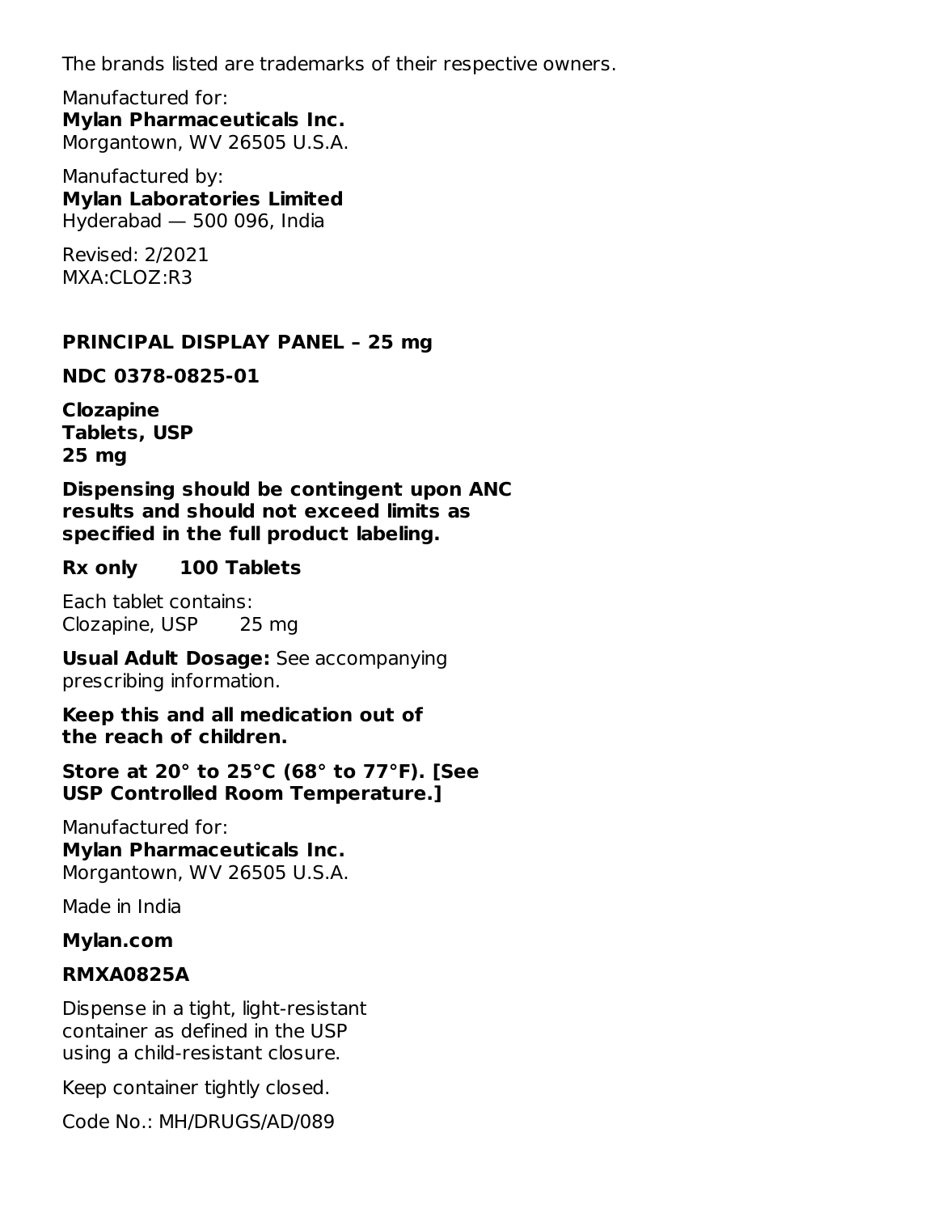The brands listed are trademarks of their respective owners.

Manufactured for:
**Mylan Pharmaceuticals Inc.**
Morgantown, WV 26505 U.S.A.

Manufactured by:
**Mylan Laboratories Limited**
Hyderabad — 500 096, India

Revised: 2/2021
MXA:CLOZ:R3

## PRINCIPAL DISPLAY PANEL – 25 mg

**NDC 0378-0825-01**

**Clozapine**
**Tablets, USP**
**25 mg**

**Dispensing should be contingent upon ANC results and should not exceed limits as specified in the full product labeling.**

**Rx only 100 Tablets**

Each tablet contains:
Clozapine, USP 25 mg

**Usual Adult Dosage:** See accompanying prescribing information.

**Keep this and all medication out of the reach of children.**

**Store at 20° to 25°C (68° to 77°F). [See USP Controlled Room Temperature.]**

Manufactured for:
**Mylan Pharmaceuticals Inc.**
Morgantown, WV 26505 U.S.A.

Made in India

**Mylan.com**

**RMXA0825A**

Dispense in a tight, light-resistant container as defined in the USP using a child-resistant closure.

Keep container tightly closed.

Code No.: MH/DRUGS/AD/089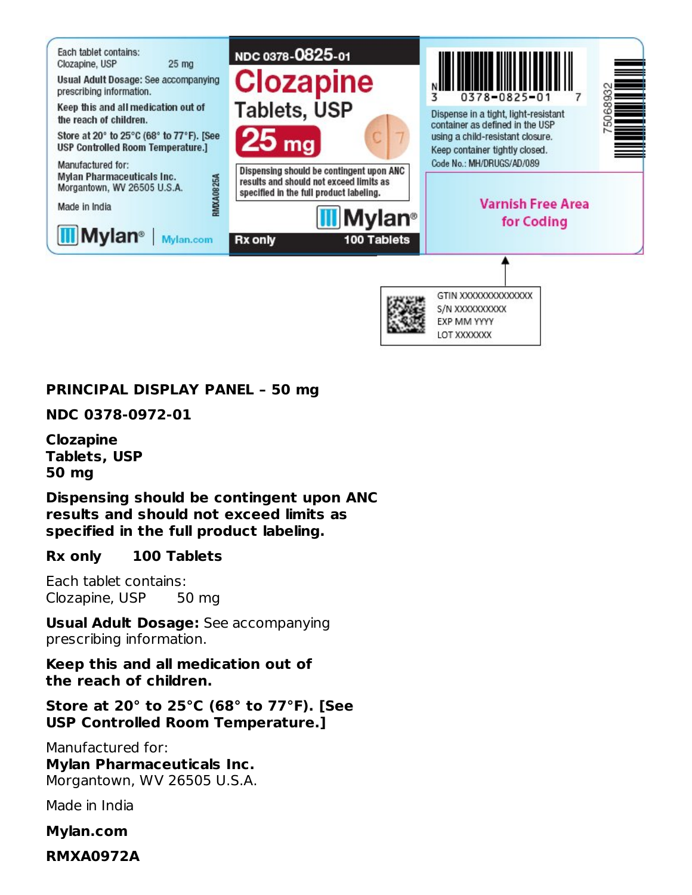Each tablet contains:
Clozapine, USP 25 mg

**Usual Adult Dosage:** See accompanying prescribing information.

**Keep this and all medication out of the reach of children.**

**Store at 20° to 25°C (68° to 77°F). [See USP Controlled Room Temperature.]**

Manufactured for:
**Mylan Pharmaceuticals Inc.**
Morgantown, WV 26505 U.S.A.

Made in India

RMXA0825A

Mylan® | Mylan.com

NDC 0378-0825-01

**Clozapine Tablets, USP**

**25 mg**

**Dispensing should be contingent upon ANC results and should not exceed limits as specified in the full product labeling.**

Mylan®

**Rx only** **100 Tablets**

N 3 0378-0825-01 7

Dispense in a tight, light-resistant container as defined in the USP using a child-resistant closure.
Keep container tightly closed.
Code No.: MH/DRUGS/AD/089

75068932

Varnish Free Area for Coding

GTIN XXXXXXXXXXXXXX
S/N XXXXXXXXXX
EXP MM YYYY
LOT XXXXXXX

**PRINCIPAL DISPLAY PANEL – 50 mg**

**NDC 0378-0972-01**

**Clozapine**
**Tablets, USP**
**50 mg**

**Dispensing should be contingent upon ANC results and should not exceed limits as specified in the full product labeling.**

**Rx only** **100 Tablets**

Each tablet contains:
Clozapine, USP 50 mg

**Usual Adult Dosage:** See accompanying prescribing information.

**Keep this and all medication out of the reach of children.**

**Store at 20° to 25°C (68° to 77°F). [See USP Controlled Room Temperature.]**

Manufactured for:
**Mylan Pharmaceuticals Inc.**
Morgantown, WV 26505 U.S.A.

Made in India

**Mylan.com**

**RMXA0972A**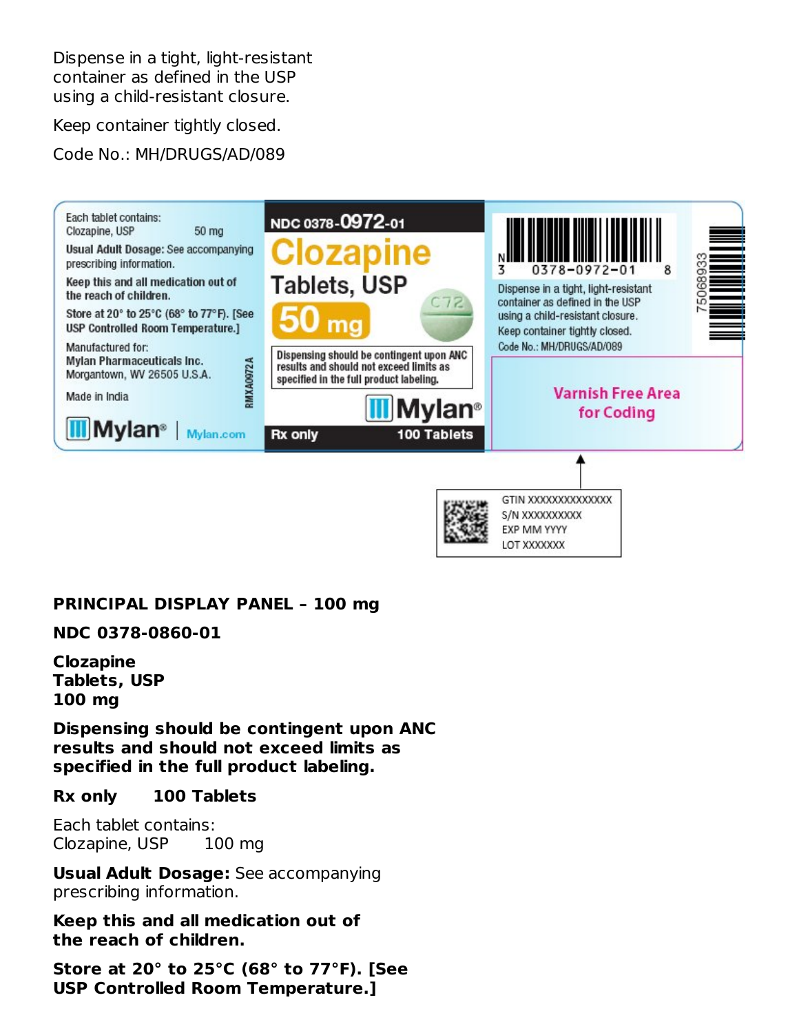Dispense in a tight, light-resistant container as defined in the USP using a child-resistant closure.

Keep container tightly closed.

Code No.: MH/DRUGS/AD/089

Each tablet contains:
Clozapine, USP 50 mg

**Usual Adult Dosage:** See accompanying prescribing information.

**Keep this and all medication out of the reach of children.**

**Store at 20° to 25°C (68° to 77°F). [See USP Controlled Room Temperature.]**

Manufactured for:
**Mylan Pharmaceuticals Inc.**
**Morgantown, WV 26505 U.S.A.**

Made in India

RMXA0972A

Mylan® | Mylan.com

NDC 0378-0972-01

**Clozapine**
**Tablets, USP**
**50 mg**

C72

**Dispensing should be contingent upon ANC results and should not exceed limits as specified in the full product labeling.**

Mylan®

**Rx only 100 Tablets**

N 3 0378-0972-01 8

Dispense in a tight, light-resistant container as defined in the USP using a child-resistant closure.

Keep container tightly closed.

Code No.: MH/DRUGS/AD/089

75068933

Varnish Free Area for Coding

GTIN XXXXXXXXXXXXXX
S/N XXXXXXXXXX
EXP MM YYYY
LOT XXXXXXX

**PRINCIPAL DISPLAY PANEL – 100 mg**

**NDC 0378-0860-01**

**Clozapine**
**Tablets, USP**
**100 mg**

**Dispensing should be contingent upon ANC results and should not exceed limits as specified in the full product labeling.**

**Rx only 100 Tablets**

Each tablet contains:
Clozapine, USP 100 mg

**Usual Adult Dosage:** See accompanying prescribing information.

**Keep this and all medication out of the reach of children.**

**Store at 20° to 25°C (68° to 77°F). [See USP Controlled Room Temperature.]**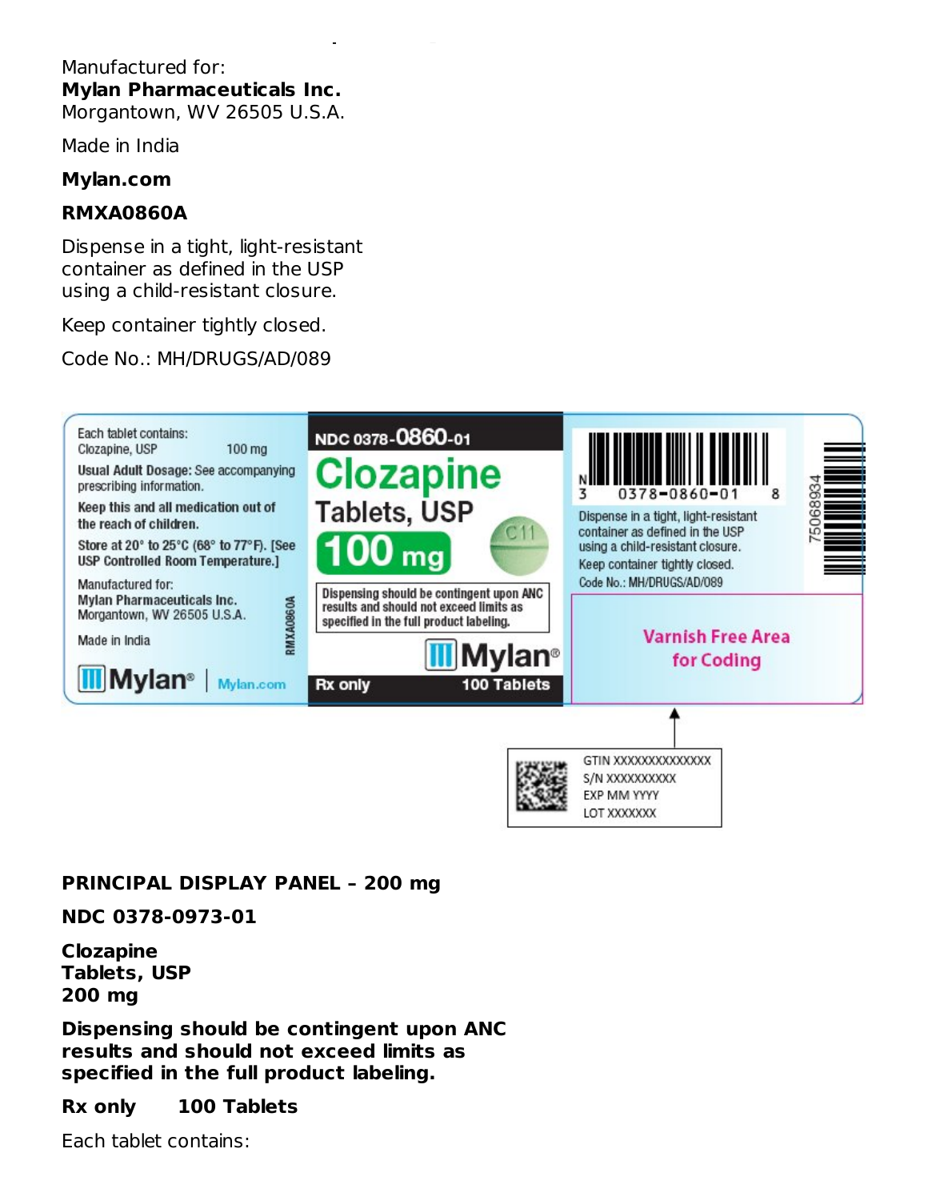Manufactured for:
**Mylan Pharmaceuticals Inc.**
Morgantown, WV 26505 U.S.A.

Made in India

**Mylan.com**

**RMXA0860A**

Dispense in a tight, light-resistant container as defined in the USP using a child-resistant closure.

Keep container tightly closed.

Code No.: MH/DRUGS/AD/089

Each tablet contains:
Clozapine, USP 100 mg

Usual Adult Dosage: See accompanying prescribing information.

Keep this and all medication out of the reach of children.

Store at 20° to 25°C (68° to 77°F). [See USP Controlled Room Temperature.]

Manufactured for:
Mylan Pharmaceuticals Inc.
Morgantown, WV 26505 U.S.A.

Made in India

RMXA0860A

Mylan® | Mylan.com

NDC 0378-0860-01

Clozapine Tablets, USP

100 mg

C11

Dispensing should be contingent upon ANC results and should not exceed limits as specified in the full product labeling.

Mylan®

Rx only 100 Tablets

N 3 0378-0860-01 8

Dispense in a tight, light-resistant container as defined in the USP using a child-resistant closure.

Keep container tightly closed.

Code No.: MH/DRUGS/AD/089

75068934

Varnish Free Area for Coding

GTIN XXXXXXXXXXXXXX
S/N XXXXXXXXXX
EXP MM YYYY
LOT XXXXXXX

**PRINCIPAL DISPLAY PANEL – 200 mg**

**NDC 0378-0973-01**

**Clozapine**
**Tablets, USP**
**200 mg**

**Dispensing should be contingent upon ANC results and should not exceed limits as specified in the full product labeling.**

**Rx only 100 Tablets**

Each tablet contains: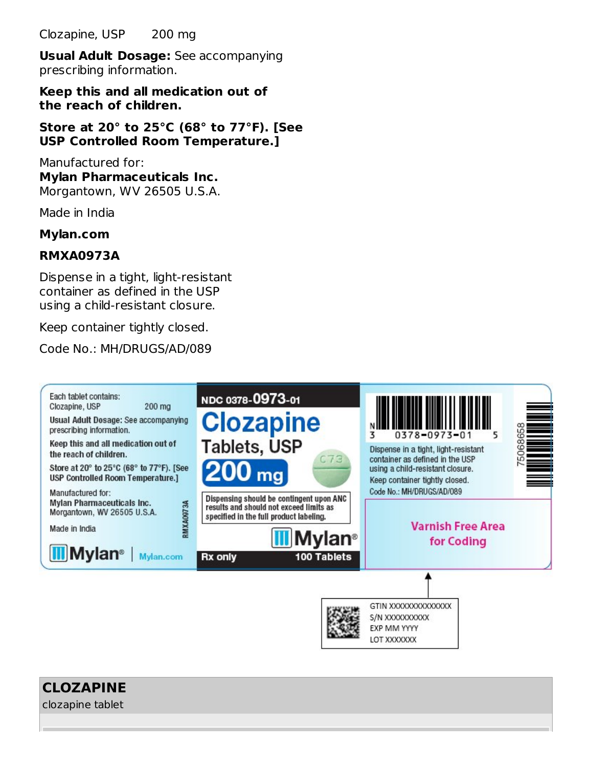Clozapine, USP 200 mg

**Usual Adult Dosage:** See accompanying prescribing information.

**Keep this and all medication out of the reach of children.**

**Store at 20° to 25°C (68° to 77°F). [See USP Controlled Room Temperature.]**

Manufactured for:
**Mylan Pharmaceuticals Inc.**
Morgantown, WV 26505 U.S.A.

Made in India

**Mylan.com**

**RMXA0973A**

Dispense in a tight, light-resistant container as defined in the USP using a child-resistant closure.

Keep container tightly closed.

Code No.: MH/DRUGS/AD/089

Each tablet contains:
Clozapine, USP 200 mg

Usual Adult Dosage: See accompanying prescribing information.

Keep this and all medication out of the reach of children.

Store at 20° to 25°C (68° to 77°F). [See USP Controlled Room Temperature.]

Manufactured for:
Mylan Pharmaceuticals Inc.
Morgantown, WV 26505 U.S.A.

Made in India

RMXA0973A

Mylan® | Mylan.com

NDC 0378-0973-01

**Clozapine Tablets, USP**

**200 mg**

C73

Dispensing should be contingent upon ANC results and should not exceed limits as specified in the full product labeling.

Mylan®

Rx only 100 Tablets

N 3 0378-0973-01 5

Dispense in a tight, light-resistant container as defined in the USP using a child-resistant closure.

Keep container tightly closed.

Code No.: MH/DRUGS/AD/089

75068658

Varnish Free Area for Coding

GTIN XXXXXXXXXXXXXX
S/N XXXXXXXXXX
EXP MM YYYY
LOT XXXXXXX

**CLOZAPINE**
clozapine tablet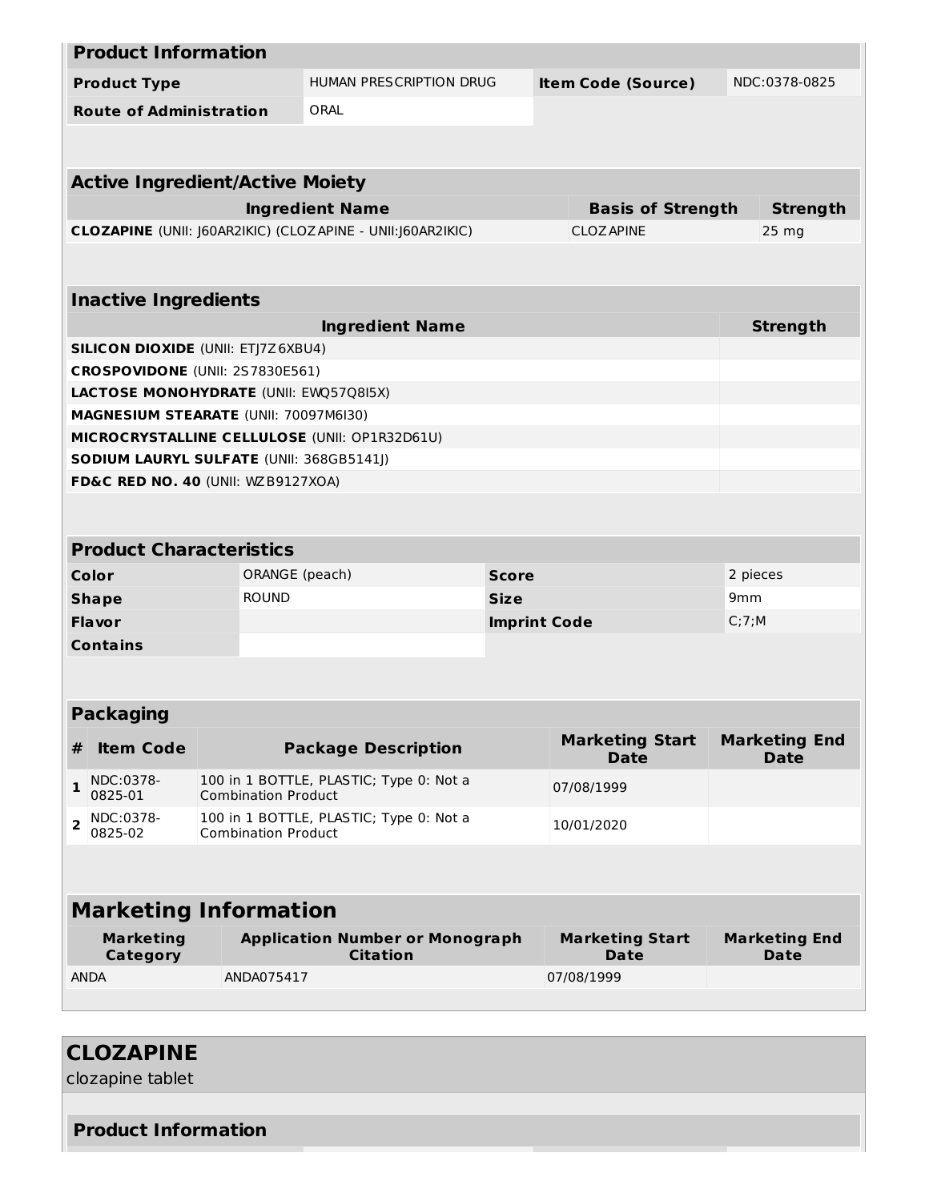| **Product Information** | | | |
|---|---|---|---|
| **Product Type** | HUMAN PRESCRIPTION DRUG | **Item Code (Source)** | NDC:0378-0825 |
| **Route of Administration** | ORAL | | |

| **Active Ingredient/Active Moiety** | | |
|---|---|---|
| **Ingredient Name** | **Basis of Strength** | **Strength** |
| **CLOZAPINE** (UNII: J60AR2IKIC) (CLOZAPINE - UNII:J60AR2IKIC) | CLOZAPINE | 25 mg |

| **Inactive Ingredients** | |
|---|---|
| **Ingredient Name** | **Strength** |
| **SILICON DIOXIDE** (UNII: ETJ7Z6XBU4) | |
| **CROSPOVIDONE** (UNII: 2S7830E561) | |
| **LACTOSE MONOHYDRATE** (UNII: EWQ57Q8I5X) | |
| **MAGNESIUM STEARATE** (UNII: 70097M6I30) | |
| **MICROCRYSTALLINE CELLULOSE** (UNII: OP1R32D61U) | |
| **SODIUM LAURYL SULFATE** (UNII: 368GB5141J) | |
| **FD&C RED NO. 40** (UNII: WZB9127XOA) | |

| **Product Characteristics** | | | |
|---|---|---|---|
| **Color** | ORANGE (peach) | **Score** | 2 pieces |
| **Shape** | ROUND | **Size** | 9mm |
| **Flavor** | | **Imprint Code** | C;7;M |
| **Contains** | | | |

| **Packaging** | | | | |
|---|---|---|---|---|
| **#** | **Item Code** | **Package Description** | **Marketing Start Date** | **Marketing End Date** |
| **1** | NDC:0378-0825-01 | 100 in 1 BOTTLE, PLASTIC; Type 0: Not a Combination Product | 07/08/1999 | |
| **2** | NDC:0378-0825-02 | 100 in 1 BOTTLE, PLASTIC; Type 0: Not a Combination Product | 10/01/2020 | |

| **Marketing Information** | | | |
|---|---|---|---|
| **Marketing Category** | **Application Number or Monograph Citation** | **Marketing Start Date** | **Marketing End Date** |
| ANDA | ANDA075417 | 07/08/1999 | |

## CLOZAPINE

clozapine tablet

| **Product Information** |
|---|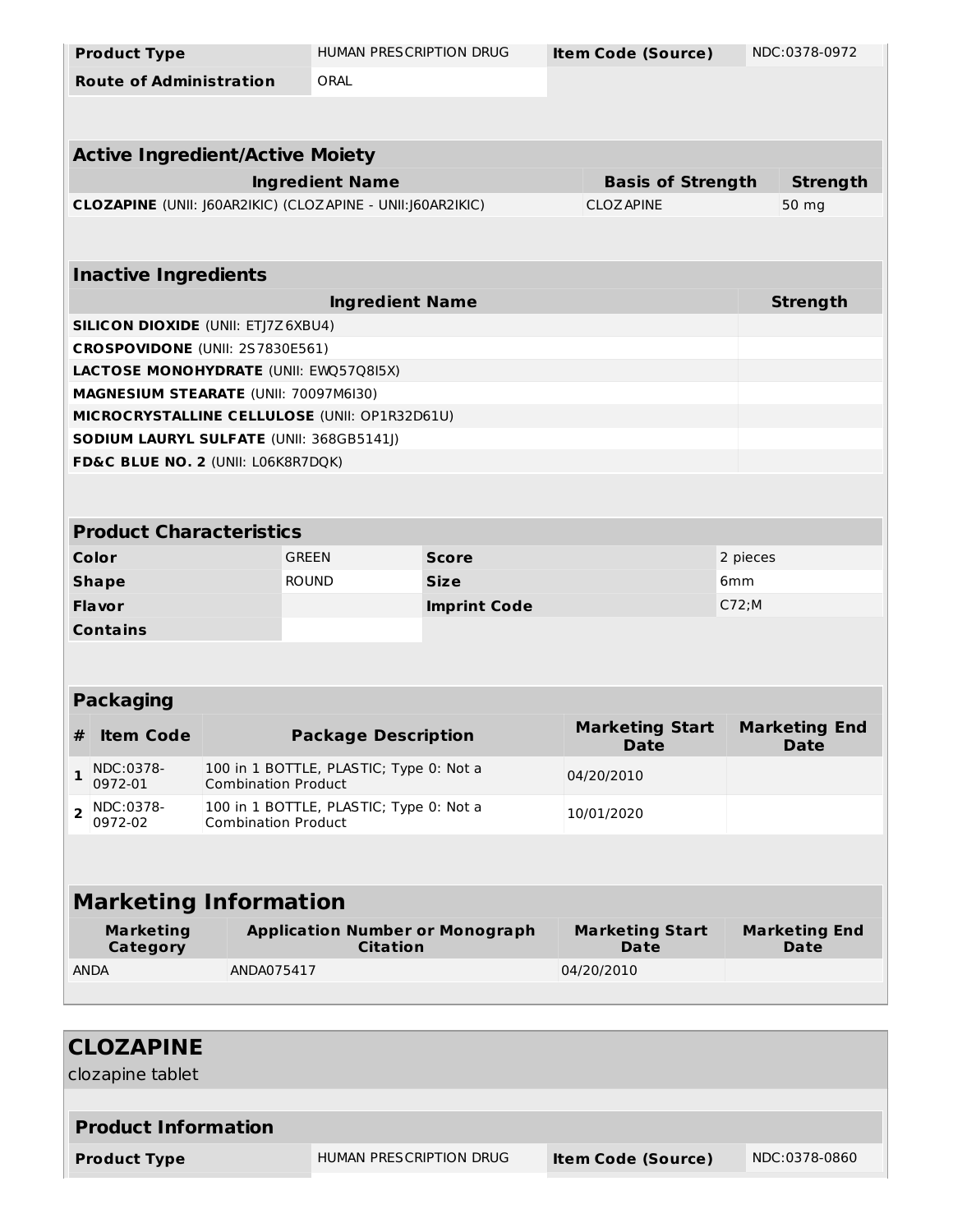| Product Type | HUMAN PRESCRIPTION DRUG | Item Code (Source) | NDC:0378-0972 |
| --- | --- | --- | --- |
| Route of Administration | ORAL | | |

| Active Ingredient/Active Moiety | | |
| --- | --- | --- |
| **Ingredient Name** | **Basis of Strength** | **Strength** |
| **CLOZAPINE** (UNII: J60AR2IKIC) (CLOZAPINE - UNII:J60AR2IKIC) | CLOZAPINE | 50 mg |

| Inactive Ingredients | |
| --- | --- |
| **Ingredient Name** | **Strength** |
| **SILICON DIOXIDE** (UNII: ETJ7Z6XBU4) | |
| **CROSPOVIDONE** (UNII: 2S7830E561) | |
| **LACTOSE MONOHYDRATE** (UNII: EWQ57Q8I5X) | |
| **MAGNESIUM STEARATE** (UNII: 70097M6I30) | |
| **MICROCRYSTALLINE CELLULOSE** (UNII: OP1R32D61U) | |
| **SODIUM LAURYL SULFATE** (UNII: 368GB5141J) | |
| **FD&C BLUE NO. 2** (UNII: L06K8R7DQK) | |

| Product Characteristics | | | |
| --- | --- | --- | --- |
| **Color** | GREEN | **Score** | 2 pieces |
| **Shape** | ROUND | **Size** | 6mm |
| **Flavor** | | **Imprint Code** | C72;M |
| **Contains** | | | |

| Packaging | | | | |
| --- | --- | --- | --- | --- |
| **#** | **Item Code** | **Package Description** | **Marketing Start Date** | **Marketing End Date** |
| 1 | NDC:0378-0972-01 | 100 in 1 BOTTLE, PLASTIC; Type 0: Not a Combination Product | 04/20/2010 | |
| 2 | NDC:0378-0972-02 | 100 in 1 BOTTLE, PLASTIC; Type 0: Not a Combination Product | 10/01/2020 | |

| Marketing Information | | | |
| --- | --- | --- | --- |
| **Marketing Category** | **Application Number or Monograph Citation** | **Marketing Start Date** | **Marketing End Date** |
| ANDA | ANDA075417 | 04/20/2010 | |

## CLOZAPINE

clozapine tablet

| Product Information | | | |
| --- | --- | --- | --- |
| Product Type | HUMAN PRESCRIPTION DRUG | Item Code (Source) | NDC:0378-0860 |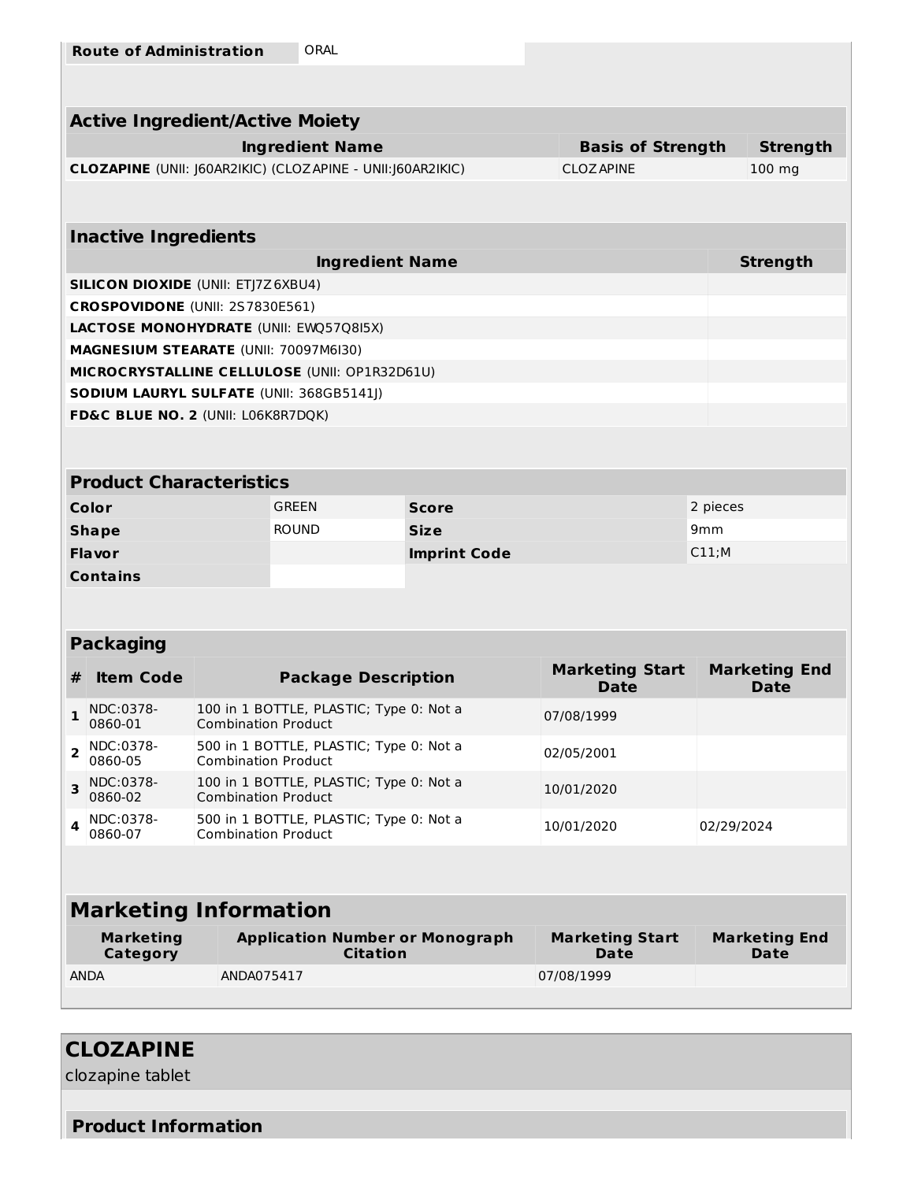| Route of Administration | ORAL |
|---|---|

## Active Ingredient/Active Moiety

| Ingredient Name | Basis of Strength | Strength |
|---|---|---|
| **CLOZAPINE** (UNII: J60AR2IKIC) (CLOZAPINE - UNII:J60AR2IKIC) | CLOZAPINE | 100 mg |

## Inactive Ingredients

| Ingredient Name | Strength |
|---|---|
| **SILICON DIOXIDE** (UNII: ETJ7Z6XBU4) | |
| **CROSPOVIDONE** (UNII: 2S7830E561) | |
| **LACTOSE MONOHYDRATE** (UNII: EWQ57Q8I5X) | |
| **MAGNESIUM STEARATE** (UNII: 70097M6I30) | |
| **MICROCRYSTALLINE CELLULOSE** (UNII: OP1R32D61U) | |
| **SODIUM LAURYL SULFATE** (UNII: 368GB5141J) | |
| **FD&C BLUE NO. 2** (UNII: L06K8R7DQK) | |

## Product Characteristics

| | | | |
|---|---|---|---|
| **Color** | GREEN | **Score** | 2 pieces |
| **Shape** | ROUND | **Size** | 9mm |
| **Flavor** | | **Imprint Code** | C11;M |
| **Contains** | | | |

## Packaging

| # | Item Code | Package Description | Marketing Start Date | Marketing End Date |
|---|---|---|---|---|
| 1 | NDC:0378-0860-01 | 100 in 1 BOTTLE, PLASTIC; Type 0: Not a Combination Product | 07/08/1999 | |
| 2 | NDC:0378-0860-05 | 500 in 1 BOTTLE, PLASTIC; Type 0: Not a Combination Product | 02/05/2001 | |
| 3 | NDC:0378-0860-02 | 100 in 1 BOTTLE, PLASTIC; Type 0: Not a Combination Product | 10/01/2020 | |
| 4 | NDC:0378-0860-07 | 500 in 1 BOTTLE, PLASTIC; Type 0: Not a Combination Product | 10/01/2020 | 02/29/2024 |

## Marketing Information

| Marketing Category | Application Number or Monograph Citation | Marketing Start Date | Marketing End Date |
|---|---|---|---|
| ANDA | ANDA075417 | 07/08/1999 | |

# CLOZAPINE

clozapine tablet

## Product Information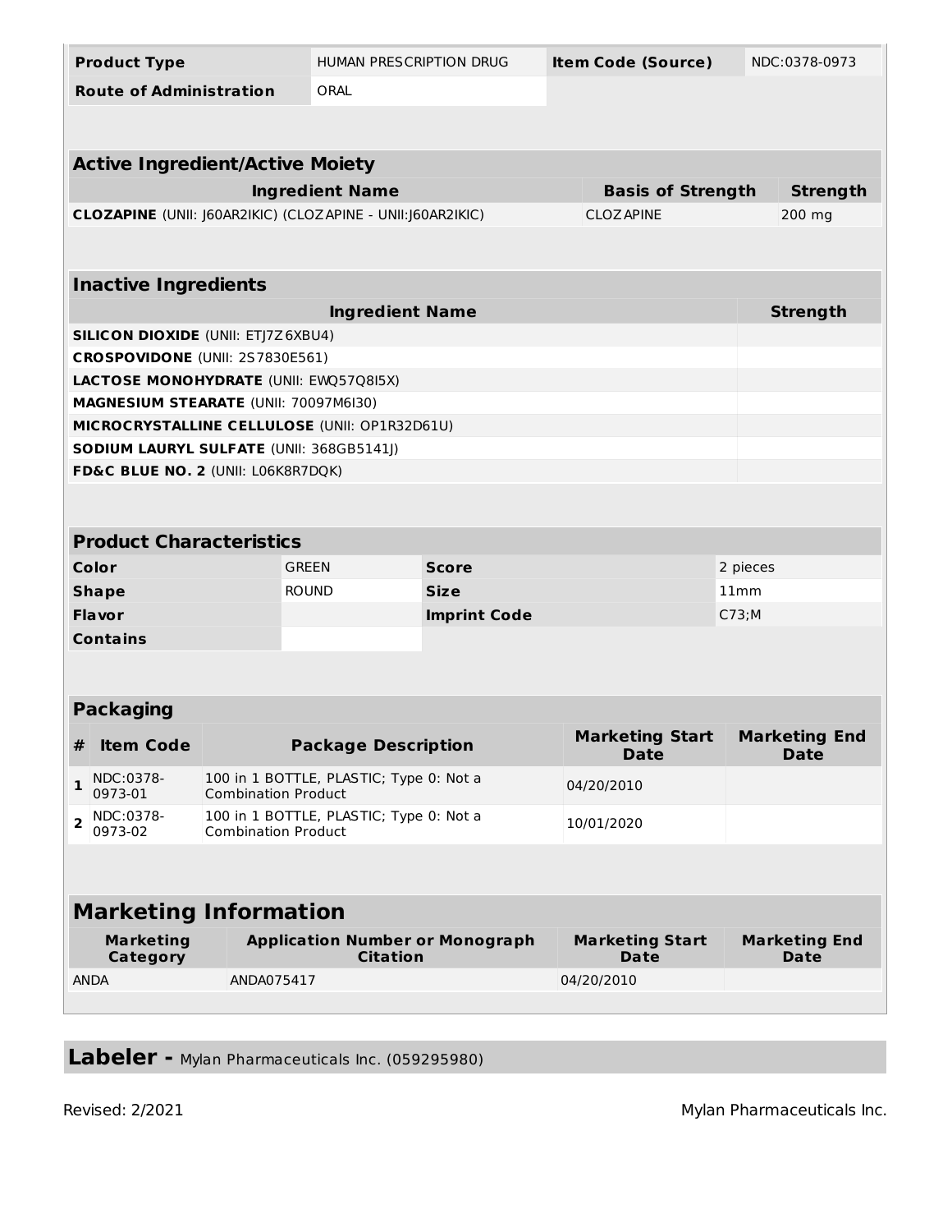| | | | |
|---|---|---|---|
| **Product Type** | HUMAN PRESCRIPTION DRUG | **Item Code (Source)** | NDC:0378-0973 |
| **Route of Administration** | ORAL | | |

| Active Ingredient/Active Moiety | | |
|---|---|---|
| **Ingredient Name** | **Basis of Strength** | **Strength** |
| **CLOZAPINE** (UNII: J60AR2IKIC) (CLOZAPINE - UNII:J60AR2IKIC) | CLOZAPINE | 200 mg |

| Inactive Ingredients | |
|---|---|
| **Ingredient Name** | **Strength** |
| **SILICON DIOXIDE** (UNII: ETJ7Z6XBU4) | |
| **CROSPOVIDONE** (UNII: 2S7830E561) | |
| **LACTOSE MONOHYDRATE** (UNII: EWQ57Q8I5X) | |
| **MAGNESIUM STEARATE** (UNII: 70097M6I30) | |
| **MICROCRYSTALLINE CELLULOSE** (UNII: OP1R32D61U) | |
| **SODIUM LAURYL SULFATE** (UNII: 368GB5141J) | |
| **FD&C BLUE NO. 2** (UNII: L06K8R7DQK) | |

| Product Characteristics | | | |
|---|---|---|---|
| **Color** | GREEN | **Score** | 2 pieces |
| **Shape** | ROUND | **Size** | 11mm |
| **Flavor** | | **Imprint Code** | C73;M |
| **Contains** | | | |

| Packaging | | | | |
|---|---|---|---|---|
| **#** | **Item Code** | **Package Description** | **Marketing Start Date** | **Marketing End Date** |
| **1** | NDC:0378-0973-01 | 100 in 1 BOTTLE, PLASTIC; Type 0: Not a Combination Product | 04/20/2010 | |
| **2** | NDC:0378-0973-02 | 100 in 1 BOTTLE, PLASTIC; Type 0: Not a Combination Product | 10/01/2020 | |

| Marketing Information | | | |
|---|---|---|---|
| **Marketing Category** | **Application Number or Monograph Citation** | **Marketing Start Date** | **Marketing End Date** |
| ANDA | ANDA075417 | 04/20/2010 | |

## Labeler - Mylan Pharmaceuticals Inc. (059295980)

Revised: 2/2021

Mylan Pharmaceuticals Inc.